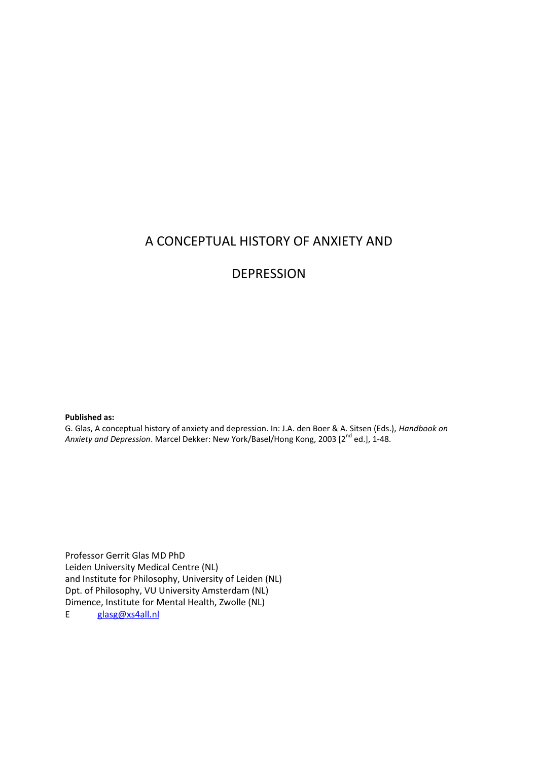# A CONCEPTUAL HISTORY OF ANXIETY AND DEPRESSION

**Published as:**

G. Glas, A conceptual history of anxiety and depression. In: J.A. den Boer & A. Sitsen (Eds.), *Handbook on Anxiety and Depression*. Marcel Dekker: New York/Basel/Hong Kong, 2003 [2nd ed.], 1-48.

Professor Gerrit Glas MD PhD
Leiden University Medical Centre (NL)
and Institute for Philosophy, University of Leiden (NL)
Dpt. of Philosophy, VU University Amsterdam (NL)
Dimence, Institute for Mental Health, Zwolle (NL)
E glasg@xs4all.nl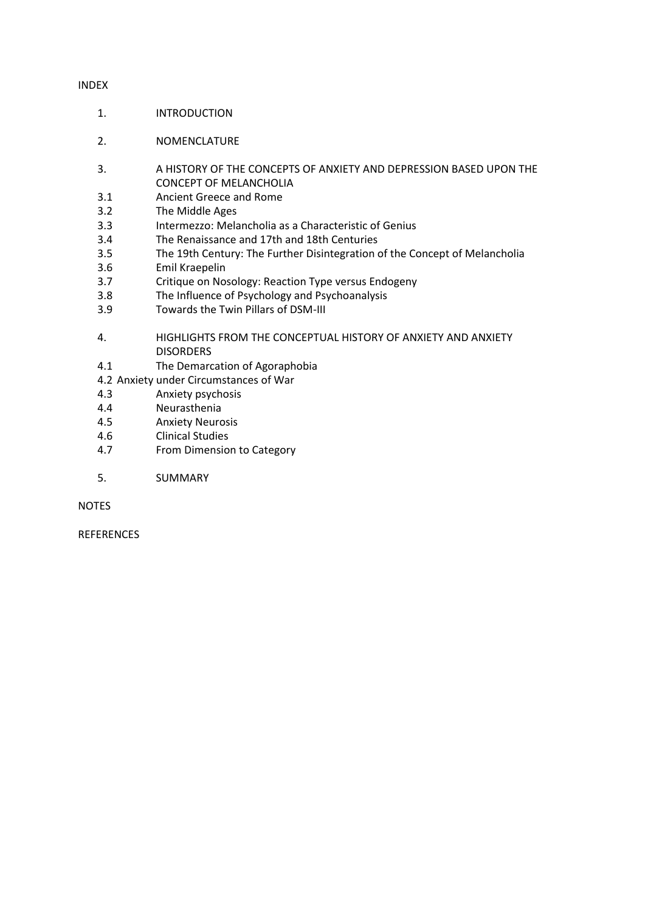INDEX

1. INTRODUCTION

2. NOMENCLATURE

3. A HISTORY OF THE CONCEPTS OF ANXIETY AND DEPRESSION BASED UPON THE CONCEPT OF MELANCHOLIA
   - 3.1 Ancient Greece and Rome
   - 3.2 The Middle Ages
   - 3.3 Intermezzo: Melancholia as a Characteristic of Genius
   - 3.4 The Renaissance and 17th and 18th Centuries
   - 3.5 The 19th Century: The Further Disintegration of the Concept of Melancholia
   - 3.6 Emil Kraepelin
   - 3.7 Critique on Nosology: Reaction Type versus Endogeny
   - 3.8 The Influence of Psychology and Psychoanalysis
   - 3.9 Towards the Twin Pillars of DSM-III

4. HIGHLIGHTS FROM THE CONCEPTUAL HISTORY OF ANXIETY AND ANXIETY DISORDERS
   - 4.1 The Demarcation of Agoraphobia
   - 4.2 Anxiety under Circumstances of War
   - 4.3 Anxiety psychosis
   - 4.4 Neurasthenia
   - 4.5 Anxiety Neurosis
   - 4.6 Clinical Studies
   - 4.7 From Dimension to Category

5. SUMMARY

NOTES

REFERENCES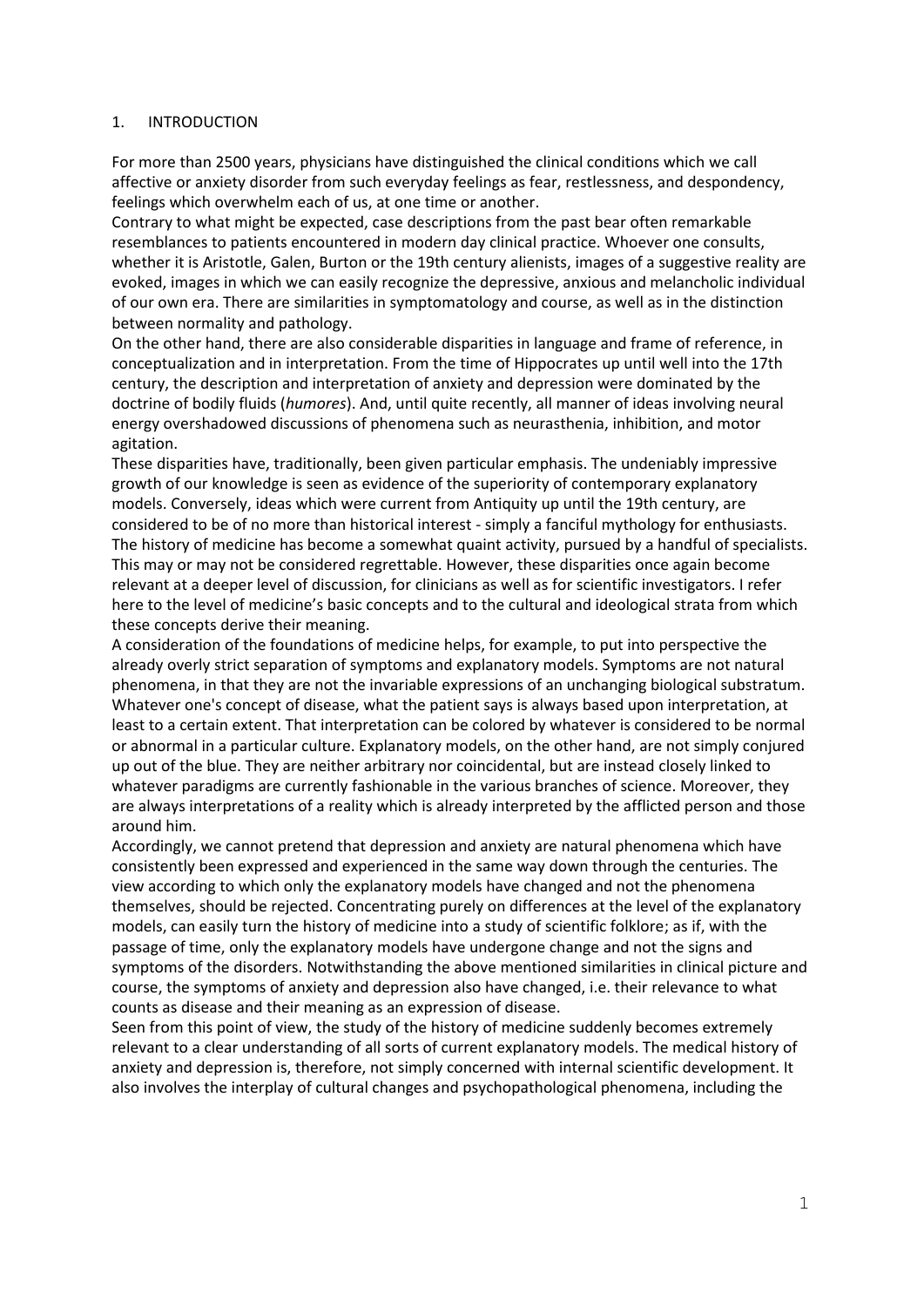# 1. INTRODUCTION

For more than 2500 years, physicians have distinguished the clinical conditions which we call affective or anxiety disorder from such everyday feelings as fear, restlessness, and despondency, feelings which overwhelm each of us, at one time or another.
Contrary to what might be expected, case descriptions from the past bear often remarkable resemblances to patients encountered in modern day clinical practice. Whoever one consults, whether it is Aristotle, Galen, Burton or the 19th century alienists, images of a suggestive reality are evoked, images in which we can easily recognize the depressive, anxious and melancholic individual of our own era. There are similarities in symptomatology and course, as well as in the distinction between normality and pathology.
On the other hand, there are also considerable disparities in language and frame of reference, in conceptualization and in interpretation. From the time of Hippocrates up until well into the 17th century, the description and interpretation of anxiety and depression were dominated by the doctrine of bodily fluids (*humores*). And, until quite recently, all manner of ideas involving neural energy overshadowed discussions of phenomena such as neurasthenia, inhibition, and motor agitation.
These disparities have, traditionally, been given particular emphasis. The undeniably impressive growth of our knowledge is seen as evidence of the superiority of contemporary explanatory models. Conversely, ideas which were current from Antiquity up until the 19th century, are considered to be of no more than historical interest - simply a fanciful mythology for enthusiasts. The history of medicine has become a somewhat quaint activity, pursued by a handful of specialists. This may or may not be considered regrettable. However, these disparities once again become relevant at a deeper level of discussion, for clinicians as well as for scientific investigators. I refer here to the level of medicine's basic concepts and to the cultural and ideological strata from which these concepts derive their meaning.
A consideration of the foundations of medicine helps, for example, to put into perspective the already overly strict separation of symptoms and explanatory models. Symptoms are not natural phenomena, in that they are not the invariable expressions of an unchanging biological substratum. Whatever one's concept of disease, what the patient says is always based upon interpretation, at least to a certain extent. That interpretation can be colored by whatever is considered to be normal or abnormal in a particular culture. Explanatory models, on the other hand, are not simply conjured up out of the blue. They are neither arbitrary nor coincidental, but are instead closely linked to whatever paradigms are currently fashionable in the various branches of science. Moreover, they are always interpretations of a reality which is already interpreted by the afflicted person and those around him.
Accordingly, we cannot pretend that depression and anxiety are natural phenomena which have consistently been expressed and experienced in the same way down through the centuries. The view according to which only the explanatory models have changed and not the phenomena themselves, should be rejected. Concentrating purely on differences at the level of the explanatory models, can easily turn the history of medicine into a study of scientific folklore; as if, with the passage of time, only the explanatory models have undergone change and not the signs and symptoms of the disorders. Notwithstanding the above mentioned similarities in clinical picture and course, the symptoms of anxiety and depression also have changed, i.e. their relevance to what counts as disease and their meaning as an expression of disease.
Seen from this point of view, the study of the history of medicine suddenly becomes extremely relevant to a clear understanding of all sorts of current explanatory models. The medical history of anxiety and depression is, therefore, not simply concerned with internal scientific development. It also involves the interplay of cultural changes and psychopathological phenomena, including the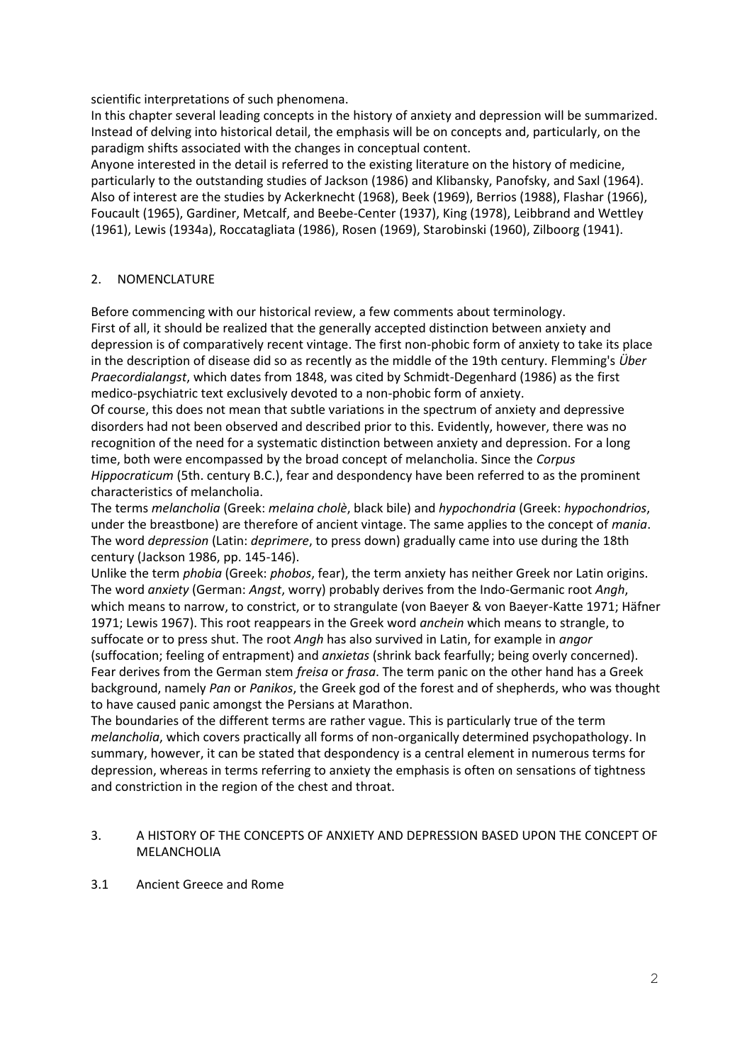scientific interpretations of such phenomena.

In this chapter several leading concepts in the history of anxiety and depression will be summarized. Instead of delving into historical detail, the emphasis will be on concepts and, particularly, on the paradigm shifts associated with the changes in conceptual content.

Anyone interested in the detail is referred to the existing literature on the history of medicine, particularly to the outstanding studies of Jackson (1986) and Klibansky, Panofsky, and Saxl (1964). Also of interest are the studies by Ackerknecht (1968), Beek (1969), Berrios (1988), Flashar (1966), Foucault (1965), Gardiner, Metcalf, and Beebe-Center (1937), King (1978), Leibbrand and Wettley (1961), Lewis (1934a), Roccatagliata (1986), Rosen (1969), Starobinski (1960), Zilboorg (1941).

## 2. NOMENCLATURE

Before commencing with our historical review, a few comments about terminology.

First of all, it should be realized that the generally accepted distinction between anxiety and depression is of comparatively recent vintage. The first non-phobic form of anxiety to take its place in the description of disease did so as recently as the middle of the 19th century. Flemming's *Über Praecordialangst*, which dates from 1848, was cited by Schmidt-Degenhard (1986) as the first medico-psychiatric text exclusively devoted to a non-phobic form of anxiety.

Of course, this does not mean that subtle variations in the spectrum of anxiety and depressive disorders had not been observed and described prior to this. Evidently, however, there was no recognition of the need for a systematic distinction between anxiety and depression. For a long time, both were encompassed by the broad concept of melancholia. Since the *Corpus Hippocraticum* (5th. century B.C.), fear and despondency have been referred to as the prominent characteristics of melancholia.

The terms *melancholia* (Greek: *melaina cholè*, black bile) and *hypochondria* (Greek: *hypochondrios*, under the breastbone) are therefore of ancient vintage. The same applies to the concept of *mania*. The word *depression* (Latin: *deprimere*, to press down) gradually came into use during the 18th century (Jackson 1986, pp. 145-146).

Unlike the term *phobia* (Greek: *phobos*, fear), the term anxiety has neither Greek nor Latin origins. The word *anxiety* (German: *Angst*, worry) probably derives from the Indo-Germanic root *Angh*, which means to narrow, to constrict, or to strangulate (von Baeyer & von Baeyer-Katte 1971; Häfner 1971; Lewis 1967). This root reappears in the Greek word *anchein* which means to strangle, to suffocate or to press shut. The root *Angh* has also survived in Latin, for example in *angor* (suffocation; feeling of entrapment) and *anxietas* (shrink back fearfully; being overly concerned). Fear derives from the German stem *freisa* or *frasa*. The term panic on the other hand has a Greek background, namely *Pan* or *Panikos*, the Greek god of the forest and of shepherds, who was thought to have caused panic amongst the Persians at Marathon.

The boundaries of the different terms are rather vague. This is particularly true of the term *melancholia*, which covers practically all forms of non-organically determined psychopathology. In summary, however, it can be stated that despondency is a central element in numerous terms for depression, whereas in terms referring to anxiety the emphasis is often on sensations of tightness and constriction in the region of the chest and throat.

## 3. A HISTORY OF THE CONCEPTS OF ANXIETY AND DEPRESSION BASED UPON THE CONCEPT OF MELANCHOLIA

### 3.1 Ancient Greece and Rome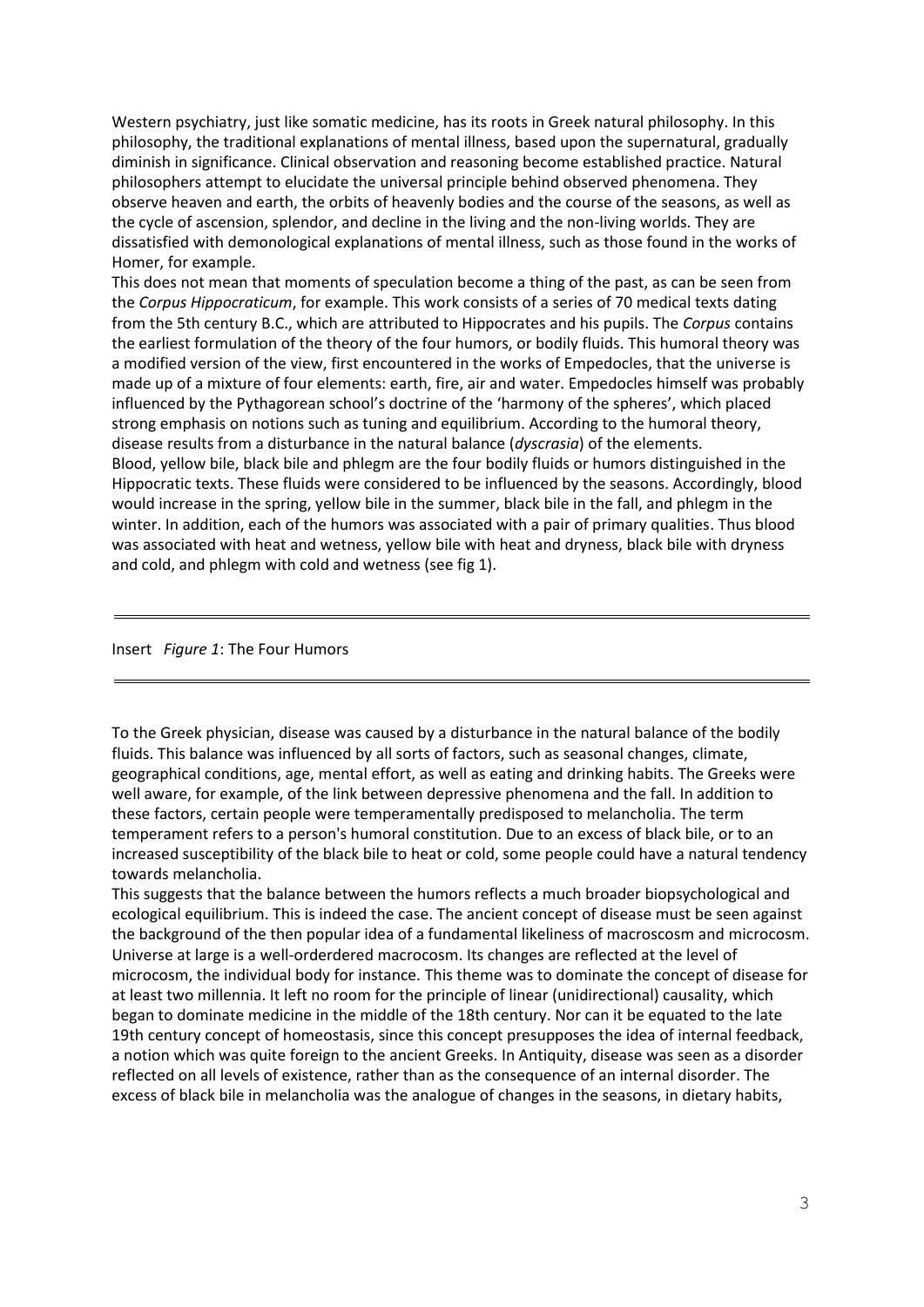Western psychiatry, just like somatic medicine, has its roots in Greek natural philosophy. In this philosophy, the traditional explanations of mental illness, based upon the supernatural, gradually diminish in significance. Clinical observation and reasoning become established practice. Natural philosophers attempt to elucidate the universal principle behind observed phenomena. They observe heaven and earth, the orbits of heavenly bodies and the course of the seasons, as well as the cycle of ascension, splendor, and decline in the living and the non-living worlds. They are dissatisfied with demonological explanations of mental illness, such as those found in the works of Homer, for example.

This does not mean that moments of speculation become a thing of the past, as can be seen from the *Corpus Hippocraticum*, for example. This work consists of a series of 70 medical texts dating from the 5th century B.C., which are attributed to Hippocrates and his pupils. The *Corpus* contains the earliest formulation of the theory of the four humors, or bodily fluids. This humoral theory was a modified version of the view, first encountered in the works of Empedocles, that the universe is made up of a mixture of four elements: earth, fire, air and water. Empedocles himself was probably influenced by the Pythagorean school's doctrine of the 'harmony of the spheres', which placed strong emphasis on notions such as tuning and equilibrium. According to the humoral theory, disease results from a disturbance in the natural balance (*dyscrasia*) of the elements.

Blood, yellow bile, black bile and phlegm are the four bodily fluids or humors distinguished in the Hippocratic texts. These fluids were considered to be influenced by the seasons. Accordingly, blood would increase in the spring, yellow bile in the summer, black bile in the fall, and phlegm in the winter. In addition, each of the humors was associated with a pair of primary qualities. Thus blood was associated with heat and wetness, yellow bile with heat and dryness, black bile with dryness and cold, and phlegm with cold and wetness (see fig 1).

---

Insert *Figure 1*: The Four Humors

---

To the Greek physician, disease was caused by a disturbance in the natural balance of the bodily fluids. This balance was influenced by all sorts of factors, such as seasonal changes, climate, geographical conditions, age, mental effort, as well as eating and drinking habits. The Greeks were well aware, for example, of the link between depressive phenomena and the fall. In addition to these factors, certain people were temperamentally predisposed to melancholia. The term temperament refers to a person's humoral constitution. Due to an excess of black bile, or to an increased susceptibility of the black bile to heat or cold, some people could have a natural tendency towards melancholia.

This suggests that the balance between the humors reflects a much broader biopsychological and ecological equilibrium. This is indeed the case. The ancient concept of disease must be seen against the background of the then popular idea of a fundamental likeliness of macroscosm and microcosm. Universe at large is a well-orderdered macrocosm. Its changes are reflected at the level of microcosm, the individual body for instance. This theme was to dominate the concept of disease for at least two millennia. It left no room for the principle of linear (unidirectional) causality, which began to dominate medicine in the middle of the 18th century. Nor can it be equated to the late 19th century concept of homeostasis, since this concept presupposes the idea of internal feedback, a notion which was quite foreign to the ancient Greeks. In Antiquity, disease was seen as a disorder reflected on all levels of existence, rather than as the consequence of an internal disorder. The excess of black bile in melancholia was the analogue of changes in the seasons, in dietary habits,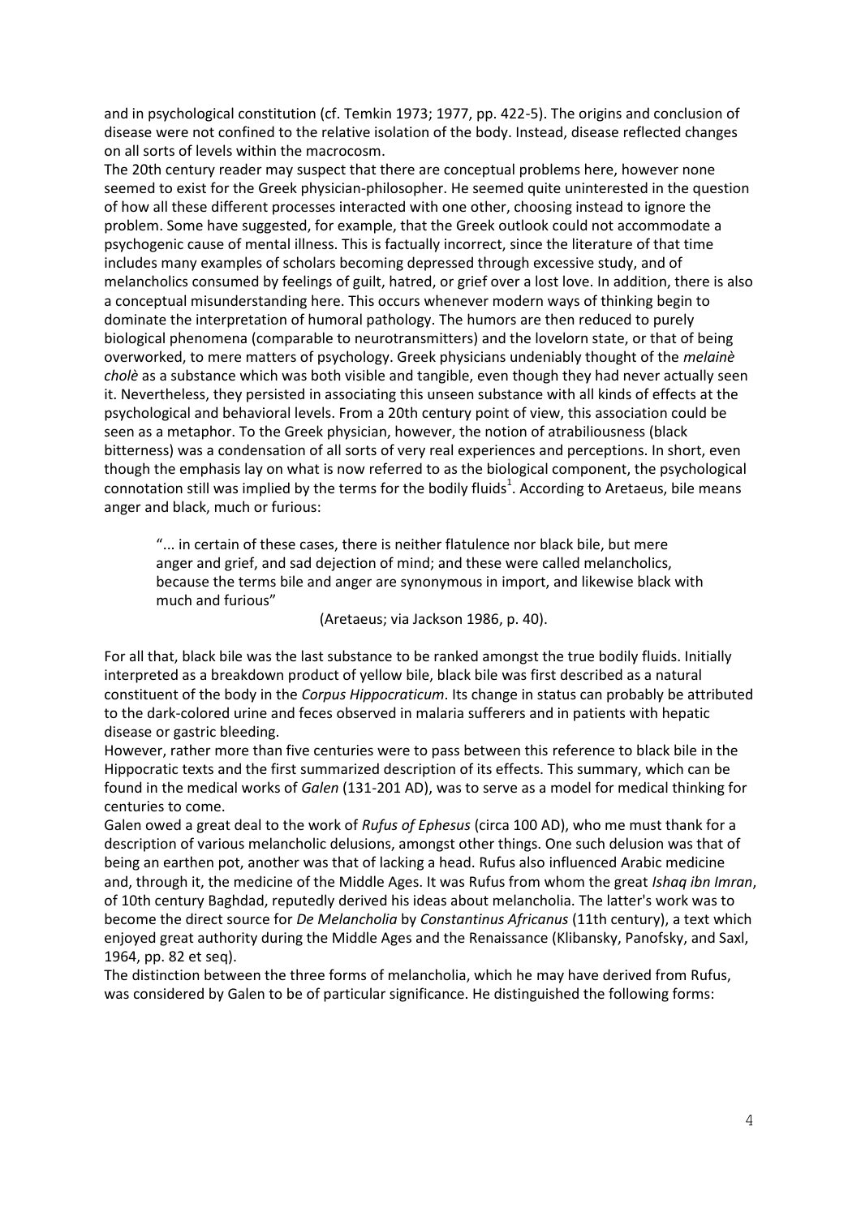and in psychological constitution (cf. Temkin 1973; 1977, pp. 422-5). The origins and conclusion of disease were not confined to the relative isolation of the body. Instead, disease reflected changes on all sorts of levels within the macrocosm.

The 20th century reader may suspect that there are conceptual problems here, however none seemed to exist for the Greek physician-philosopher. He seemed quite uninterested in the question of how all these different processes interacted with one other, choosing instead to ignore the problem. Some have suggested, for example, that the Greek outlook could not accommodate a psychogenic cause of mental illness. This is factually incorrect, since the literature of that time includes many examples of scholars becoming depressed through excessive study, and of melancholics consumed by feelings of guilt, hatred, or grief over a lost love. In addition, there is also a conceptual misunderstanding here. This occurs whenever modern ways of thinking begin to dominate the interpretation of humoral pathology. The humors are then reduced to purely biological phenomena (comparable to neurotransmitters) and the lovelorn state, or that of being overworked, to mere matters of psychology. Greek physicians undeniably thought of the *melainè cholè* as a substance which was both visible and tangible, even though they had never actually seen it. Nevertheless, they persisted in associating this unseen substance with all kinds of effects at the psychological and behavioral levels. From a 20th century point of view, this association could be seen as a metaphor. To the Greek physician, however, the notion of atrabiliousness (black bitterness) was a condensation of all sorts of very real experiences and perceptions. In short, even though the emphasis lay on what is now referred to as the biological component, the psychological connotation still was implied by the terms for the bodily fluids[1]. According to Aretaeus, bile means anger and black, much or furious:

> "... in certain of these cases, there is neither flatulence nor black bile, but mere anger and grief, and sad dejection of mind; and these were called melancholics, because the terms bile and anger are synonymous in import, and likewise black with much and furious"
>
> (Aretaeus; via Jackson 1986, p. 40).

For all that, black bile was the last substance to be ranked amongst the true bodily fluids. Initially interpreted as a breakdown product of yellow bile, black bile was first described as a natural constituent of the body in the *Corpus Hippocraticum*. Its change in status can probably be attributed to the dark-colored urine and feces observed in malaria sufferers and in patients with hepatic disease or gastric bleeding.

However, rather more than five centuries were to pass between this reference to black bile in the Hippocratic texts and the first summarized description of its effects. This summary, which can be found in the medical works of *Galen* (131-201 AD), was to serve as a model for medical thinking for centuries to come.

Galen owed a great deal to the work of *Rufus of Ephesus* (circa 100 AD), who me must thank for a description of various melancholic delusions, amongst other things. One such delusion was that of being an earthen pot, another was that of lacking a head. Rufus also influenced Arabic medicine and, through it, the medicine of the Middle Ages. It was Rufus from whom the great *Ishaq ibn Imran*, of 10th century Baghdad, reputedly derived his ideas about melancholia. The latter's work was to become the direct source for *De Melancholia* by *Constantinus Africanus* (11th century), a text which enjoyed great authority during the Middle Ages and the Renaissance (Klibansky, Panofsky, and Saxl, 1964, pp. 82 et seq).

The distinction between the three forms of melancholia, which he may have derived from Rufus, was considered by Galen to be of particular significance. He distinguished the following forms: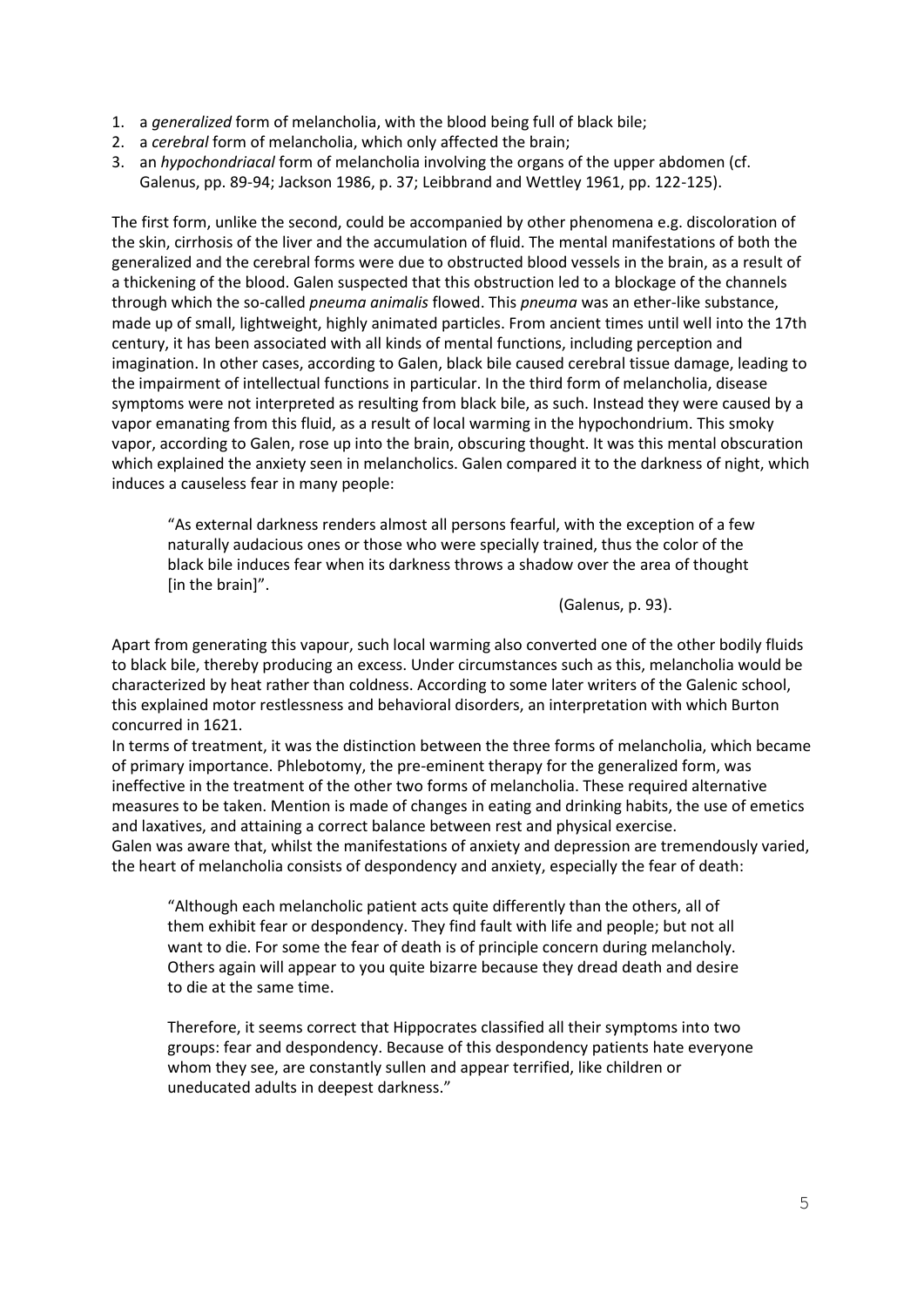1. a *generalized* form of melancholia, with the blood being full of black bile;
2. a *cerebral* form of melancholia, which only affected the brain;
3. an *hypochondriacal* form of melancholia involving the organs of the upper abdomen (cf. Galenus, pp. 89-94; Jackson 1986, p. 37; Leibbrand and Wettley 1961, pp. 122-125).

The first form, unlike the second, could be accompanied by other phenomena e.g. discoloration of the skin, cirrhosis of the liver and the accumulation of fluid. The mental manifestations of both the generalized and the cerebral forms were due to obstructed blood vessels in the brain, as a result of a thickening of the blood. Galen suspected that this obstruction led to a blockage of the channels through which the so-called *pneuma animalis* flowed. This *pneuma* was an ether-like substance, made up of small, lightweight, highly animated particles. From ancient times until well into the 17th century, it has been associated with all kinds of mental functions, including perception and imagination. In other cases, according to Galen, black bile caused cerebral tissue damage, leading to the impairment of intellectual functions in particular. In the third form of melancholia, disease symptoms were not interpreted as resulting from black bile, as such. Instead they were caused by a vapor emanating from this fluid, as a result of local warming in the hypochondrium. This smoky vapor, according to Galen, rose up into the brain, obscuring thought. It was this mental obscuration which explained the anxiety seen in melancholics. Galen compared it to the darkness of night, which induces a causeless fear in many people:

> "As external darkness renders almost all persons fearful, with the exception of a few naturally audacious ones or those who were specially trained, thus the color of the black bile induces fear when its darkness throws a shadow over the area of thought [in the brain]".
>
> (Galenus, p. 93).

Apart from generating this vapour, such local warming also converted one of the other bodily fluids to black bile, thereby producing an excess. Under circumstances such as this, melancholia would be characterized by heat rather than coldness. According to some later writers of the Galenic school, this explained motor restlessness and behavioral disorders, an interpretation with which Burton concurred in 1621.

In terms of treatment, it was the distinction between the three forms of melancholia, which became of primary importance. Phlebotomy, the pre-eminent therapy for the generalized form, was ineffective in the treatment of the other two forms of melancholia. These required alternative measures to be taken. Mention is made of changes in eating and drinking habits, the use of emetics and laxatives, and attaining a correct balance between rest and physical exercise.

Galen was aware that, whilst the manifestations of anxiety and depression are tremendously varied, the heart of melancholia consists of despondency and anxiety, especially the fear of death:

> "Although each melancholic patient acts quite differently than the others, all of them exhibit fear or despondency. They find fault with life and people; but not all want to die. For some the fear of death is of principle concern during melancholy. Others again will appear to you quite bizarre because they dread death and desire to die at the same time.
>
> Therefore, it seems correct that Hippocrates classified all their symptoms into two groups: fear and despondency. Because of this despondency patients hate everyone whom they see, are constantly sullen and appear terrified, like children or uneducated adults in deepest darkness."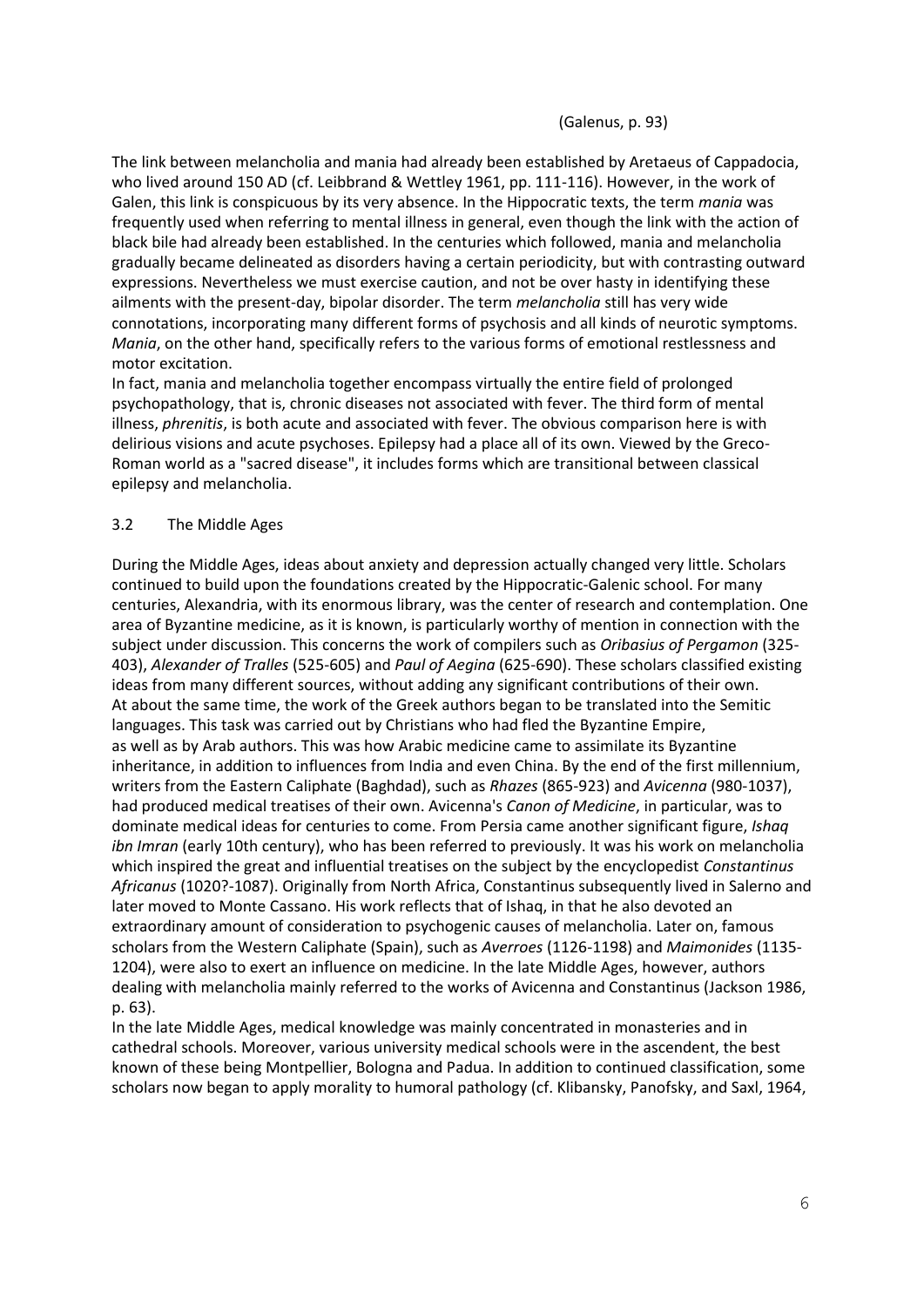(Galenus, p. 93)

The link between melancholia and mania had already been established by Aretaeus of Cappadocia, who lived around 150 AD (cf. Leibbrand & Wettley 1961, pp. 111-116). However, in the work of Galen, this link is conspicuous by its very absence. In the Hippocratic texts, the term *mania* was frequently used when referring to mental illness in general, even though the link with the action of black bile had already been established. In the centuries which followed, mania and melancholia gradually became delineated as disorders having a certain periodicity, but with contrasting outward expressions. Nevertheless we must exercise caution, and not be over hasty in identifying these ailments with the present-day, bipolar disorder. The term *melancholia* still has very wide connotations, incorporating many different forms of psychosis and all kinds of neurotic symptoms. *Mania*, on the other hand, specifically refers to the various forms of emotional restlessness and motor excitation.

In fact, mania and melancholia together encompass virtually the entire field of prolonged psychopathology, that is, chronic diseases not associated with fever. The third form of mental illness, *phrenitis*, is both acute and associated with fever. The obvious comparison here is with delirious visions and acute psychoses. Epilepsy had a place all of its own. Viewed by the Greco-Roman world as a "sacred disease", it includes forms which are transitional between classical epilepsy and melancholia.

### 3.2 The Middle Ages

During the Middle Ages, ideas about anxiety and depression actually changed very little. Scholars continued to build upon the foundations created by the Hippocratic-Galenic school. For many centuries, Alexandria, with its enormous library, was the center of research and contemplation. One area of Byzantine medicine, as it is known, is particularly worthy of mention in connection with the subject under discussion. This concerns the work of compilers such as *Oribasius of Pergamon* (325-403), *Alexander of Tralles* (525-605) and *Paul of Aegina* (625-690). These scholars classified existing ideas from many different sources, without adding any significant contributions of their own.

At about the same time, the work of the Greek authors began to be translated into the Semitic languages. This task was carried out by Christians who had fled the Byzantine Empire, as well as by Arab authors. This was how Arabic medicine came to assimilate its Byzantine inheritance, in addition to influences from India and even China. By the end of the first millennium, writers from the Eastern Caliphate (Baghdad), such as *Rhazes* (865-923) and *Avicenna* (980-1037), had produced medical treatises of their own. Avicenna's *Canon of Medicine*, in particular, was to dominate medical ideas for centuries to come. From Persia came another significant figure, *Ishaq ibn Imran* (early 10th century), who has been referred to previously. It was his work on melancholia which inspired the great and influential treatises on the subject by the encyclopedist *Constantinus Africanus* (1020?-1087). Originally from North Africa, Constantinus subsequently lived in Salerno and later moved to Monte Cassano. His work reflects that of Ishaq, in that he also devoted an extraordinary amount of consideration to psychogenic causes of melancholia. Later on, famous scholars from the Western Caliphate (Spain), such as *Averroes* (1126-1198) and *Maimonides* (1135-1204), were also to exert an influence on medicine. In the late Middle Ages, however, authors dealing with melancholia mainly referred to the works of Avicenna and Constantinus (Jackson 1986, p. 63).

In the late Middle Ages, medical knowledge was mainly concentrated in monasteries and in cathedral schools. Moreover, various university medical schools were in the ascendent, the best known of these being Montpellier, Bologna and Padua. In addition to continued classification, some scholars now began to apply morality to humoral pathology (cf. Klibansky, Panofsky, and Saxl, 1964,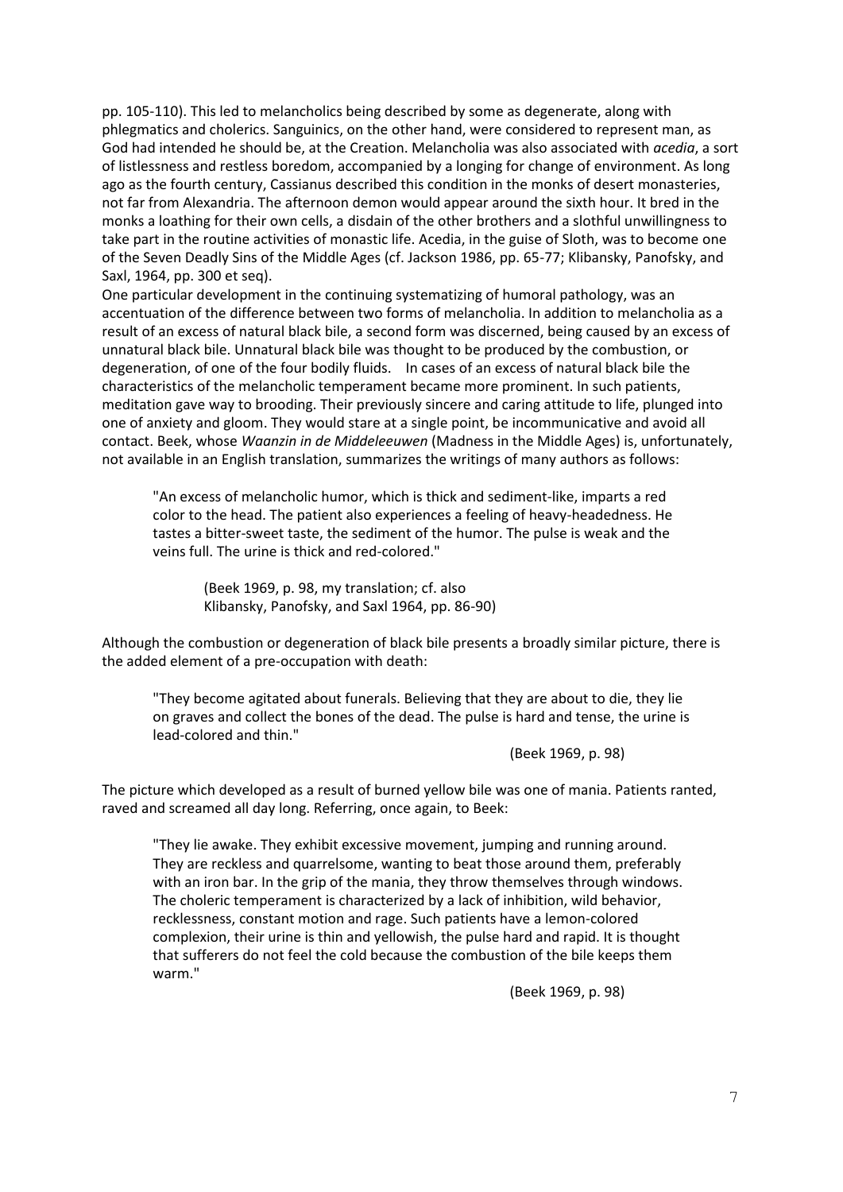pp. 105-110). This led to melancholics being described by some as degenerate, along with phlegmatics and cholerics. Sanguinics, on the other hand, were considered to represent man, as God had intended he should be, at the Creation. Melancholia was also associated with *acedia*, a sort of listlessness and restless boredom, accompanied by a longing for change of environment. As long ago as the fourth century, Cassianus described this condition in the monks of desert monasteries, not far from Alexandria. The afternoon demon would appear around the sixth hour. It bred in the monks a loathing for their own cells, a disdain of the other brothers and a slothful unwillingness to take part in the routine activities of monastic life. Acedia, in the guise of Sloth, was to become one of the Seven Deadly Sins of the Middle Ages (cf. Jackson 1986, pp. 65-77; Klibansky, Panofsky, and Saxl, 1964, pp. 300 et seq).

One particular development in the continuing systematizing of humoral pathology, was an accentuation of the difference between two forms of melancholia. In addition to melancholia as a result of an excess of natural black bile, a second form was discerned, being caused by an excess of unnatural black bile. Unnatural black bile was thought to be produced by the combustion, or degeneration, of one of the four bodily fluids. In cases of an excess of natural black bile the characteristics of the melancholic temperament became more prominent. In such patients, meditation gave way to brooding. Their previously sincere and caring attitude to life, plunged into one of anxiety and gloom. They would stare at a single point, be incommunicative and avoid all contact. Beek, whose *Waanzin in de Middeleeuwen* (Madness in the Middle Ages) is, unfortunately, not available in an English translation, summarizes the writings of many authors as follows:

> "An excess of melancholic humor, which is thick and sediment-like, imparts a red color to the head. The patient also experiences a feeling of heavy-headedness. He tastes a bitter-sweet taste, the sediment of the humor. The pulse is weak and the veins full. The urine is thick and red-colored."
>
> (Beek 1969, p. 98, my translation; cf. also Klibansky, Panofsky, and Saxl 1964, pp. 86-90)

Although the combustion or degeneration of black bile presents a broadly similar picture, there is the added element of a pre-occupation with death:

> "They become agitated about funerals. Believing that they are about to die, they lie on graves and collect the bones of the dead. The pulse is hard and tense, the urine is lead-colored and thin."
>
> (Beek 1969, p. 98)

The picture which developed as a result of burned yellow bile was one of mania. Patients ranted, raved and screamed all day long. Referring, once again, to Beek:

> "They lie awake. They exhibit excessive movement, jumping and running around. They are reckless and quarrelsome, wanting to beat those around them, preferably with an iron bar. In the grip of the mania, they throw themselves through windows. The choleric temperament is characterized by a lack of inhibition, wild behavior, recklessness, constant motion and rage. Such patients have a lemon-colored complexion, their urine is thin and yellowish, the pulse hard and rapid. It is thought that sufferers do not feel the cold because the combustion of the bile keeps them warm."
>
> (Beek 1969, p. 98)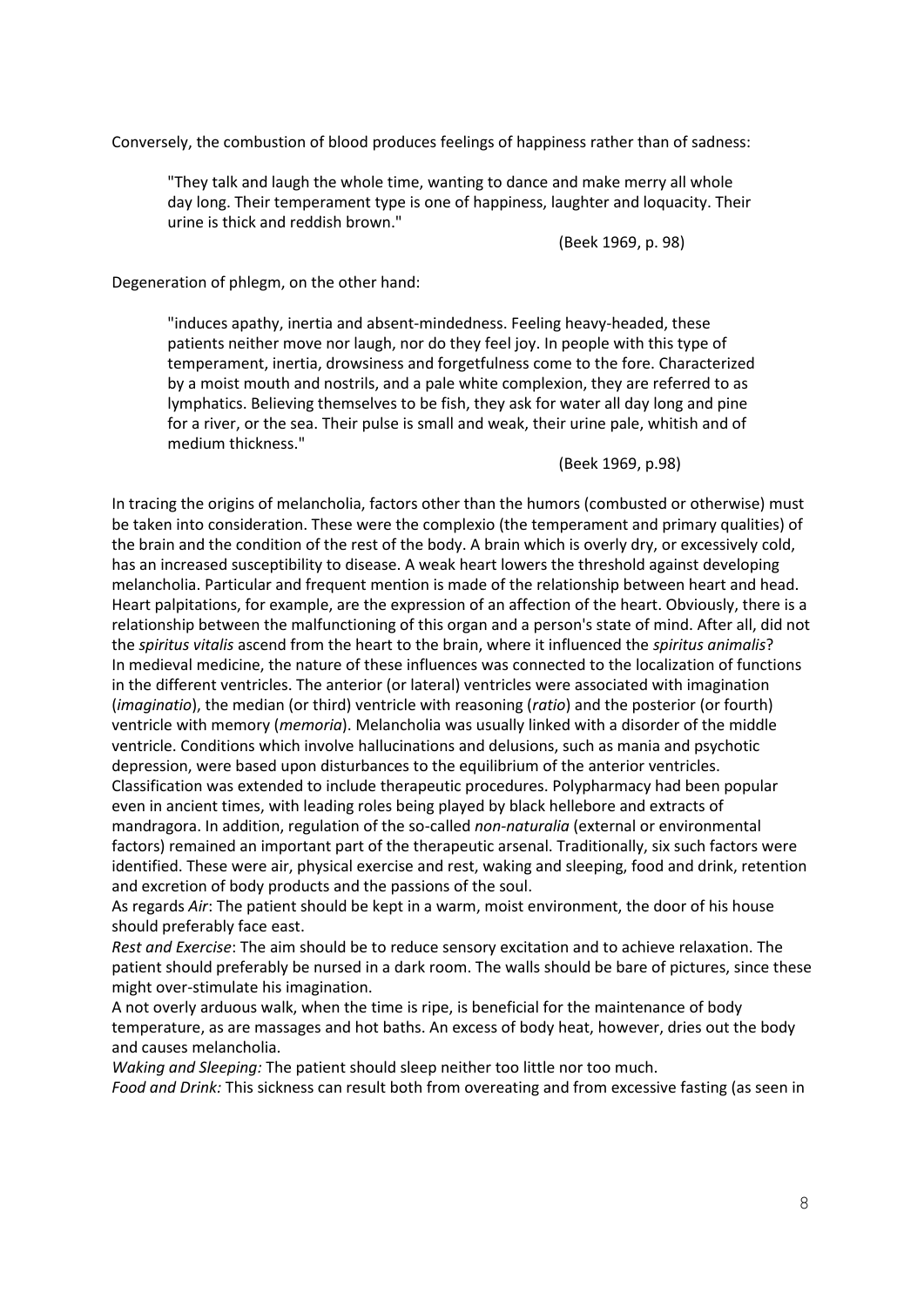Conversely, the combustion of blood produces feelings of happiness rather than of sadness:

> "They talk and laugh the whole time, wanting to dance and make merry all whole day long. Their temperament type is one of happiness, laughter and loquacity. Their urine is thick and reddish brown."
>
> (Beek 1969, p. 98)

Degeneration of phlegm, on the other hand:

> "induces apathy, inertia and absent-mindedness. Feeling heavy-headed, these patients neither move nor laugh, nor do they feel joy. In people with this type of temperament, inertia, drowsiness and forgetfulness come to the fore. Characterized by a moist mouth and nostrils, and a pale white complexion, they are referred to as lymphatics. Believing themselves to be fish, they ask for water all day long and pine for a river, or the sea. Their pulse is small and weak, their urine pale, whitish and of medium thickness."
>
> (Beek 1969, p.98)

In tracing the origins of melancholia, factors other than the humors (combusted or otherwise) must be taken into consideration. These were the complexio (the temperament and primary qualities) of the brain and the condition of the rest of the body. A brain which is overly dry, or excessively cold, has an increased susceptibility to disease. A weak heart lowers the threshold against developing melancholia. Particular and frequent mention is made of the relationship between heart and head. Heart palpitations, for example, are the expression of an affection of the heart. Obviously, there is a relationship between the malfunctioning of this organ and a person's state of mind. After all, did not the *spiritus vitalis* ascend from the heart to the brain, where it influenced the *spiritus animalis*? In medieval medicine, the nature of these influences was connected to the localization of functions in the different ventricles. The anterior (or lateral) ventricles were associated with imagination (*imaginatio*), the median (or third) ventricle with reasoning (*ratio*) and the posterior (or fourth) ventricle with memory (*memoria*). Melancholia was usually linked with a disorder of the middle ventricle. Conditions which involve hallucinations and delusions, such as mania and psychotic depression, were based upon disturbances to the equilibrium of the anterior ventricles. Classification was extended to include therapeutic procedures. Polypharmacy had been popular even in ancient times, with leading roles being played by black hellebore and extracts of mandragora. In addition, regulation of the so-called *non-naturalia* (external or environmental factors) remained an important part of the therapeutic arsenal. Traditionally, six such factors were identified. These were air, physical exercise and rest, waking and sleeping, food and drink, retention and excretion of body products and the passions of the soul.

As regards *Air*: The patient should be kept in a warm, moist environment, the door of his house should preferably face east.

*Rest and Exercise*: The aim should be to reduce sensory excitation and to achieve relaxation. The patient should preferably be nursed in a dark room. The walls should be bare of pictures, since these might over-stimulate his imagination.

A not overly arduous walk, when the time is ripe, is beneficial for the maintenance of body temperature, as are massages and hot baths. An excess of body heat, however, dries out the body and causes melancholia.

*Waking and Sleeping:* The patient should sleep neither too little nor too much.

*Food and Drink:* This sickness can result both from overeating and from excessive fasting (as seen in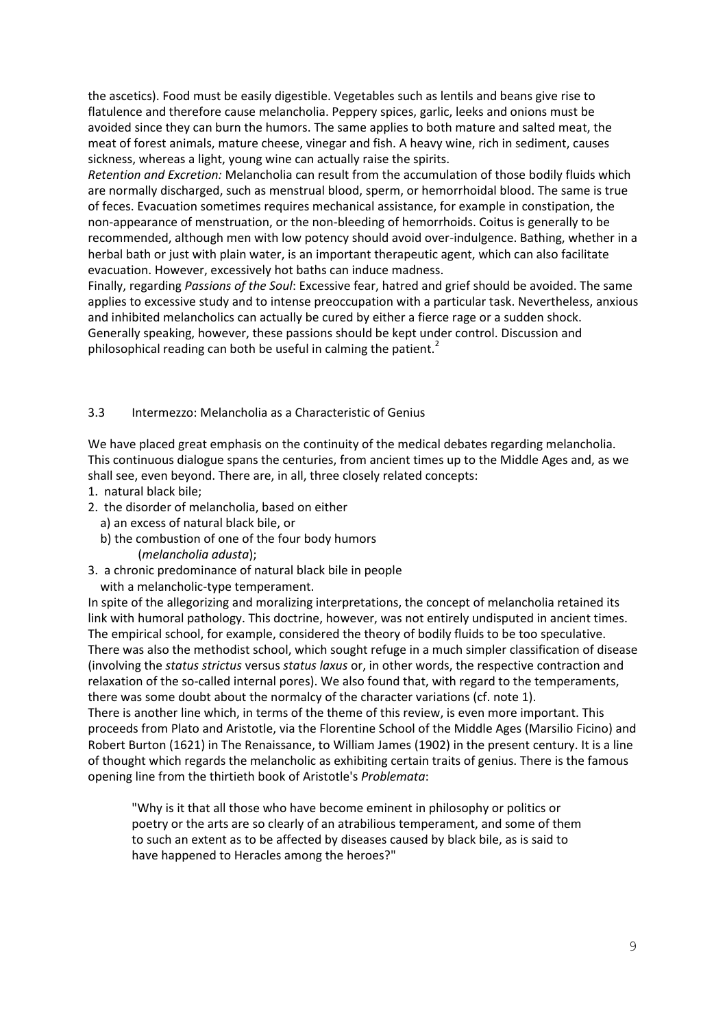the ascetics). Food must be easily digestible. Vegetables such as lentils and beans give rise to flatulence and therefore cause melancholia. Peppery spices, garlic, leeks and onions must be avoided since they can burn the humors. The same applies to both mature and salted meat, the meat of forest animals, mature cheese, vinegar and fish. A heavy wine, rich in sediment, causes sickness, whereas a light, young wine can actually raise the spirits.

*Retention and Excretion:* Melancholia can result from the accumulation of those bodily fluids which are normally discharged, such as menstrual blood, sperm, or hemorrhoidal blood. The same is true of feces. Evacuation sometimes requires mechanical assistance, for example in constipation, the non-appearance of menstruation, or the non-bleeding of hemorrhoids. Coitus is generally to be recommended, although men with low potency should avoid over-indulgence. Bathing, whether in a herbal bath or just with plain water, is an important therapeutic agent, which can also facilitate evacuation. However, excessively hot baths can induce madness.

Finally, regarding *Passions of the Soul*: Excessive fear, hatred and grief should be avoided. The same applies to excessive study and to intense preoccupation with a particular task. Nevertheless, anxious and inhibited melancholics can actually be cured by either a fierce rage or a sudden shock. Generally speaking, however, these passions should be kept under control. Discussion and philosophical reading can both be useful in calming the patient.[2]

### 3.3 Intermezzo: Melancholia as a Characteristic of Genius

We have placed great emphasis on the continuity of the medical debates regarding melancholia. This continuous dialogue spans the centuries, from ancient times up to the Middle Ages and, as we shall see, even beyond. There are, in all, three closely related concepts:

1. natural black bile;
2. the disorder of melancholia, based on either
   a) an excess of natural black bile, or
   b) the combustion of one of the four body humors (*melancholia adusta*);
3. a chronic predominance of natural black bile in people with a melancholic-type temperament.

In spite of the allegorizing and moralizing interpretations, the concept of melancholia retained its link with humoral pathology. This doctrine, however, was not entirely undisputed in ancient times. The empirical school, for example, considered the theory of bodily fluids to be too speculative. There was also the methodist school, which sought refuge in a much simpler classification of disease (involving the *status strictus* versus *status laxus* or, in other words, the respective contraction and relaxation of the so-called internal pores). We also found that, with regard to the temperaments, there was some doubt about the normalcy of the character variations (cf. note 1).

There is another line which, in terms of the theme of this review, is even more important. This proceeds from Plato and Aristotle, via the Florentine School of the Middle Ages (Marsilio Ficino) and Robert Burton (1621) in The Renaissance, to William James (1902) in the present century. It is a line of thought which regards the melancholic as exhibiting certain traits of genius. There is the famous opening line from the thirtieth book of Aristotle's *Problemata*:

> "Why is it that all those who have become eminent in philosophy or politics or poetry or the arts are so clearly of an atrabilious temperament, and some of them to such an extent as to be affected by diseases caused by black bile, as is said to have happened to Heracles among the heroes?"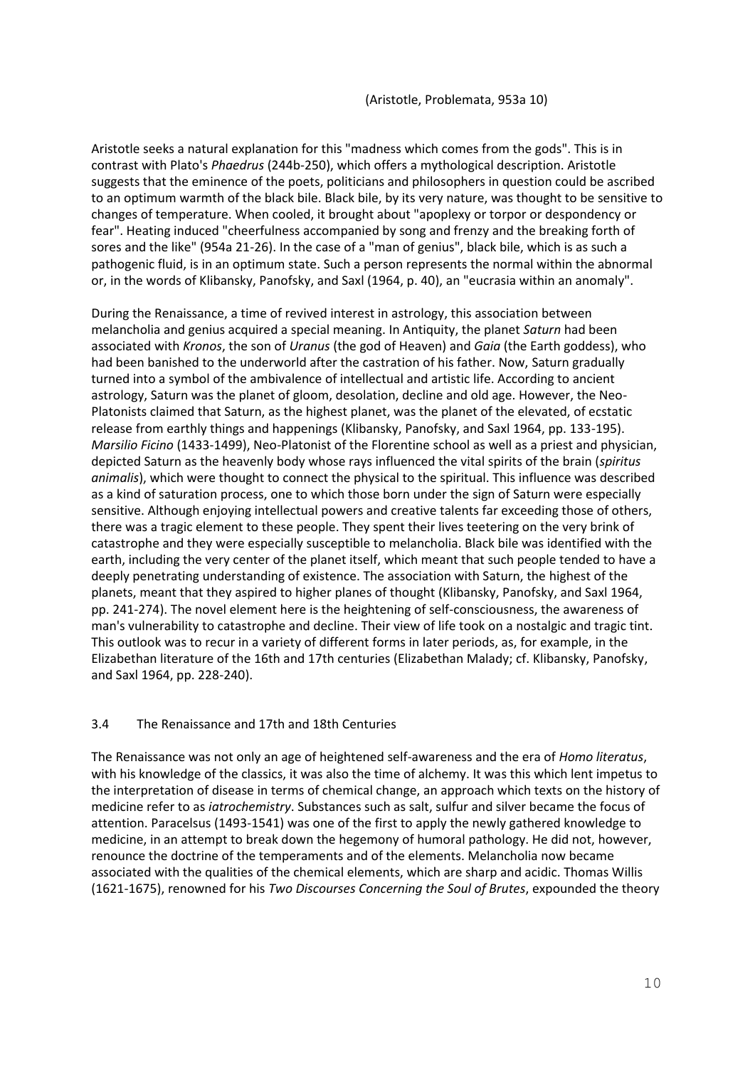(Aristotle, Problemata, 953a 10)

Aristotle seeks a natural explanation for this "madness which comes from the gods". This is in contrast with Plato's *Phaedrus* (244b-250), which offers a mythological description. Aristotle suggests that the eminence of the poets, politicians and philosophers in question could be ascribed to an optimum warmth of the black bile. Black bile, by its very nature, was thought to be sensitive to changes of temperature. When cooled, it brought about "apoplexy or torpor or despondency or fear". Heating induced "cheerfulness accompanied by song and frenzy and the breaking forth of sores and the like" (954a 21-26). In the case of a "man of genius", black bile, which is as such a pathogenic fluid, is in an optimum state. Such a person represents the normal within the abnormal or, in the words of Klibansky, Panofsky, and Saxl (1964, p. 40), an "eucrasia within an anomaly".

During the Renaissance, a time of revived interest in astrology, this association between melancholia and genius acquired a special meaning. In Antiquity, the planet *Saturn* had been associated with *Kronos*, the son of *Uranus* (the god of Heaven) and *Gaia* (the Earth goddess), who had been banished to the underworld after the castration of his father. Now, Saturn gradually turned into a symbol of the ambivalence of intellectual and artistic life. According to ancient astrology, Saturn was the planet of gloom, desolation, decline and old age. However, the Neo-Platonists claimed that Saturn, as the highest planet, was the planet of the elevated, of ecstatic release from earthly things and happenings (Klibansky, Panofsky, and Saxl 1964, pp. 133-195). *Marsilio Ficino* (1433-1499), Neo-Platonist of the Florentine school as well as a priest and physician, depicted Saturn as the heavenly body whose rays influenced the vital spirits of the brain (*spiritus animalis*), which were thought to connect the physical to the spiritual. This influence was described as a kind of saturation process, one to which those born under the sign of Saturn were especially sensitive. Although enjoying intellectual powers and creative talents far exceeding those of others, there was a tragic element to these people. They spent their lives teetering on the very brink of catastrophe and they were especially susceptible to melancholia. Black bile was identified with the earth, including the very center of the planet itself, which meant that such people tended to have a deeply penetrating understanding of existence. The association with Saturn, the highest of the planets, meant that they aspired to higher planes of thought (Klibansky, Panofsky, and Saxl 1964, pp. 241-274). The novel element here is the heightening of self-consciousness, the awareness of man's vulnerability to catastrophe and decline. Their view of life took on a nostalgic and tragic tint. This outlook was to recur in a variety of different forms in later periods, as, for example, in the Elizabethan literature of the 16th and 17th centuries (Elizabethan Malady; cf. Klibansky, Panofsky, and Saxl 1964, pp. 228-240).

### 3.4 The Renaissance and 17th and 18th Centuries

The Renaissance was not only an age of heightened self-awareness and the era of *Homo literatus*, with his knowledge of the classics, it was also the time of alchemy. It was this which lent impetus to the interpretation of disease in terms of chemical change, an approach which texts on the history of medicine refer to as *iatrochemistry*. Substances such as salt, sulfur and silver became the focus of attention. Paracelsus (1493-1541) was one of the first to apply the newly gathered knowledge to medicine, in an attempt to break down the hegemony of humoral pathology. He did not, however, renounce the doctrine of the temperaments and of the elements. Melancholia now became associated with the qualities of the chemical elements, which are sharp and acidic. Thomas Willis (1621-1675), renowned for his *Two Discourses Concerning the Soul of Brutes*, expounded the theory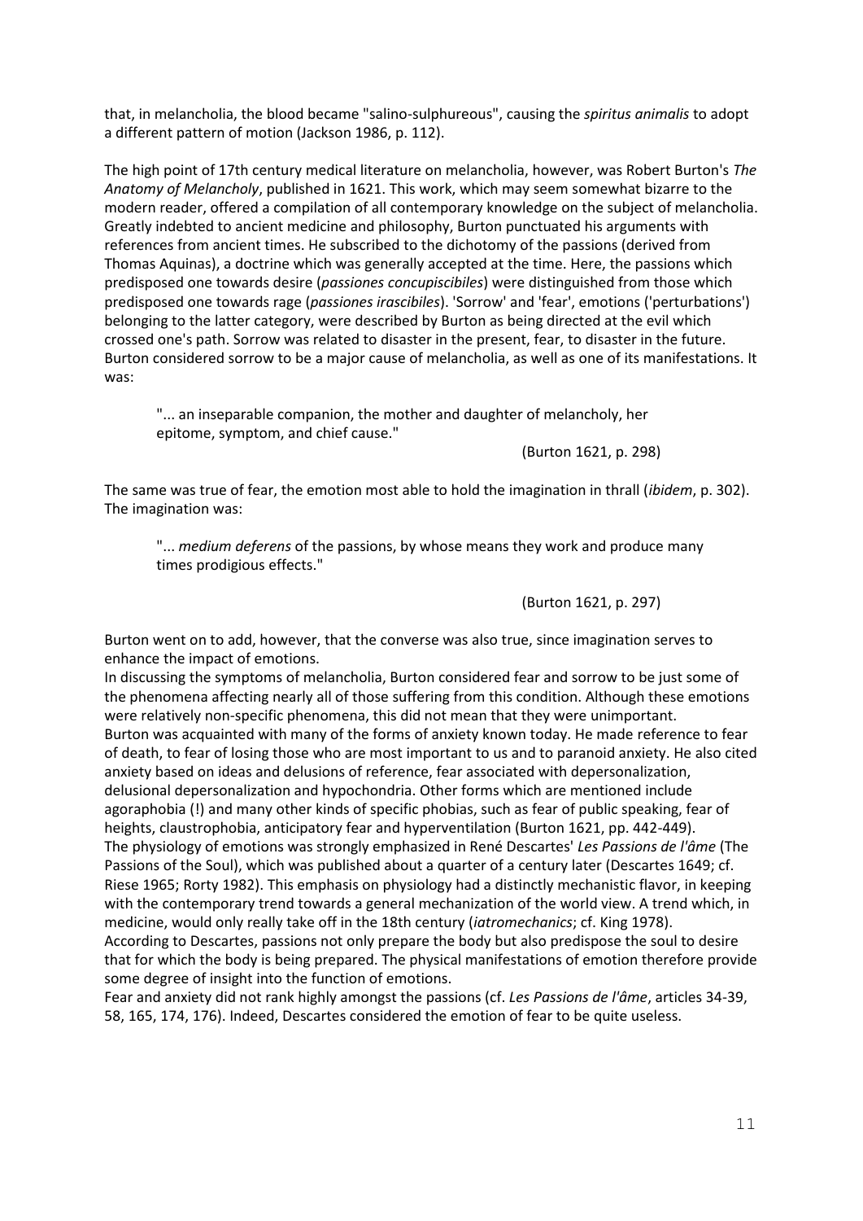that, in melancholia, the blood became "salino-sulphureous", causing the *spiritus animalis* to adopt a different pattern of motion (Jackson 1986, p. 112).

The high point of 17th century medical literature on melancholia, however, was Robert Burton's *The Anatomy of Melancholy*, published in 1621. This work, which may seem somewhat bizarre to the modern reader, offered a compilation of all contemporary knowledge on the subject of melancholia. Greatly indebted to ancient medicine and philosophy, Burton punctuated his arguments with references from ancient times. He subscribed to the dichotomy of the passions (derived from Thomas Aquinas), a doctrine which was generally accepted at the time. Here, the passions which predisposed one towards desire (*passiones concupiscibiles*) were distinguished from those which predisposed one towards rage (*passiones irascibiles*). 'Sorrow' and 'fear', emotions ('perturbations') belonging to the latter category, were described by Burton as being directed at the evil which crossed one's path. Sorrow was related to disaster in the present, fear, to disaster in the future. Burton considered sorrow to be a major cause of melancholia, as well as one of its manifestations. It was:

> "... an inseparable companion, the mother and daughter of melancholy, her epitome, symptom, and chief cause."
>
> (Burton 1621, p. 298)

The same was true of fear, the emotion most able to hold the imagination in thrall (*ibidem*, p. 302). The imagination was:

> "... *medium deferens* of the passions, by whose means they work and produce many times prodigious effects."
>
> (Burton 1621, p. 297)

Burton went on to add, however, that the converse was also true, since imagination serves to enhance the impact of emotions.

In discussing the symptoms of melancholia, Burton considered fear and sorrow to be just some of the phenomena affecting nearly all of those suffering from this condition. Although these emotions were relatively non-specific phenomena, this did not mean that they were unimportant.

Burton was acquainted with many of the forms of anxiety known today. He made reference to fear of death, to fear of losing those who are most important to us and to paranoid anxiety. He also cited anxiety based on ideas and delusions of reference, fear associated with depersonalization, delusional depersonalization and hypochondria. Other forms which are mentioned include agoraphobia (!) and many other kinds of specific phobias, such as fear of public speaking, fear of heights, claustrophobia, anticipatory fear and hyperventilation (Burton 1621, pp. 442-449).

The physiology of emotions was strongly emphasized in René Descartes' *Les Passions de l'âme* (The Passions of the Soul), which was published about a quarter of a century later (Descartes 1649; cf. Riese 1965; Rorty 1982). This emphasis on physiology had a distinctly mechanistic flavor, in keeping with the contemporary trend towards a general mechanization of the world view. A trend which, in medicine, would only really take off in the 18th century (*iatromechanics*; cf. King 1978).

According to Descartes, passions not only prepare the body but also predispose the soul to desire that for which the body is being prepared. The physical manifestations of emotion therefore provide some degree of insight into the function of emotions.

Fear and anxiety did not rank highly amongst the passions (cf. *Les Passions de l'âme*, articles 34-39, 58, 165, 174, 176). Indeed, Descartes considered the emotion of fear to be quite useless.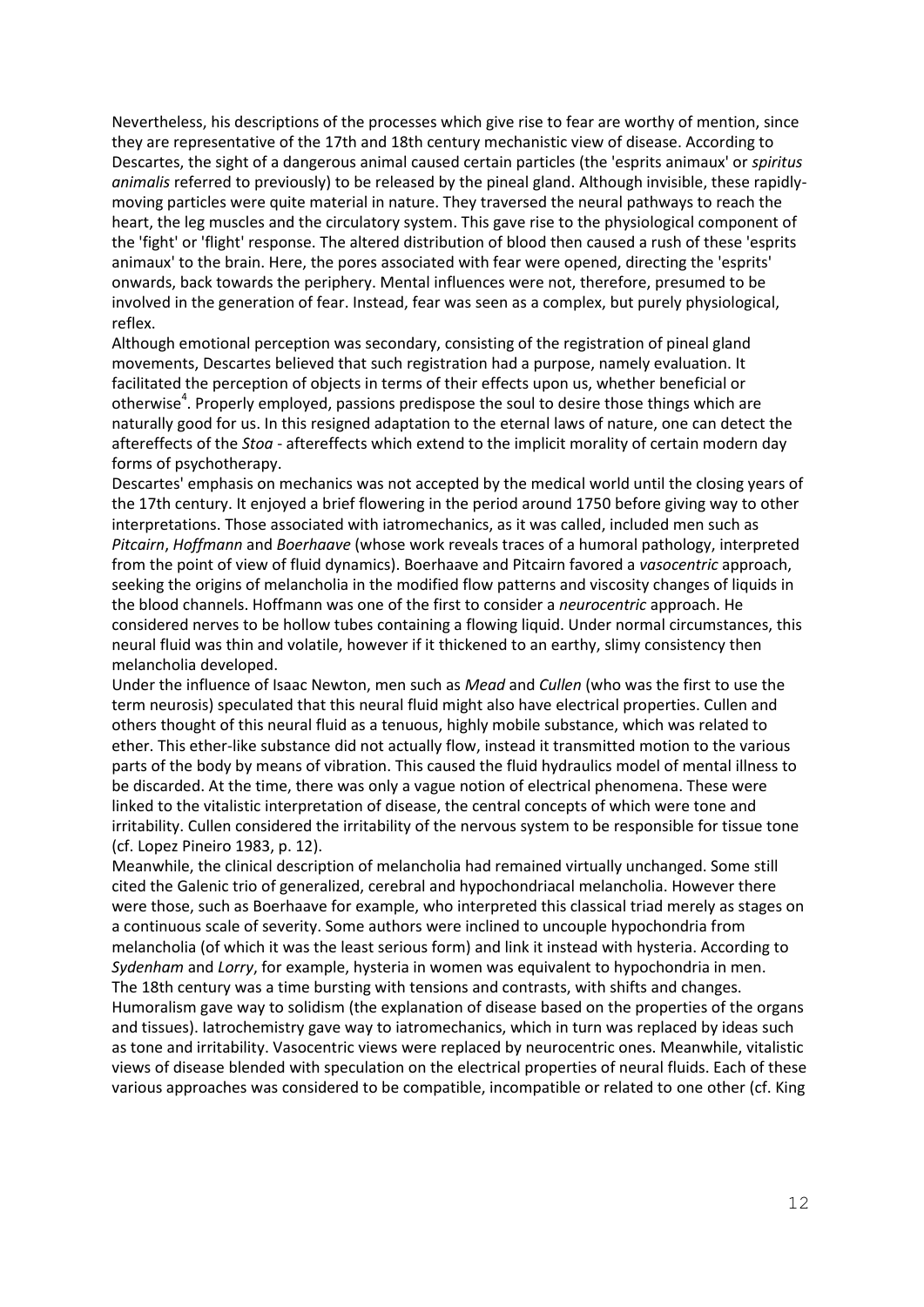Nevertheless, his descriptions of the processes which give rise to fear are worthy of mention, since they are representative of the 17th and 18th century mechanistic view of disease. According to Descartes, the sight of a dangerous animal caused certain particles (the 'esprits animaux' or *spiritus animalis* referred to previously) to be released by the pineal gland. Although invisible, these rapidly-moving particles were quite material in nature. They traversed the neural pathways to reach the heart, the leg muscles and the circulatory system. This gave rise to the physiological component of the 'fight' or 'flight' response. The altered distribution of blood then caused a rush of these 'esprits animaux' to the brain. Here, the pores associated with fear were opened, directing the 'esprits' onwards, back towards the periphery. Mental influences were not, therefore, presumed to be involved in the generation of fear. Instead, fear was seen as a complex, but purely physiological, reflex.

Although emotional perception was secondary, consisting of the registration of pineal gland movements, Descartes believed that such registration had a purpose, namely evaluation. It facilitated the perception of objects in terms of their effects upon us, whether beneficial or otherwise[4]. Properly employed, passions predispose the soul to desire those things which are naturally good for us. In this resigned adaptation to the eternal laws of nature, one can detect the aftereffects of the *Stoa* - aftereffects which extend to the implicit morality of certain modern day forms of psychotherapy.

Descartes' emphasis on mechanics was not accepted by the medical world until the closing years of the 17th century. It enjoyed a brief flowering in the period around 1750 before giving way to other interpretations. Those associated with iatromechanics, as it was called, included men such as *Pitcairn*, *Hoffmann* and *Boerhaave* (whose work reveals traces of a humoral pathology, interpreted from the point of view of fluid dynamics). Boerhaave and Pitcairn favored a *vasocentric* approach, seeking the origins of melancholia in the modified flow patterns and viscosity changes of liquids in the blood channels. Hoffmann was one of the first to consider a *neurocentric* approach. He considered nerves to be hollow tubes containing a flowing liquid. Under normal circumstances, this neural fluid was thin and volatile, however if it thickened to an earthy, slimy consistency then melancholia developed.

Under the influence of Isaac Newton, men such as *Mead* and *Cullen* (who was the first to use the term neurosis) speculated that this neural fluid might also have electrical properties. Cullen and others thought of this neural fluid as a tenuous, highly mobile substance, which was related to ether. This ether-like substance did not actually flow, instead it transmitted motion to the various parts of the body by means of vibration. This caused the fluid hydraulics model of mental illness to be discarded. At the time, there was only a vague notion of electrical phenomena. These were linked to the vitalistic interpretation of disease, the central concepts of which were tone and irritability. Cullen considered the irritability of the nervous system to be responsible for tissue tone (cf. Lopez Pineiro 1983, p. 12).

Meanwhile, the clinical description of melancholia had remained virtually unchanged. Some still cited the Galenic trio of generalized, cerebral and hypochondriacal melancholia. However there were those, such as Boerhaave for example, who interpreted this classical triad merely as stages on a continuous scale of severity. Some authors were inclined to uncouple hypochondria from melancholia (of which it was the least serious form) and link it instead with hysteria. According to *Sydenham* and *Lorry*, for example, hysteria in women was equivalent to hypochondria in men.

The 18th century was a time bursting with tensions and contrasts, with shifts and changes. Humoralism gave way to solidism (the explanation of disease based on the properties of the organs and tissues). Iatrochemistry gave way to iatromechanics, which in turn was replaced by ideas such as tone and irritability. Vasocentric views were replaced by neurocentric ones. Meanwhile, vitalistic views of disease blended with speculation on the electrical properties of neural fluids. Each of these various approaches was considered to be compatible, incompatible or related to one other (cf. King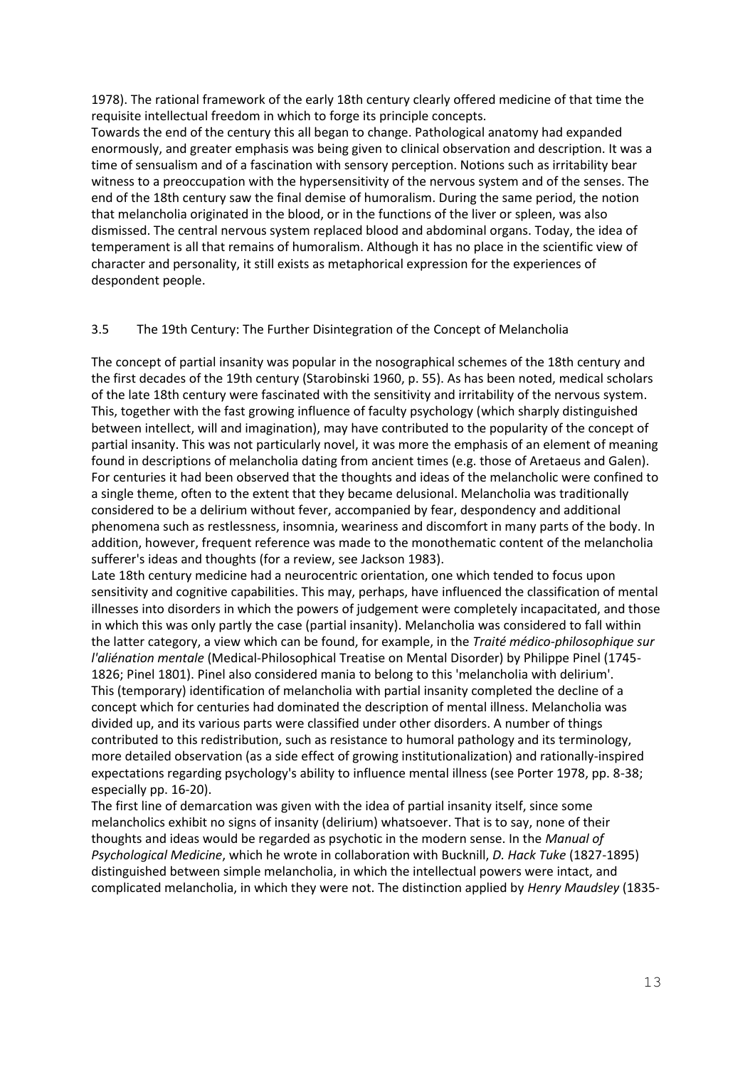1978). The rational framework of the early 18th century clearly offered medicine of that time the requisite intellectual freedom in which to forge its principle concepts.
Towards the end of the century this all began to change. Pathological anatomy had expanded enormously, and greater emphasis was being given to clinical observation and description. It was a time of sensualism and of a fascination with sensory perception. Notions such as irritability bear witness to a preoccupation with the hypersensitivity of the nervous system and of the senses. The end of the 18th century saw the final demise of humoralism. During the same period, the notion that melancholia originated in the blood, or in the functions of the liver or spleen, was also dismissed. The central nervous system replaced blood and abdominal organs. Today, the idea of temperament is all that remains of humoralism. Although it has no place in the scientific view of character and personality, it still exists as metaphorical expression for the experiences of despondent people.

### 3.5 The 19th Century: The Further Disintegration of the Concept of Melancholia

The concept of partial insanity was popular in the nosographical schemes of the 18th century and the first decades of the 19th century (Starobinski 1960, p. 55). As has been noted, medical scholars of the late 18th century were fascinated with the sensitivity and irritability of the nervous system. This, together with the fast growing influence of faculty psychology (which sharply distinguished between intellect, will and imagination), may have contributed to the popularity of the concept of partial insanity. This was not particularly novel, it was more the emphasis of an element of meaning found in descriptions of melancholia dating from ancient times (e.g. those of Aretaeus and Galen). For centuries it had been observed that the thoughts and ideas of the melancholic were confined to a single theme, often to the extent that they became delusional. Melancholia was traditionally considered to be a delirium without fever, accompanied by fear, despondency and additional phenomena such as restlessness, insomnia, weariness and discomfort in many parts of the body. In addition, however, frequent reference was made to the monothematic content of the melancholia sufferer's ideas and thoughts (for a review, see Jackson 1983).
Late 18th century medicine had a neurocentric orientation, one which tended to focus upon sensitivity and cognitive capabilities. This may, perhaps, have influenced the classification of mental illnesses into disorders in which the powers of judgement were completely incapacitated, and those in which this was only partly the case (partial insanity). Melancholia was considered to fall within the latter category, a view which can be found, for example, in the *Traité médico-philosophique sur l'aliénation mentale* (Medical-Philosophical Treatise on Mental Disorder) by Philippe Pinel (1745-1826; Pinel 1801). Pinel also considered mania to belong to this 'melancholia with delirium'.
This (temporary) identification of melancholia with partial insanity completed the decline of a concept which for centuries had dominated the description of mental illness. Melancholia was divided up, and its various parts were classified under other disorders. A number of things contributed to this redistribution, such as resistance to humoral pathology and its terminology, more detailed observation (as a side effect of growing institutionalization) and rationally-inspired expectations regarding psychology's ability to influence mental illness (see Porter 1978, pp. 8-38; especially pp. 16-20).
The first line of demarcation was given with the idea of partial insanity itself, since some melancholics exhibit no signs of insanity (delirium) whatsoever. That is to say, none of their thoughts and ideas would be regarded as psychotic in the modern sense. In the *Manual of Psychological Medicine*, which he wrote in collaboration with Bucknill, *D. Hack Tuke* (1827-1895) distinguished between simple melancholia, in which the intellectual powers were intact, and complicated melancholia, in which they were not. The distinction applied by *Henry Maudsley* (1835-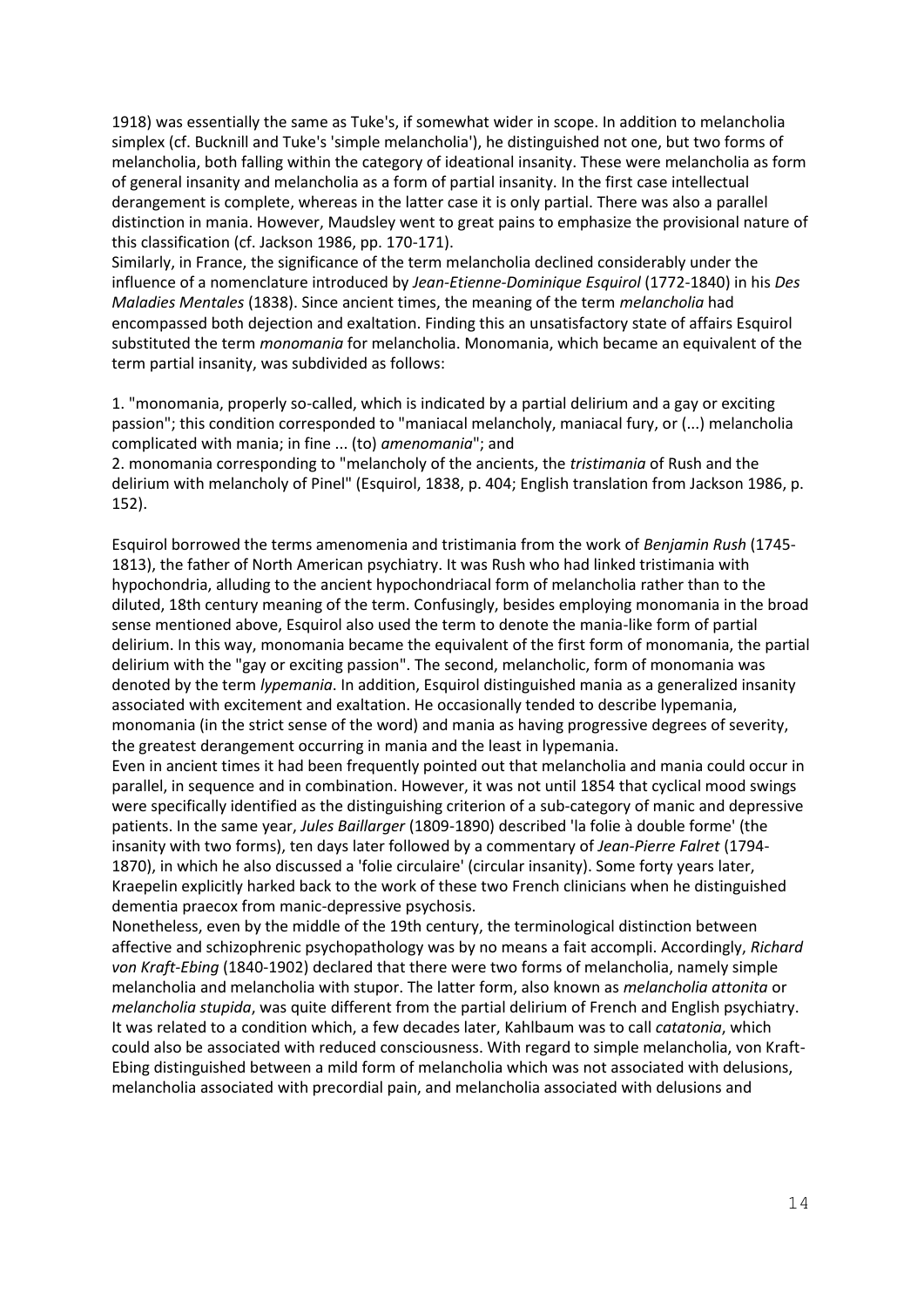1918) was essentially the same as Tuke's, if somewhat wider in scope. In addition to melancholia simplex (cf. Bucknill and Tuke's 'simple melancholia'), he distinguished not one, but two forms of melancholia, both falling within the category of ideational insanity. These were melancholia as form of general insanity and melancholia as a form of partial insanity. In the first case intellectual derangement is complete, whereas in the latter case it is only partial. There was also a parallel distinction in mania. However, Maudsley went to great pains to emphasize the provisional nature of this classification (cf. Jackson 1986, pp. 170-171).

Similarly, in France, the significance of the term melancholia declined considerably under the influence of a nomenclature introduced by *Jean-Etienne-Dominique Esquirol* (1772-1840) in his *Des Maladies Mentales* (1838). Since ancient times, the meaning of the term *melancholia* had encompassed both dejection and exaltation. Finding this an unsatisfactory state of affairs Esquirol substituted the term *monomania* for melancholia. Monomania, which became an equivalent of the term partial insanity, was subdivided as follows:

1. "monomania, properly so-called, which is indicated by a partial delirium and a gay or exciting passion"; this condition corresponded to "maniacal melancholy, maniacal fury, or (...) melancholia complicated with mania; in fine ... (to) *amenomania*"; and
2. monomania corresponding to "melancholy of the ancients, the *tristimania* of Rush and the delirium with melancholy of Pinel" (Esquirol, 1838, p. 404; English translation from Jackson 1986, p. 152).

Esquirol borrowed the terms amenomenia and tristimania from the work of *Benjamin Rush* (1745-1813), the father of North American psychiatry. It was Rush who had linked tristimania with hypochondria, alluding to the ancient hypochondriacal form of melancholia rather than to the diluted, 18th century meaning of the term. Confusingly, besides employing monomania in the broad sense mentioned above, Esquirol also used the term to denote the mania-like form of partial delirium. In this way, monomania became the equivalent of the first form of monomania, the partial delirium with the "gay or exciting passion". The second, melancholic, form of monomania was denoted by the term *lypemania*. In addition, Esquirol distinguished mania as a generalized insanity associated with excitement and exaltation. He occasionally tended to describe lypemania, monomania (in the strict sense of the word) and mania as having progressive degrees of severity, the greatest derangement occurring in mania and the least in lypemania.

Even in ancient times it had been frequently pointed out that melancholia and mania could occur in parallel, in sequence and in combination. However, it was not until 1854 that cyclical mood swings were specifically identified as the distinguishing criterion of a sub-category of manic and depressive patients. In the same year, *Jules Baillarger* (1809-1890) described 'la folie à double forme' (the insanity with two forms), ten days later followed by a commentary of *Jean-Pierre Falret* (1794-1870), in which he also discussed a 'folie circulaire' (circular insanity). Some forty years later, Kraepelin explicitly harked back to the work of these two French clinicians when he distinguished dementia praecox from manic-depressive psychosis.

Nonetheless, even by the middle of the 19th century, the terminological distinction between affective and schizophrenic psychopathology was by no means a fait accompli. Accordingly, *Richard von Kraft-Ebing* (1840-1902) declared that there were two forms of melancholia, namely simple melancholia and melancholia with stupor. The latter form, also known as *melancholia attonita* or *melancholia stupida*, was quite different from the partial delirium of French and English psychiatry. It was related to a condition which, a few decades later, Kahlbaum was to call *catatonia*, which could also be associated with reduced consciousness. With regard to simple melancholia, von Kraft-Ebing distinguished between a mild form of melancholia which was not associated with delusions, melancholia associated with precordial pain, and melancholia associated with delusions and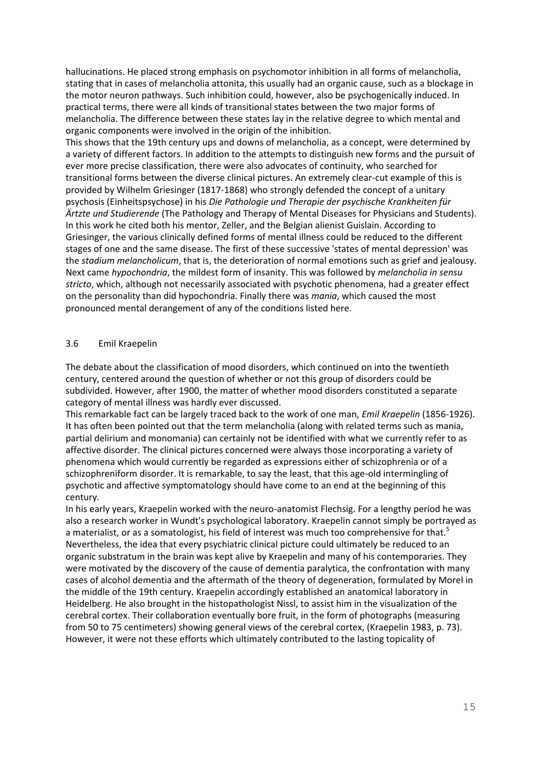hallucinations. He placed strong emphasis on psychomotor inhibition in all forms of melancholia, stating that in cases of melancholia attonita, this usually had an organic cause, such as a blockage in the motor neuron pathways. Such inhibition could, however, also be psychogenically induced. In practical terms, there were all kinds of transitional states between the two major forms of melancholia. The difference between these states lay in the relative degree to which mental and organic components were involved in the origin of the inhibition.

This shows that the 19th century ups and downs of melancholia, as a concept, were determined by a variety of different factors. In addition to the attempts to distinguish new forms and the pursuit of ever more precise classification, there were also advocates of continuity, who searched for transitional forms between the diverse clinical pictures. An extremely clear-cut example of this is provided by Wilhelm Griesinger (1817-1868) who strongly defended the concept of a unitary psychosis (Einheitspsychose) in his *Die Pathologie und Therapie der psychische Krankheiten für Ärtzte und Studierende* (The Pathology and Therapy of Mental Diseases for Physicians and Students). In this work he cited both his mentor, Zeller, and the Belgian alienist Guislain. According to Griesinger, the various clinically defined forms of mental illness could be reduced to the different stages of one and the same disease. The first of these successive 'states of mental depression' was the *stadium melancholicum*, that is, the deterioration of normal emotions such as grief and jealousy. Next came *hypochondria*, the mildest form of insanity. This was followed by *melancholia in sensu stricto*, which, although not necessarily associated with psychotic phenomena, had a greater effect on the personality than did hypochondria. Finally there was *mania*, which caused the most pronounced mental derangement of any of the conditions listed here.

### 3.6 Emil Kraepelin

The debate about the classification of mood disorders, which continued on into the twentieth century, centered around the question of whether or not this group of disorders could be subdivided. However, after 1900, the matter of whether mood disorders constituted a separate category of mental illness was hardly ever discussed.

This remarkable fact can be largely traced back to the work of one man, *Emil Kraepelin* (1856-1926). It has often been pointed out that the term melancholia (along with related terms such as mania, partial delirium and monomania) can certainly not be identified with what we currently refer to as affective disorder. The clinical pictures concerned were always those incorporating a variety of phenomena which would currently be regarded as expressions either of schizophrenia or of a schizophreniform disorder. It is remarkable, to say the least, that this age-old intermingling of psychotic and affective symptomatology should have come to an end at the beginning of this century.

In his early years, Kraepelin worked with the neuro-anatomist Flechsig. For a lengthy period he was also a research worker in Wundt's psychological laboratory. Kraepelin cannot simply be portrayed as a materialist, or as a somatologist, his field of interest was much too comprehensive for that.[5] Nevertheless, the idea that every psychiatric clinical picture could ultimately be reduced to an organic substratum in the brain was kept alive by Kraepelin and many of his contemporaries. They were motivated by the discovery of the cause of dementia paralytica, the confrontation with many cases of alcohol dementia and the aftermath of the theory of degeneration, formulated by Morel in the middle of the 19th century. Kraepelin accordingly established an anatomical laboratory in Heidelberg. He also brought in the histopathologist Nissl, to assist him in the visualization of the cerebral cortex. Their collaboration eventually bore fruit, in the form of photographs (measuring from 50 to 75 centimeters) showing general views of the cerebral cortex, (Kraepelin 1983, p. 73). However, it were not these efforts which ultimately contributed to the lasting topicality of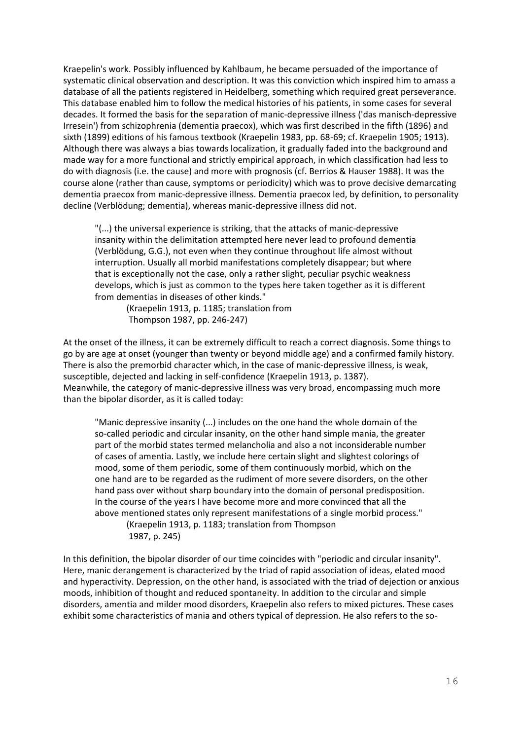Kraepelin's work. Possibly influenced by Kahlbaum, he became persuaded of the importance of systematic clinical observation and description. It was this conviction which inspired him to amass a database of all the patients registered in Heidelberg, something which required great perseverance. This database enabled him to follow the medical histories of his patients, in some cases for several decades. It formed the basis for the separation of manic-depressive illness ('das manisch-depressive Irresein') from schizophrenia (dementia praecox), which was first described in the fifth (1896) and sixth (1899) editions of his famous textbook (Kraepelin 1983, pp. 68-69; cf. Kraepelin 1905; 1913). Although there was always a bias towards localization, it gradually faded into the background and made way for a more functional and strictly empirical approach, in which classification had less to do with diagnosis (i.e. the cause) and more with prognosis (cf. Berrios & Hauser 1988). It was the course alone (rather than cause, symptoms or periodicity) which was to prove decisive demarcating dementia praecox from manic-depressive illness. Dementia praecox led, by definition, to personality decline (Verblödung; dementia), whereas manic-depressive illness did not.

> "(...) the universal experience is striking, that the attacks of manic-depressive insanity within the delimitation attempted here never lead to profound dementia (Verblödung, G.G.), not even when they continue throughout life almost without interruption. Usually all morbid manifestations completely disappear; but where that is exceptionally not the case, only a rather slight, peculiar psychic weakness develops, which is just as common to the types here taken together as it is different from dementias in diseases of other kinds."
>
> (Kraepelin 1913, p. 1185; translation from Thompson 1987, pp. 246-247)

At the onset of the illness, it can be extremely difficult to reach a correct diagnosis. Some things to go by are age at onset (younger than twenty or beyond middle age) and a confirmed family history. There is also the premorbid character which, in the case of manic-depressive illness, is weak, susceptible, dejected and lacking in self-confidence (Kraepelin 1913, p. 1387).
Meanwhile, the category of manic-depressive illness was very broad, encompassing much more than the bipolar disorder, as it is called today:

> "Manic depressive insanity (...) includes on the one hand the whole domain of the so-called periodic and circular insanity, on the other hand simple mania, the greater part of the morbid states termed melancholia and also a not inconsiderable number of cases of amentia. Lastly, we include here certain slight and slightest colorings of mood, some of them periodic, some of them continuously morbid, which on the one hand are to be regarded as the rudiment of more severe disorders, on the other hand pass over without sharp boundary into the domain of personal predisposition. In the course of the years I have become more and more convinced that all the above mentioned states only represent manifestations of a single morbid process."
>
> (Kraepelin 1913, p. 1183; translation from Thompson 1987, p. 245)

In this definition, the bipolar disorder of our time coincides with "periodic and circular insanity". Here, manic derangement is characterized by the triad of rapid association of ideas, elated mood and hyperactivity. Depression, on the other hand, is associated with the triad of dejection or anxious moods, inhibition of thought and reduced spontaneity. In addition to the circular and simple disorders, amentia and milder mood disorders, Kraepelin also refers to mixed pictures. These cases exhibit some characteristics of mania and others typical of depression. He also refers to the so-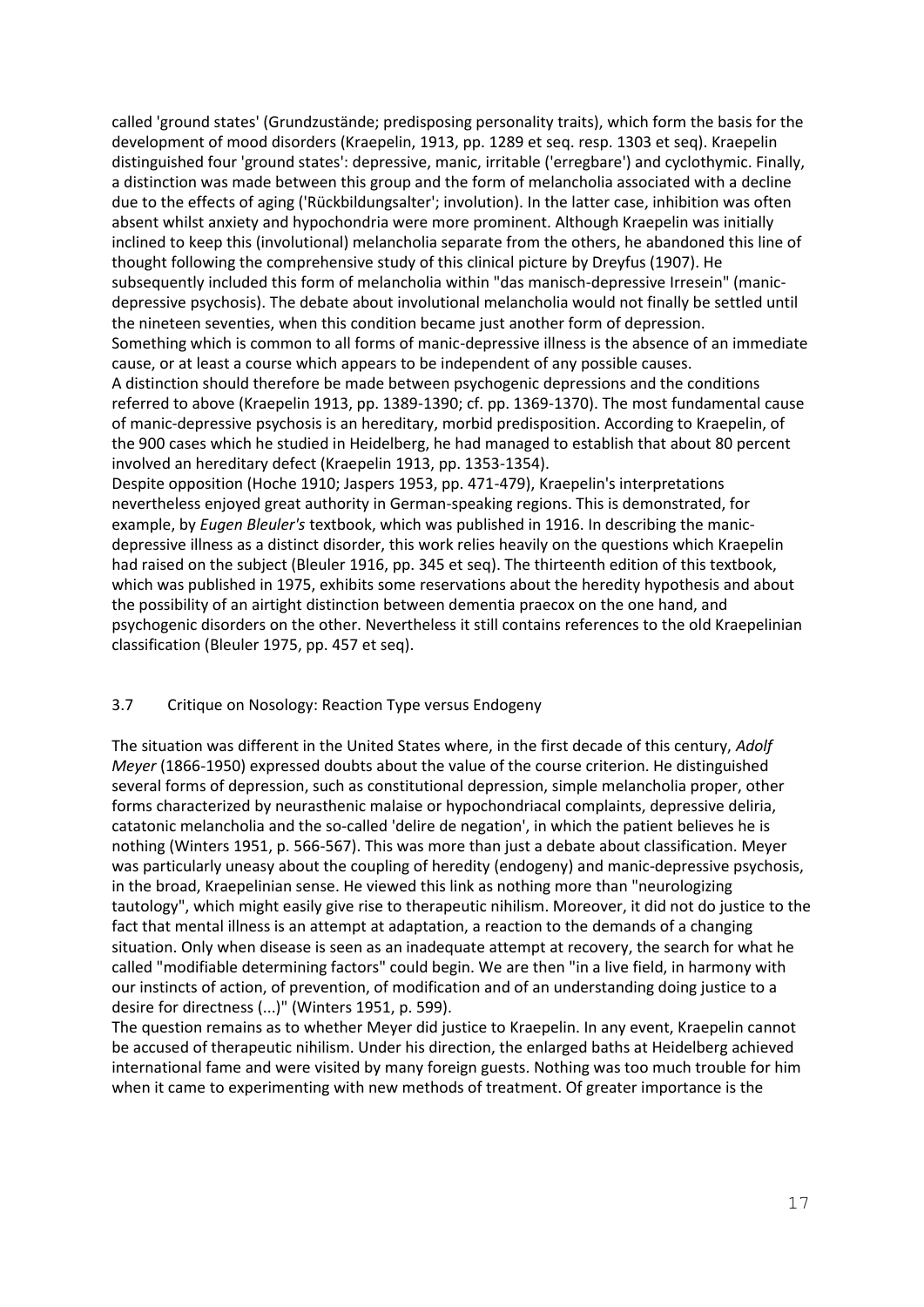called 'ground states' (Grundzustände; predisposing personality traits), which form the basis for the development of mood disorders (Kraepelin, 1913, pp. 1289 et seq. resp. 1303 et seq). Kraepelin distinguished four 'ground states': depressive, manic, irritable ('erregbare') and cyclothymic. Finally, a distinction was made between this group and the form of melancholia associated with a decline due to the effects of aging ('Rückbildungsalter'; involution). In the latter case, inhibition was often absent whilst anxiety and hypochondria were more prominent. Although Kraepelin was initially inclined to keep this (involutional) melancholia separate from the others, he abandoned this line of thought following the comprehensive study of this clinical picture by Dreyfus (1907). He subsequently included this form of melancholia within "das manisch-depressive Irresein" (manic-depressive psychosis). The debate about involutional melancholia would not finally be settled until the nineteen seventies, when this condition became just another form of depression.

Something which is common to all forms of manic-depressive illness is the absence of an immediate cause, or at least a course which appears to be independent of any possible causes.

A distinction should therefore be made between psychogenic depressions and the conditions referred to above (Kraepelin 1913, pp. 1389-1390; cf. pp. 1369-1370). The most fundamental cause of manic-depressive psychosis is an hereditary, morbid predisposition. According to Kraepelin, of the 900 cases which he studied in Heidelberg, he had managed to establish that about 80 percent involved an hereditary defect (Kraepelin 1913, pp. 1353-1354).

Despite opposition (Hoche 1910; Jaspers 1953, pp. 471-479), Kraepelin's interpretations nevertheless enjoyed great authority in German-speaking regions. This is demonstrated, for example, by *Eugen Bleuler's* textbook, which was published in 1916. In describing the manic-depressive illness as a distinct disorder, this work relies heavily on the questions which Kraepelin had raised on the subject (Bleuler 1916, pp. 345 et seq). The thirteenth edition of this textbook, which was published in 1975, exhibits some reservations about the heredity hypothesis and about the possibility of an airtight distinction between dementia praecox on the one hand, and psychogenic disorders on the other. Nevertheless it still contains references to the old Kraepelinian classification (Bleuler 1975, pp. 457 et seq).

### 3.7 Critique on Nosology: Reaction Type versus Endogeny

The situation was different in the United States where, in the first decade of this century, *Adolf Meyer* (1866-1950) expressed doubts about the value of the course criterion. He distinguished several forms of depression, such as constitutional depression, simple melancholia proper, other forms characterized by neurasthenic malaise or hypochondriacal complaints, depressive deliria, catatonic melancholia and the so-called 'delire de negation', in which the patient believes he is nothing (Winters 1951, p. 566-567). This was more than just a debate about classification. Meyer was particularly uneasy about the coupling of heredity (endogeny) and manic-depressive psychosis, in the broad, Kraepelinian sense. He viewed this link as nothing more than "neurologizing tautology", which might easily give rise to therapeutic nihilism. Moreover, it did not do justice to the fact that mental illness is an attempt at adaptation, a reaction to the demands of a changing situation. Only when disease is seen as an inadequate attempt at recovery, the search for what he called "modifiable determining factors" could begin. We are then "in a live field, in harmony with our instincts of action, of prevention, of modification and of an understanding doing justice to a desire for directness (...)" (Winters 1951, p. 599).

The question remains as to whether Meyer did justice to Kraepelin. In any event, Kraepelin cannot be accused of therapeutic nihilism. Under his direction, the enlarged baths at Heidelberg achieved international fame and were visited by many foreign guests. Nothing was too much trouble for him when it came to experimenting with new methods of treatment. Of greater importance is the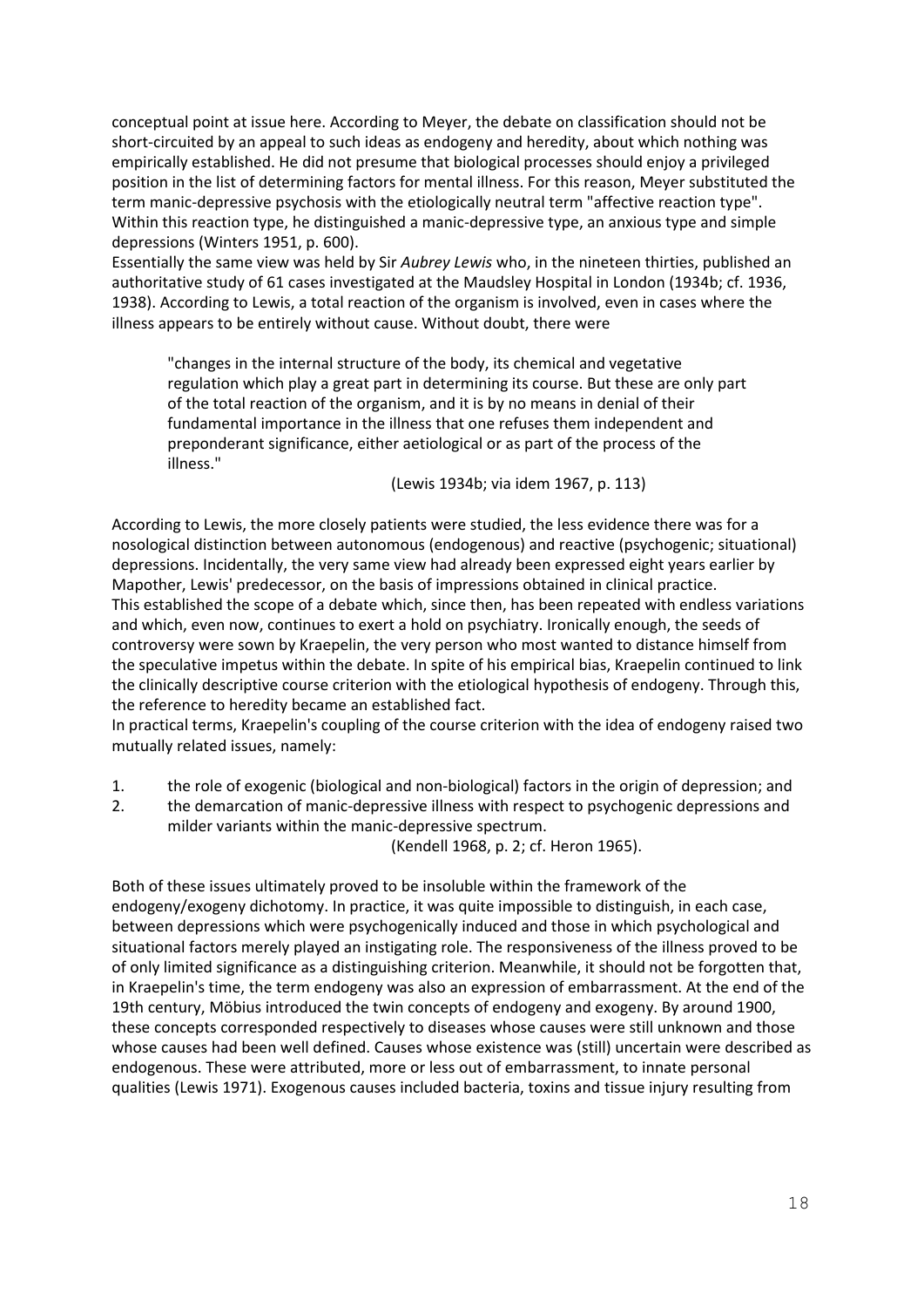conceptual point at issue here. According to Meyer, the debate on classification should not be short-circuited by an appeal to such ideas as endogeny and heredity, about which nothing was empirically established. He did not presume that biological processes should enjoy a privileged position in the list of determining factors for mental illness. For this reason, Meyer substituted the term manic-depressive psychosis with the etiologically neutral term "affective reaction type". Within this reaction type, he distinguished a manic-depressive type, an anxious type and simple depressions (Winters 1951, p. 600).

Essentially the same view was held by Sir *Aubrey Lewis* who, in the nineteen thirties, published an authoritative study of 61 cases investigated at the Maudsley Hospital in London (1934b; cf. 1936, 1938). According to Lewis, a total reaction of the organism is involved, even in cases where the illness appears to be entirely without cause. Without doubt, there were

> "changes in the internal structure of the body, its chemical and vegetative regulation which play a great part in determining its course. But these are only part of the total reaction of the organism, and it is by no means in denial of their fundamental importance in the illness that one refuses them independent and preponderant significance, either aetiological or as part of the process of the illness."
>
> (Lewis 1934b; via idem 1967, p. 113)

According to Lewis, the more closely patients were studied, the less evidence there was for a nosological distinction between autonomous (endogenous) and reactive (psychogenic; situational) depressions. Incidentally, the very same view had already been expressed eight years earlier by Mapother, Lewis' predecessor, on the basis of impressions obtained in clinical practice.

This established the scope of a debate which, since then, has been repeated with endless variations and which, even now, continues to exert a hold on psychiatry. Ironically enough, the seeds of controversy were sown by Kraepelin, the very person who most wanted to distance himself from the speculative impetus within the debate. In spite of his empirical bias, Kraepelin continued to link the clinically descriptive course criterion with the etiological hypothesis of endogeny. Through this, the reference to heredity became an established fact.

In practical terms, Kraepelin's coupling of the course criterion with the idea of endogeny raised two mutually related issues, namely:

1. the role of exogenic (biological and non-biological) factors in the origin of depression; and
2. the demarcation of manic-depressive illness with respect to psychogenic depressions and milder variants within the manic-depressive spectrum.

(Kendell 1968, p. 2; cf. Heron 1965).

Both of these issues ultimately proved to be insoluble within the framework of the endogeny/exogeny dichotomy. In practice, it was quite impossible to distinguish, in each case, between depressions which were psychogenically induced and those in which psychological and situational factors merely played an instigating role. The responsiveness of the illness proved to be of only limited significance as a distinguishing criterion. Meanwhile, it should not be forgotten that, in Kraepelin's time, the term endogeny was also an expression of embarrassment. At the end of the 19th century, Möbius introduced the twin concepts of endogeny and exogeny. By around 1900, these concepts corresponded respectively to diseases whose causes were still unknown and those whose causes had been well defined. Causes whose existence was (still) uncertain were described as endogenous. These were attributed, more or less out of embarrassment, to innate personal qualities (Lewis 1971). Exogenous causes included bacteria, toxins and tissue injury resulting from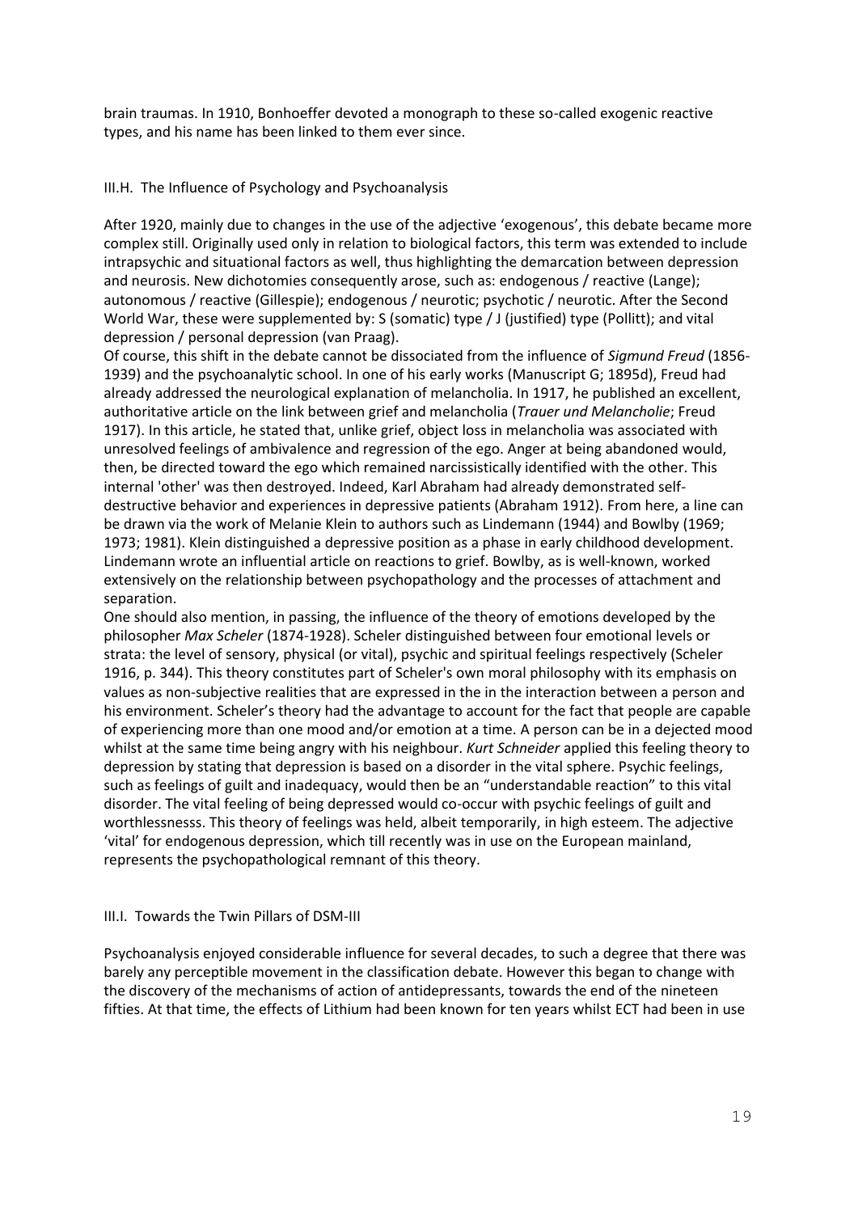brain traumas. In 1910, Bonhoeffer devoted a monograph to these so-called exogenic reactive types, and his name has been linked to them ever since.

### III.H. The Influence of Psychology and Psychoanalysis

After 1920, mainly due to changes in the use of the adjective 'exogenous', this debate became more complex still. Originally used only in relation to biological factors, this term was extended to include intrapsychic and situational factors as well, thus highlighting the demarcation between depression and neurosis. New dichotomies consequently arose, such as: endogenous / reactive (Lange); autonomous / reactive (Gillespie); endogenous / neurotic; psychotic / neurotic. After the Second World War, these were supplemented by: S (somatic) type / J (justified) type (Pollitt); and vital depression / personal depression (van Praag).

Of course, this shift in the debate cannot be dissociated from the influence of *Sigmund Freud* (1856-1939) and the psychoanalytic school. In one of his early works (Manuscript G; 1895d), Freud had already addressed the neurological explanation of melancholia. In 1917, he published an excellent, authoritative article on the link between grief and melancholia (*Trauer und Melancholie*; Freud 1917). In this article, he stated that, unlike grief, object loss in melancholia was associated with unresolved feelings of ambivalence and regression of the ego. Anger at being abandoned would, then, be directed toward the ego which remained narcissistically identified with the other. This internal 'other' was then destroyed. Indeed, Karl Abraham had already demonstrated self-destructive behavior and experiences in depressive patients (Abraham 1912). From here, a line can be drawn via the work of Melanie Klein to authors such as Lindemann (1944) and Bowlby (1969; 1973; 1981). Klein distinguished a depressive position as a phase in early childhood development. Lindemann wrote an influential article on reactions to grief. Bowlby, as is well-known, worked extensively on the relationship between psychopathology and the processes of attachment and separation.

One should also mention, in passing, the influence of the theory of emotions developed by the philosopher *Max Scheler* (1874-1928). Scheler distinguished between four emotional levels or strata: the level of sensory, physical (or vital), psychic and spiritual feelings respectively (Scheler 1916, p. 344). This theory constitutes part of Scheler's own moral philosophy with its emphasis on values as non-subjective realities that are expressed in the in the interaction between a person and his environment. Scheler's theory had the advantage to account for the fact that people are capable of experiencing more than one mood and/or emotion at a time. A person can be in a dejected mood whilst at the same time being angry with his neighbour. *Kurt Schneider* applied this feeling theory to depression by stating that depression is based on a disorder in the vital sphere. Psychic feelings, such as feelings of guilt and inadequacy, would then be an "understandable reaction" to this vital disorder. The vital feeling of being depressed would co-occur with psychic feelings of guilt and worthlessnesss. This theory of feelings was held, albeit temporarily, in high esteem. The adjective 'vital' for endogenous depression, which till recently was in use on the European mainland, represents the psychopathological remnant of this theory.

### III.I. Towards the Twin Pillars of DSM-III

Psychoanalysis enjoyed considerable influence for several decades, to such a degree that there was barely any perceptible movement in the classification debate. However this began to change with the discovery of the mechanisms of action of antidepressants, towards the end of the nineteen fifties. At that time, the effects of Lithium had been known for ten years whilst ECT had been in use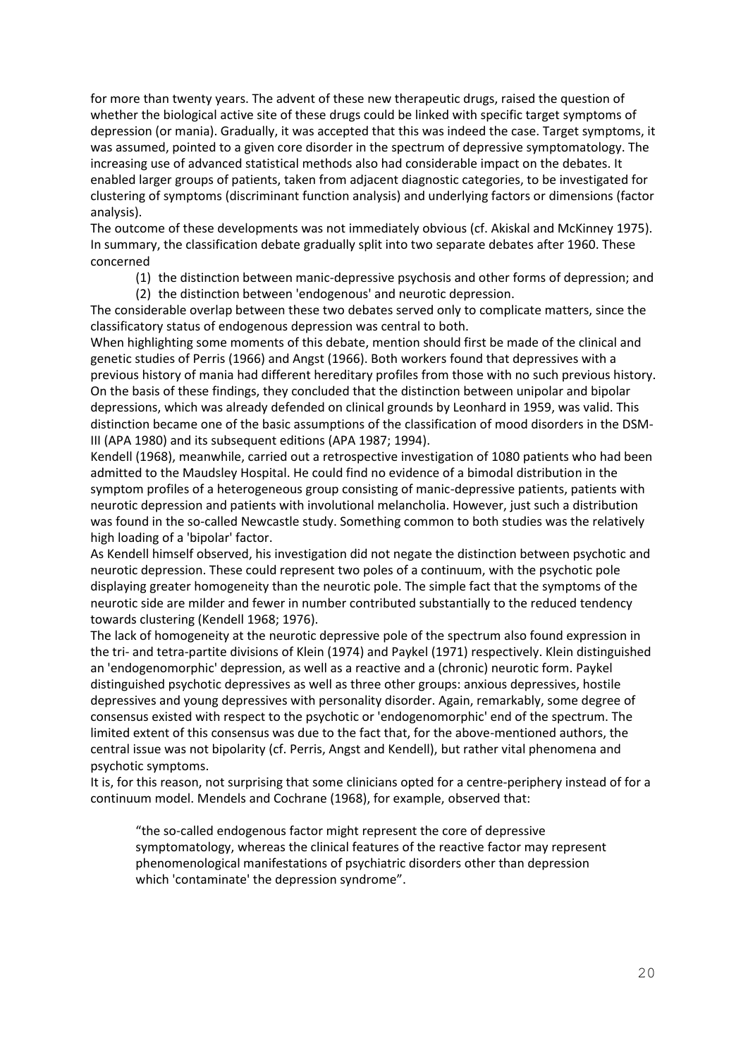for more than twenty years. The advent of these new therapeutic drugs, raised the question of whether the biological active site of these drugs could be linked with specific target symptoms of depression (or mania). Gradually, it was accepted that this was indeed the case. Target symptoms, it was assumed, pointed to a given core disorder in the spectrum of depressive symptomatology. The increasing use of advanced statistical methods also had considerable impact on the debates. It enabled larger groups of patients, taken from adjacent diagnostic categories, to be investigated for clustering of symptoms (discriminant function analysis) and underlying factors or dimensions (factor analysis).

The outcome of these developments was not immediately obvious (cf. Akiskal and McKinney 1975). In summary, the classification debate gradually split into two separate debates after 1960. These concerned

1. the distinction between manic-depressive psychosis and other forms of depression; and
2. the distinction between 'endogenous' and neurotic depression.

The considerable overlap between these two debates served only to complicate matters, since the classificatory status of endogenous depression was central to both.

When highlighting some moments of this debate, mention should first be made of the clinical and genetic studies of Perris (1966) and Angst (1966). Both workers found that depressives with a previous history of mania had different hereditary profiles from those with no such previous history. On the basis of these findings, they concluded that the distinction between unipolar and bipolar depressions, which was already defended on clinical grounds by Leonhard in 1959, was valid. This distinction became one of the basic assumptions of the classification of mood disorders in the DSM-III (APA 1980) and its subsequent editions (APA 1987; 1994).

Kendell (1968), meanwhile, carried out a retrospective investigation of 1080 patients who had been admitted to the Maudsley Hospital. He could find no evidence of a bimodal distribution in the symptom profiles of a heterogeneous group consisting of manic-depressive patients, patients with neurotic depression and patients with involutional melancholia. However, just such a distribution was found in the so-called Newcastle study. Something common to both studies was the relatively high loading of a 'bipolar' factor.

As Kendell himself observed, his investigation did not negate the distinction between psychotic and neurotic depression. These could represent two poles of a continuum, with the psychotic pole displaying greater homogeneity than the neurotic pole. The simple fact that the symptoms of the neurotic side are milder and fewer in number contributed substantially to the reduced tendency towards clustering (Kendell 1968; 1976).

The lack of homogeneity at the neurotic depressive pole of the spectrum also found expression in the tri- and tetra-partite divisions of Klein (1974) and Paykel (1971) respectively. Klein distinguished an 'endogenomorphic' depression, as well as a reactive and a (chronic) neurotic form. Paykel distinguished psychotic depressives as well as three other groups: anxious depressives, hostile depressives and young depressives with personality disorder. Again, remarkably, some degree of consensus existed with respect to the psychotic or 'endogenomorphic' end of the spectrum. The limited extent of this consensus was due to the fact that, for the above-mentioned authors, the central issue was not bipolarity (cf. Perris, Angst and Kendell), but rather vital phenomena and psychotic symptoms.

It is, for this reason, not surprising that some clinicians opted for a centre-periphery instead of for a continuum model. Mendels and Cochrane (1968), for example, observed that:

> "the so-called endogenous factor might represent the core of depressive symptomatology, whereas the clinical features of the reactive factor may represent phenomenological manifestations of psychiatric disorders other than depression which 'contaminate' the depression syndrome".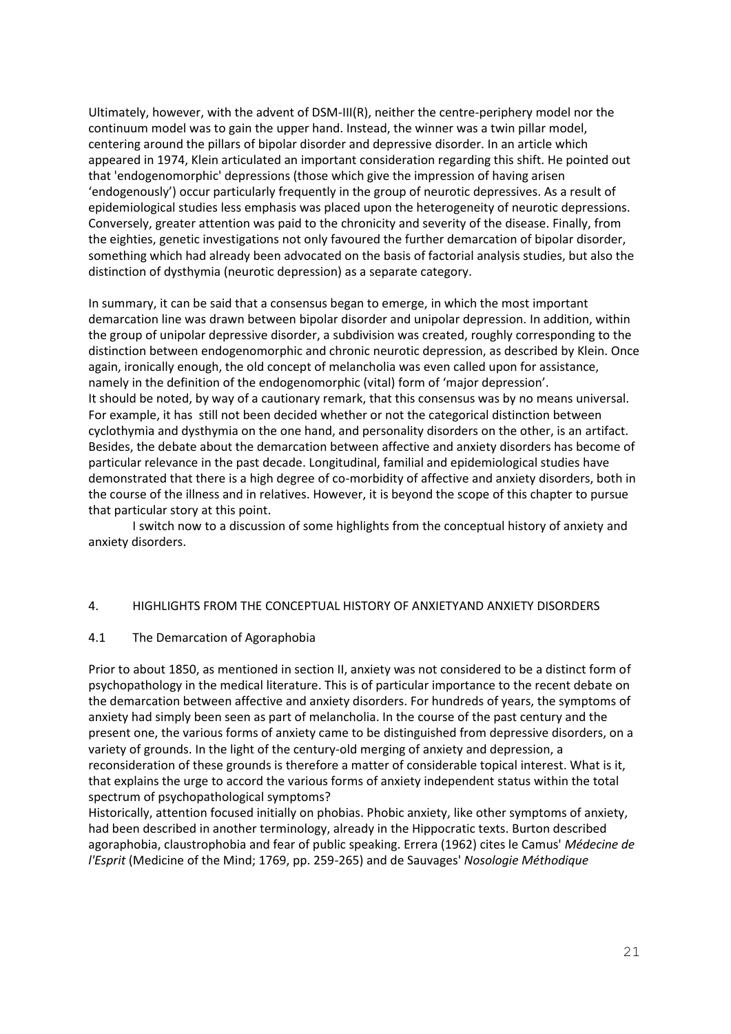Ultimately, however, with the advent of DSM-III(R), neither the centre-periphery model nor the continuum model was to gain the upper hand. Instead, the winner was a twin pillar model, centering around the pillars of bipolar disorder and depressive disorder. In an article which appeared in 1974, Klein articulated an important consideration regarding this shift. He pointed out that 'endogenomorphic' depressions (those which give the impression of having arisen 'endogenously') occur particularly frequently in the group of neurotic depressives. As a result of epidemiological studies less emphasis was placed upon the heterogeneity of neurotic depressions. Conversely, greater attention was paid to the chronicity and severity of the disease. Finally, from the eighties, genetic investigations not only favoured the further demarcation of bipolar disorder, something which had already been advocated on the basis of factorial analysis studies, but also the distinction of dysthymia (neurotic depression) as a separate category.

In summary, it can be said that a consensus began to emerge, in which the most important demarcation line was drawn between bipolar disorder and unipolar depression. In addition, within the group of unipolar depressive disorder, a subdivision was created, roughly corresponding to the distinction between endogenomorphic and chronic neurotic depression, as described by Klein. Once again, ironically enough, the old concept of melancholia was even called upon for assistance, namely in the definition of the endogenomorphic (vital) form of 'major depression'.
It should be noted, by way of a cautionary remark, that this consensus was by no means universal. For example, it has still not been decided whether or not the categorical distinction between cyclothymia and dysthymia on the one hand, and personality disorders on the other, is an artifact. Besides, the debate about the demarcation between affective and anxiety disorders has become of particular relevance in the past decade. Longitudinal, familial and epidemiological studies have demonstrated that there is a high degree of co-morbidity of affective and anxiety disorders, both in the course of the illness and in relatives. However, it is beyond the scope of this chapter to pursue that particular story at this point.

I switch now to a discussion of some highlights from the conceptual history of anxiety and anxiety disorders.

## 4. HIGHLIGHTS FROM THE CONCEPTUAL HISTORY OF ANXIETYAND ANXIETY DISORDERS

### 4.1 The Demarcation of Agoraphobia

Prior to about 1850, as mentioned in section II, anxiety was not considered to be a distinct form of psychopathology in the medical literature. This is of particular importance to the recent debate on the demarcation between affective and anxiety disorders. For hundreds of years, the symptoms of anxiety had simply been seen as part of melancholia. In the course of the past century and the present one, the various forms of anxiety came to be distinguished from depressive disorders, on a variety of grounds. In the light of the century-old merging of anxiety and depression, a reconsideration of these grounds is therefore a matter of considerable topical interest. What is it, that explains the urge to accord the various forms of anxiety independent status within the total spectrum of psychopathological symptoms?
Historically, attention focused initially on phobias. Phobic anxiety, like other symptoms of anxiety, had been described in another terminology, already in the Hippocratic texts. Burton described agoraphobia, claustrophobia and fear of public speaking. Errera (1962) cites le Camus' *Médecine de l'Esprit* (Medicine of the Mind; 1769, pp. 259-265) and de Sauvages' *Nosologie Méthodique*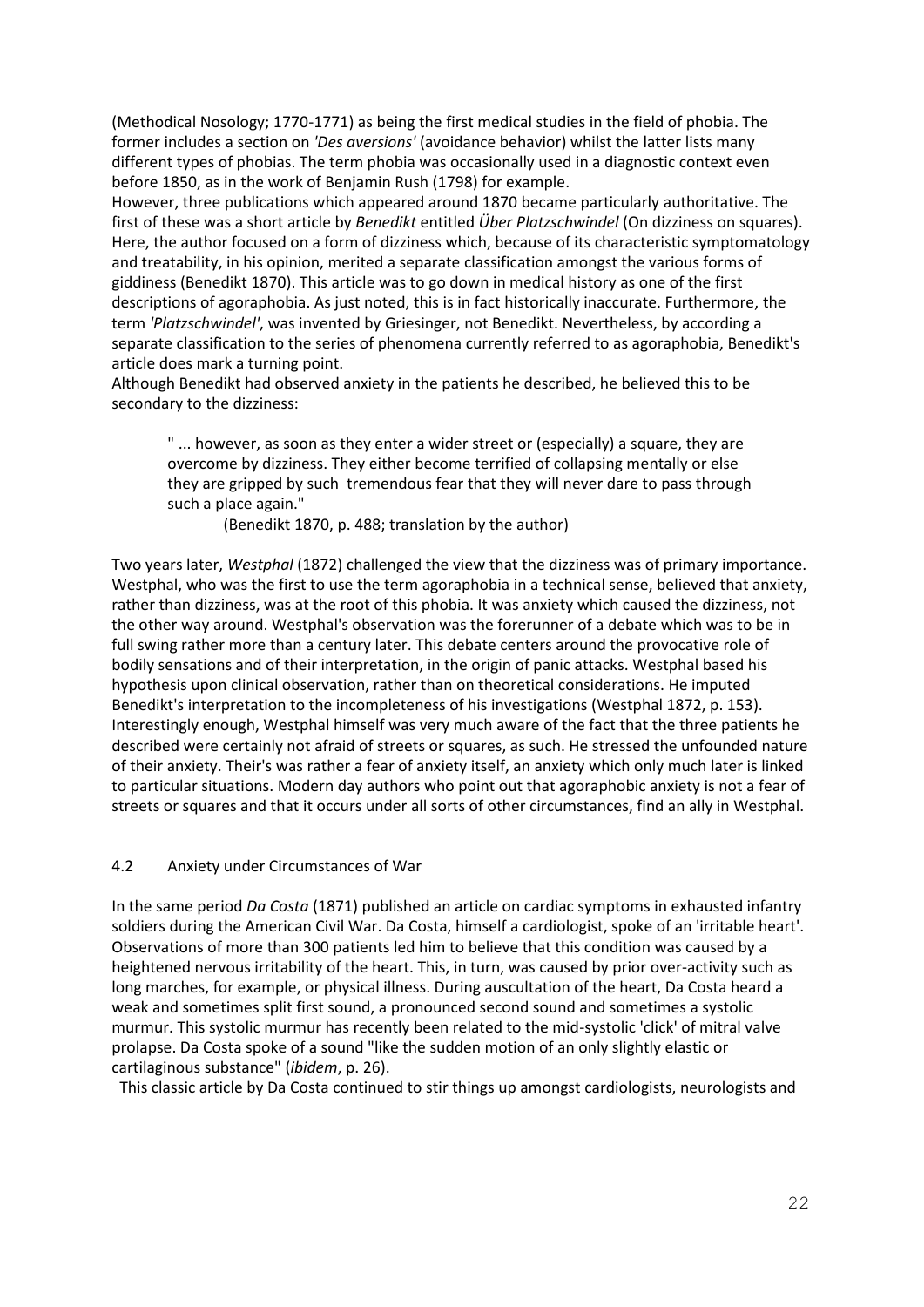(Methodical Nosology; 1770-1771) as being the first medical studies in the field of phobia. The former includes a section on *'Des aversions'* (avoidance behavior) whilst the latter lists many different types of phobias. The term phobia was occasionally used in a diagnostic context even before 1850, as in the work of Benjamin Rush (1798) for example.

However, three publications which appeared around 1870 became particularly authoritative. The first of these was a short article by *Benedikt* entitled *Über Platzschwindel* (On dizziness on squares). Here, the author focused on a form of dizziness which, because of its characteristic symptomatology and treatability, in his opinion, merited a separate classification amongst the various forms of giddiness (Benedikt 1870). This article was to go down in medical history as one of the first descriptions of agoraphobia. As just noted, this is in fact historically inaccurate. Furthermore, the term *'Platzschwindel'*, was invented by Griesinger, not Benedikt. Nevertheless, by according a separate classification to the series of phenomena currently referred to as agoraphobia, Benedikt's article does mark a turning point.

Although Benedikt had observed anxiety in the patients he described, he believed this to be secondary to the dizziness:

> " ... however, as soon as they enter a wider street or (especially) a square, they are overcome by dizziness. They either become terrified of collapsing mentally or else they are gripped by such tremendous fear that they will never dare to pass through such a place again."
>
> (Benedikt 1870, p. 488; translation by the author)

Two years later, *Westphal* (1872) challenged the view that the dizziness was of primary importance. Westphal, who was the first to use the term agoraphobia in a technical sense, believed that anxiety, rather than dizziness, was at the root of this phobia. It was anxiety which caused the dizziness, not the other way around. Westphal's observation was the forerunner of a debate which was to be in full swing rather more than a century later. This debate centers around the provocative role of bodily sensations and of their interpretation, in the origin of panic attacks. Westphal based his hypothesis upon clinical observation, rather than on theoretical considerations. He imputed Benedikt's interpretation to the incompleteness of his investigations (Westphal 1872, p. 153). Interestingly enough, Westphal himself was very much aware of the fact that the three patients he described were certainly not afraid of streets or squares, as such. He stressed the unfounded nature of their anxiety. Their's was rather a fear of anxiety itself, an anxiety which only much later is linked to particular situations. Modern day authors who point out that agoraphobic anxiety is not a fear of streets or squares and that it occurs under all sorts of other circumstances, find an ally in Westphal.

## 4.2 Anxiety under Circumstances of War

In the same period *Da Costa* (1871) published an article on cardiac symptoms in exhausted infantry soldiers during the American Civil War. Da Costa, himself a cardiologist, spoke of an 'irritable heart'. Observations of more than 300 patients led him to believe that this condition was caused by a heightened nervous irritability of the heart. This, in turn, was caused by prior over-activity such as long marches, for example, or physical illness. During auscultation of the heart, Da Costa heard a weak and sometimes split first sound, a pronounced second sound and sometimes a systolic murmur. This systolic murmur has recently been related to the mid-systolic 'click' of mitral valve prolapse. Da Costa spoke of a sound "like the sudden motion of an only slightly elastic or cartilaginous substance" (*ibidem*, p. 26).

This classic article by Da Costa continued to stir things up amongst cardiologists, neurologists and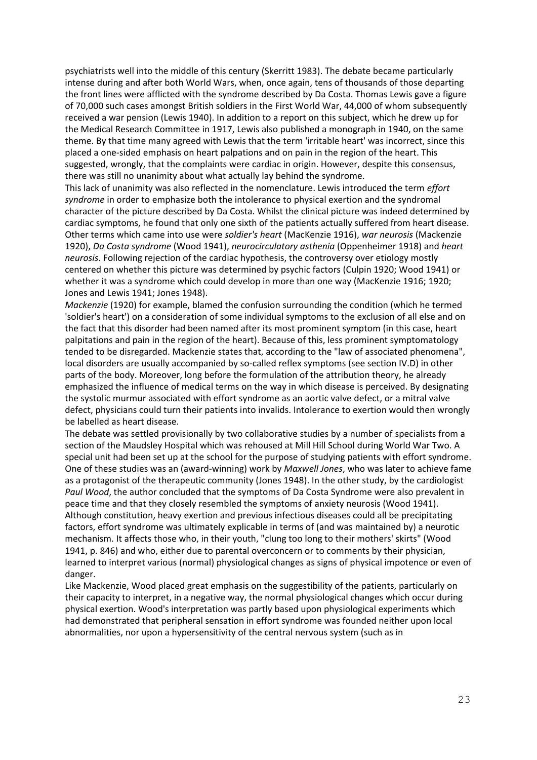psychiatrists well into the middle of this century (Skerritt 1983). The debate became particularly intense during and after both World Wars, when, once again, tens of thousands of those departing the front lines were afflicted with the syndrome described by Da Costa. Thomas Lewis gave a figure of 70,000 such cases amongst British soldiers in the First World War, 44,000 of whom subsequently received a war pension (Lewis 1940). In addition to a report on this subject, which he drew up for the Medical Research Committee in 1917, Lewis also published a monograph in 1940, on the same theme. By that time many agreed with Lewis that the term 'irritable heart' was incorrect, since this placed a one-sided emphasis on heart palpations and on pain in the region of the heart. This suggested, wrongly, that the complaints were cardiac in origin. However, despite this consensus, there was still no unanimity about what actually lay behind the syndrome.

This lack of unanimity was also reflected in the nomenclature. Lewis introduced the term *effort syndrome* in order to emphasize both the intolerance to physical exertion and the syndromal character of the picture described by Da Costa. Whilst the clinical picture was indeed determined by cardiac symptoms, he found that only one sixth of the patients actually suffered from heart disease. Other terms which came into use were *soldier's heart* (MacKenzie 1916), *war neurosis* (Mackenzie 1920), *Da Costa syndrome* (Wood 1941), *neurocirculatory asthenia* (Oppenheimer 1918) and *heart neurosis*. Following rejection of the cardiac hypothesis, the controversy over etiology mostly centered on whether this picture was determined by psychic factors (Culpin 1920; Wood 1941) or whether it was a syndrome which could develop in more than one way (MacKenzie 1916; 1920; Jones and Lewis 1941; Jones 1948).

*Mackenzie* (1920) for example, blamed the confusion surrounding the condition (which he termed 'soldier's heart') on a consideration of some individual symptoms to the exclusion of all else and on the fact that this disorder had been named after its most prominent symptom (in this case, heart palpitations and pain in the region of the heart). Because of this, less prominent symptomatology tended to be disregarded. Mackenzie states that, according to the "law of associated phenomena", local disorders are usually accompanied by so-called reflex symptoms (see section IV.D) in other parts of the body. Moreover, long before the formulation of the attribution theory, he already emphasized the influence of medical terms on the way in which disease is perceived. By designating the systolic murmur associated with effort syndrome as an aortic valve defect, or a mitral valve defect, physicians could turn their patients into invalids. Intolerance to exertion would then wrongly be labelled as heart disease.

The debate was settled provisionally by two collaborative studies by a number of specialists from a section of the Maudsley Hospital which was rehoused at Mill Hill School during World War Two. A special unit had been set up at the school for the purpose of studying patients with effort syndrome. One of these studies was an (award-winning) work by *Maxwell Jones*, who was later to achieve fame as a protagonist of the therapeutic community (Jones 1948). In the other study, by the cardiologist *Paul Wood*, the author concluded that the symptoms of Da Costa Syndrome were also prevalent in peace time and that they closely resembled the symptoms of anxiety neurosis (Wood 1941). Although constitution, heavy exertion and previous infectious diseases could all be precipitating factors, effort syndrome was ultimately explicable in terms of (and was maintained by) a neurotic mechanism. It affects those who, in their youth, "clung too long to their mothers' skirts" (Wood 1941, p. 846) and who, either due to parental overconcern or to comments by their physician, learned to interpret various (normal) physiological changes as signs of physical impotence or even of danger.

Like Mackenzie, Wood placed great emphasis on the suggestibility of the patients, particularly on their capacity to interpret, in a negative way, the normal physiological changes which occur during physical exertion. Wood's interpretation was partly based upon physiological experiments which had demonstrated that peripheral sensation in effort syndrome was founded neither upon local abnormalities, nor upon a hypersensitivity of the central nervous system (such as in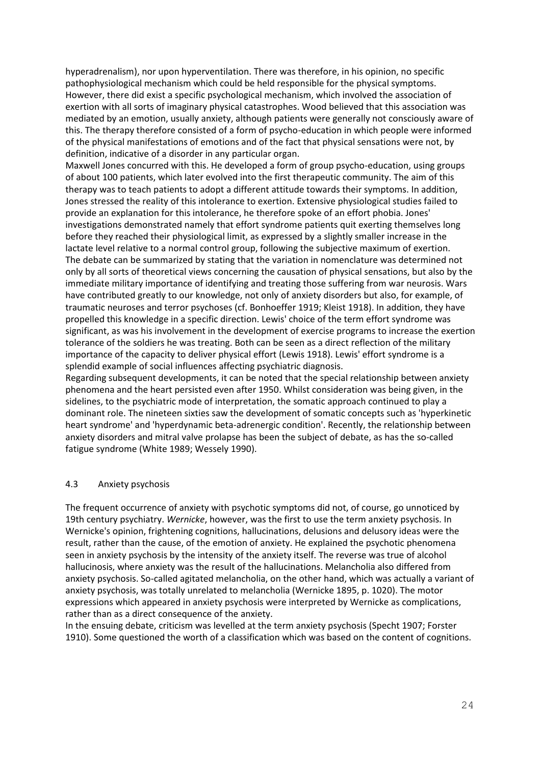hyperadrenalism), nor upon hyperventilation. There was therefore, in his opinion, no specific pathophysiological mechanism which could be held responsible for the physical symptoms. However, there did exist a specific psychological mechanism, which involved the association of exertion with all sorts of imaginary physical catastrophes. Wood believed that this association was mediated by an emotion, usually anxiety, although patients were generally not consciously aware of this. The therapy therefore consisted of a form of psycho-education in which people were informed of the physical manifestations of emotions and of the fact that physical sensations were not, by definition, indicative of a disorder in any particular organ.

Maxwell Jones concurred with this. He developed a form of group psycho-education, using groups of about 100 patients, which later evolved into the first therapeutic community. The aim of this therapy was to teach patients to adopt a different attitude towards their symptoms. In addition, Jones stressed the reality of this intolerance to exertion. Extensive physiological studies failed to provide an explanation for this intolerance, he therefore spoke of an effort phobia. Jones' investigations demonstrated namely that effort syndrome patients quit exerting themselves long before they reached their physiological limit, as expressed by a slightly smaller increase in the lactate level relative to a normal control group, following the subjective maximum of exertion.

The debate can be summarized by stating that the variation in nomenclature was determined not only by all sorts of theoretical views concerning the causation of physical sensations, but also by the immediate military importance of identifying and treating those suffering from war neurosis. Wars have contributed greatly to our knowledge, not only of anxiety disorders but also, for example, of traumatic neuroses and terror psychoses (cf. Bonhoeffer 1919; Kleist 1918). In addition, they have propelled this knowledge in a specific direction. Lewis' choice of the term effort syndrome was significant, as was his involvement in the development of exercise programs to increase the exertion tolerance of the soldiers he was treating. Both can be seen as a direct reflection of the military importance of the capacity to deliver physical effort (Lewis 1918). Lewis' effort syndrome is a splendid example of social influences affecting psychiatric diagnosis.

Regarding subsequent developments, it can be noted that the special relationship between anxiety phenomena and the heart persisted even after 1950. Whilst consideration was being given, in the sidelines, to the psychiatric mode of interpretation, the somatic approach continued to play a dominant role. The nineteen sixties saw the development of somatic concepts such as 'hyperkinetic heart syndrome' and 'hyperdynamic beta-adrenergic condition'. Recently, the relationship between anxiety disorders and mitral valve prolapse has been the subject of debate, as has the so-called fatigue syndrome (White 1989; Wessely 1990).

### 4.3 Anxiety psychosis

The frequent occurrence of anxiety with psychotic symptoms did not, of course, go unnoticed by 19th century psychiatry. *Wernicke*, however, was the first to use the term anxiety psychosis. In Wernicke's opinion, frightening cognitions, hallucinations, delusions and delusory ideas were the result, rather than the cause, of the emotion of anxiety. He explained the psychotic phenomena seen in anxiety psychosis by the intensity of the anxiety itself. The reverse was true of alcohol hallucinosis, where anxiety was the result of the hallucinations. Melancholia also differed from anxiety psychosis. So-called agitated melancholia, on the other hand, which was actually a variant of anxiety psychosis, was totally unrelated to melancholia (Wernicke 1895, p. 1020). The motor expressions which appeared in anxiety psychosis were interpreted by Wernicke as complications, rather than as a direct consequence of the anxiety.

In the ensuing debate, criticism was levelled at the term anxiety psychosis (Specht 1907; Forster 1910). Some questioned the worth of a classification which was based on the content of cognitions.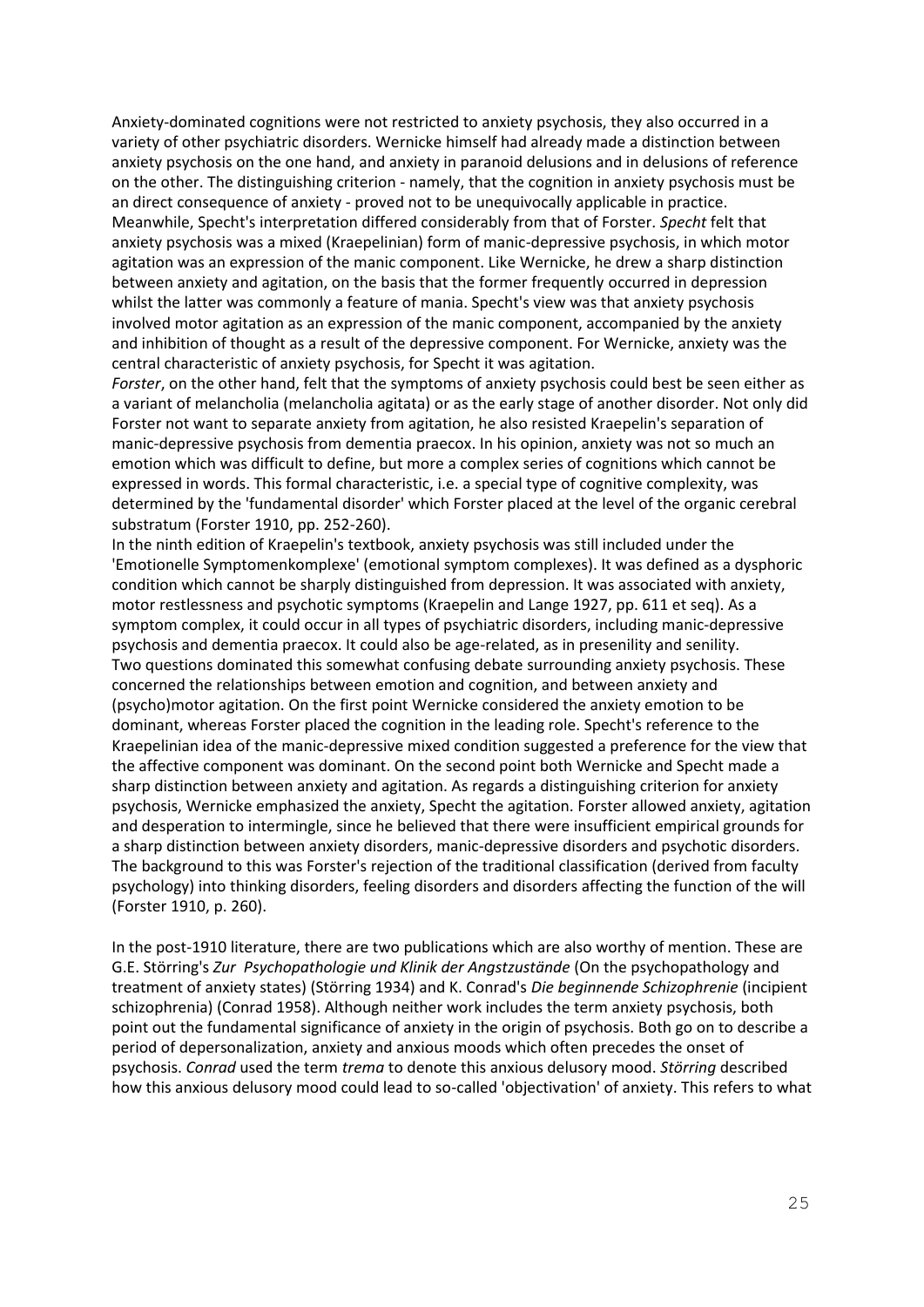Anxiety-dominated cognitions were not restricted to anxiety psychosis, they also occurred in a variety of other psychiatric disorders. Wernicke himself had already made a distinction between anxiety psychosis on the one hand, and anxiety in paranoid delusions and in delusions of reference on the other. The distinguishing criterion - namely, that the cognition in anxiety psychosis must be an direct consequence of anxiety - proved not to be unequivocally applicable in practice. Meanwhile, Specht's interpretation differed considerably from that of Forster. *Specht* felt that anxiety psychosis was a mixed (Kraepelinian) form of manic-depressive psychosis, in which motor agitation was an expression of the manic component. Like Wernicke, he drew a sharp distinction between anxiety and agitation, on the basis that the former frequently occurred in depression whilst the latter was commonly a feature of mania. Specht's view was that anxiety psychosis involved motor agitation as an expression of the manic component, accompanied by the anxiety and inhibition of thought as a result of the depressive component. For Wernicke, anxiety was the central characteristic of anxiety psychosis, for Specht it was agitation.

*Forster*, on the other hand, felt that the symptoms of anxiety psychosis could best be seen either as a variant of melancholia (melancholia agitata) or as the early stage of another disorder. Not only did Forster not want to separate anxiety from agitation, he also resisted Kraepelin's separation of manic-depressive psychosis from dementia praecox. In his opinion, anxiety was not so much an emotion which was difficult to define, but more a complex series of cognitions which cannot be expressed in words. This formal characteristic, i.e. a special type of cognitive complexity, was determined by the 'fundamental disorder' which Forster placed at the level of the organic cerebral substratum (Forster 1910, pp. 252-260).

In the ninth edition of Kraepelin's textbook, anxiety psychosis was still included under the 'Emotionelle Symptomenkomplexe' (emotional symptom complexes). It was defined as a dysphoric condition which cannot be sharply distinguished from depression. It was associated with anxiety, motor restlessness and psychotic symptoms (Kraepelin and Lange 1927, pp. 611 et seq). As a symptom complex, it could occur in all types of psychiatric disorders, including manic-depressive psychosis and dementia praecox. It could also be age-related, as in presenility and senility.

Two questions dominated this somewhat confusing debate surrounding anxiety psychosis. These concerned the relationships between emotion and cognition, and between anxiety and (psycho)motor agitation. On the first point Wernicke considered the anxiety emotion to be dominant, whereas Forster placed the cognition in the leading role. Specht's reference to the Kraepelinian idea of the manic-depressive mixed condition suggested a preference for the view that the affective component was dominant. On the second point both Wernicke and Specht made a sharp distinction between anxiety and agitation. As regards a distinguishing criterion for anxiety psychosis, Wernicke emphasized the anxiety, Specht the agitation. Forster allowed anxiety, agitation and desperation to intermingle, since he believed that there were insufficient empirical grounds for a sharp distinction between anxiety disorders, manic-depressive disorders and psychotic disorders. The background to this was Forster's rejection of the traditional classification (derived from faculty psychology) into thinking disorders, feeling disorders and disorders affecting the function of the will (Forster 1910, p. 260).

In the post-1910 literature, there are two publications which are also worthy of mention. These are G.E. Störring's *Zur Psychopathologie und Klinik der Angstzustände* (On the psychopathology and treatment of anxiety states) (Störring 1934) and K. Conrad's *Die beginnende Schizophrenie* (incipient schizophrenia) (Conrad 1958). Although neither work includes the term anxiety psychosis, both point out the fundamental significance of anxiety in the origin of psychosis. Both go on to describe a period of depersonalization, anxiety and anxious moods which often precedes the onset of psychosis. *Conrad* used the term *trema* to denote this anxious delusory mood. *Störring* described how this anxious delusory mood could lead to so-called 'objectivation' of anxiety. This refers to what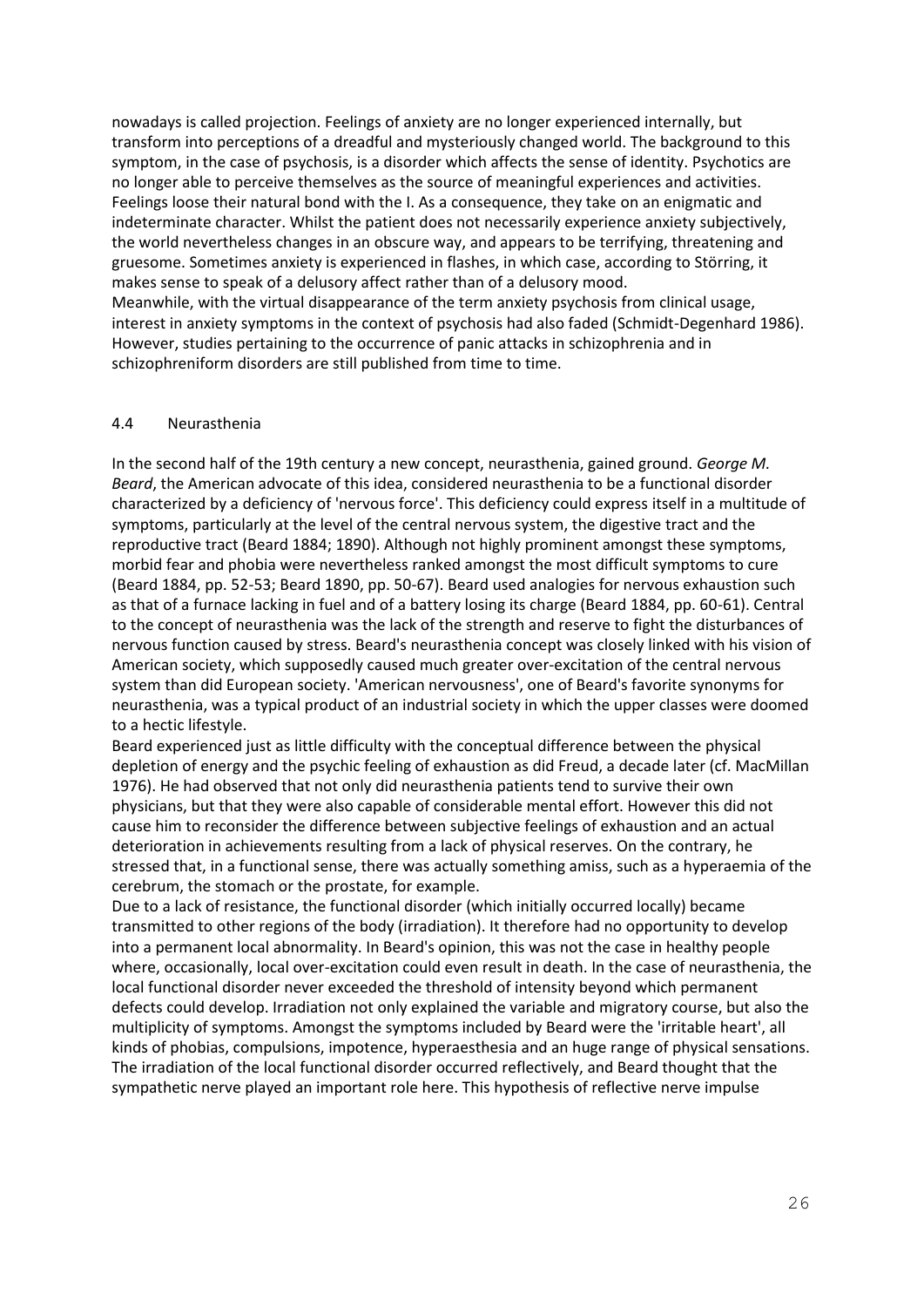nowadays is called projection. Feelings of anxiety are no longer experienced internally, but transform into perceptions of a dreadful and mysteriously changed world. The background to this symptom, in the case of psychosis, is a disorder which affects the sense of identity. Psychotics are no longer able to perceive themselves as the source of meaningful experiences and activities. Feelings loose their natural bond with the I. As a consequence, they take on an enigmatic and indeterminate character. Whilst the patient does not necessarily experience anxiety subjectively, the world nevertheless changes in an obscure way, and appears to be terrifying, threatening and gruesome. Sometimes anxiety is experienced in flashes, in which case, according to Störring, it makes sense to speak of a delusory affect rather than of a delusory mood.
Meanwhile, with the virtual disappearance of the term anxiety psychosis from clinical usage, interest in anxiety symptoms in the context of psychosis had also faded (Schmidt-Degenhard 1986). However, studies pertaining to the occurrence of panic attacks in schizophrenia and in schizophreniform disorders are still published from time to time.

### 4.4 Neurasthenia

In the second half of the 19th century a new concept, neurasthenia, gained ground. *George M. Beard*, the American advocate of this idea, considered neurasthenia to be a functional disorder characterized by a deficiency of 'nervous force'. This deficiency could express itself in a multitude of symptoms, particularly at the level of the central nervous system, the digestive tract and the reproductive tract (Beard 1884; 1890). Although not highly prominent amongst these symptoms, morbid fear and phobia were nevertheless ranked amongst the most difficult symptoms to cure (Beard 1884, pp. 52-53; Beard 1890, pp. 50-67). Beard used analogies for nervous exhaustion such as that of a furnace lacking in fuel and of a battery losing its charge (Beard 1884, pp. 60-61). Central to the concept of neurasthenia was the lack of the strength and reserve to fight the disturbances of nervous function caused by stress. Beard's neurasthenia concept was closely linked with his vision of American society, which supposedly caused much greater over-excitation of the central nervous system than did European society. 'American nervousness', one of Beard's favorite synonyms for neurasthenia, was a typical product of an industrial society in which the upper classes were doomed to a hectic lifestyle.
Beard experienced just as little difficulty with the conceptual difference between the physical depletion of energy and the psychic feeling of exhaustion as did Freud, a decade later (cf. MacMillan 1976). He had observed that not only did neurasthenia patients tend to survive their own physicians, but that they were also capable of considerable mental effort. However this did not cause him to reconsider the difference between subjective feelings of exhaustion and an actual deterioration in achievements resulting from a lack of physical reserves. On the contrary, he stressed that, in a functional sense, there was actually something amiss, such as a hyperaemia of the cerebrum, the stomach or the prostate, for example.
Due to a lack of resistance, the functional disorder (which initially occurred locally) became transmitted to other regions of the body (irradiation). It therefore had no opportunity to develop into a permanent local abnormality. In Beard's opinion, this was not the case in healthy people where, occasionally, local over-excitation could even result in death. In the case of neurasthenia, the local functional disorder never exceeded the threshold of intensity beyond which permanent defects could develop. Irradiation not only explained the variable and migratory course, but also the multiplicity of symptoms. Amongst the symptoms included by Beard were the 'irritable heart', all kinds of phobias, compulsions, impotence, hyperaesthesia and an huge range of physical sensations. The irradiation of the local functional disorder occurred reflectively, and Beard thought that the sympathetic nerve played an important role here. This hypothesis of reflective nerve impulse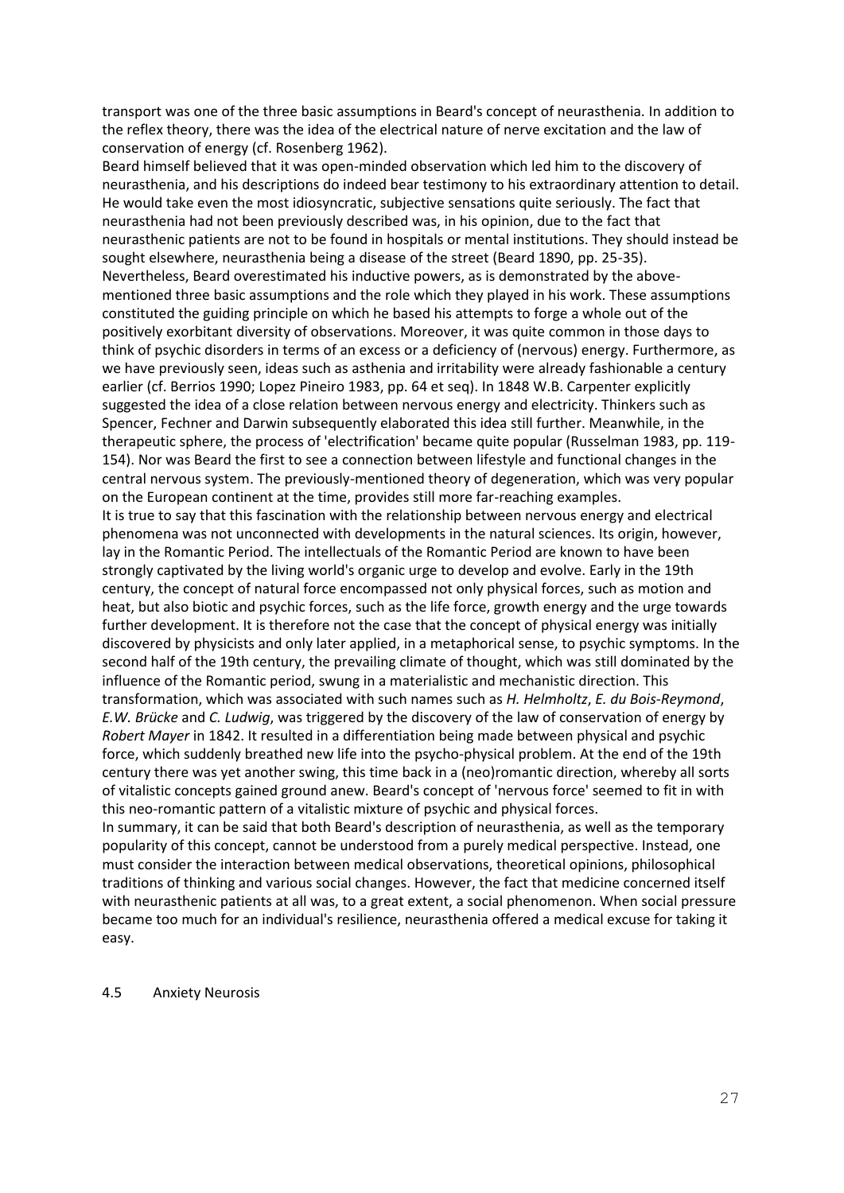transport was one of the three basic assumptions in Beard's concept of neurasthenia. In addition to the reflex theory, there was the idea of the electrical nature of nerve excitation and the law of conservation of energy (cf. Rosenberg 1962).

Beard himself believed that it was open-minded observation which led him to the discovery of neurasthenia, and his descriptions do indeed bear testimony to his extraordinary attention to detail. He would take even the most idiosyncratic, subjective sensations quite seriously. The fact that neurasthenia had not been previously described was, in his opinion, due to the fact that neurasthenic patients are not to be found in hospitals or mental institutions. They should instead be sought elsewhere, neurasthenia being a disease of the street (Beard 1890, pp. 25-35).

Nevertheless, Beard overestimated his inductive powers, as is demonstrated by the above-mentioned three basic assumptions and the role which they played in his work. These assumptions constituted the guiding principle on which he based his attempts to forge a whole out of the positively exorbitant diversity of observations. Moreover, it was quite common in those days to think of psychic disorders in terms of an excess or a deficiency of (nervous) energy. Furthermore, as we have previously seen, ideas such as asthenia and irritability were already fashionable a century earlier (cf. Berrios 1990; Lopez Pineiro 1983, pp. 64 et seq). In 1848 W.B. Carpenter explicitly suggested the idea of a close relation between nervous energy and electricity. Thinkers such as Spencer, Fechner and Darwin subsequently elaborated this idea still further. Meanwhile, in the therapeutic sphere, the process of 'electrification' became quite popular (Russelman 1983, pp. 119-154). Nor was Beard the first to see a connection between lifestyle and functional changes in the central nervous system. The previously-mentioned theory of degeneration, which was very popular on the European continent at the time, provides still more far-reaching examples.

It is true to say that this fascination with the relationship between nervous energy and electrical phenomena was not unconnected with developments in the natural sciences. Its origin, however, lay in the Romantic Period. The intellectuals of the Romantic Period are known to have been strongly captivated by the living world's organic urge to develop and evolve. Early in the 19th century, the concept of natural force encompassed not only physical forces, such as motion and heat, but also biotic and psychic forces, such as the life force, growth energy and the urge towards further development. It is therefore not the case that the concept of physical energy was initially discovered by physicists and only later applied, in a metaphorical sense, to psychic symptoms. In the second half of the 19th century, the prevailing climate of thought, which was still dominated by the influence of the Romantic period, swung in a materialistic and mechanistic direction. This transformation, which was associated with such names such as *H. Helmholtz*, *E. du Bois-Reymond*, *E.W. Brücke* and *C. Ludwig*, was triggered by the discovery of the law of conservation of energy by *Robert Mayer* in 1842. It resulted in a differentiation being made between physical and psychic force, which suddenly breathed new life into the psycho-physical problem. At the end of the 19th century there was yet another swing, this time back in a (neo)romantic direction, whereby all sorts of vitalistic concepts gained ground anew. Beard's concept of 'nervous force' seemed to fit in with this neo-romantic pattern of a vitalistic mixture of psychic and physical forces.

In summary, it can be said that both Beard's description of neurasthenia, as well as the temporary popularity of this concept, cannot be understood from a purely medical perspective. Instead, one must consider the interaction between medical observations, theoretical opinions, philosophical traditions of thinking and various social changes. However, the fact that medicine concerned itself with neurasthenic patients at all was, to a great extent, a social phenomenon. When social pressure became too much for an individual's resilience, neurasthenia offered a medical excuse for taking it easy.

### 4.5 Anxiety Neurosis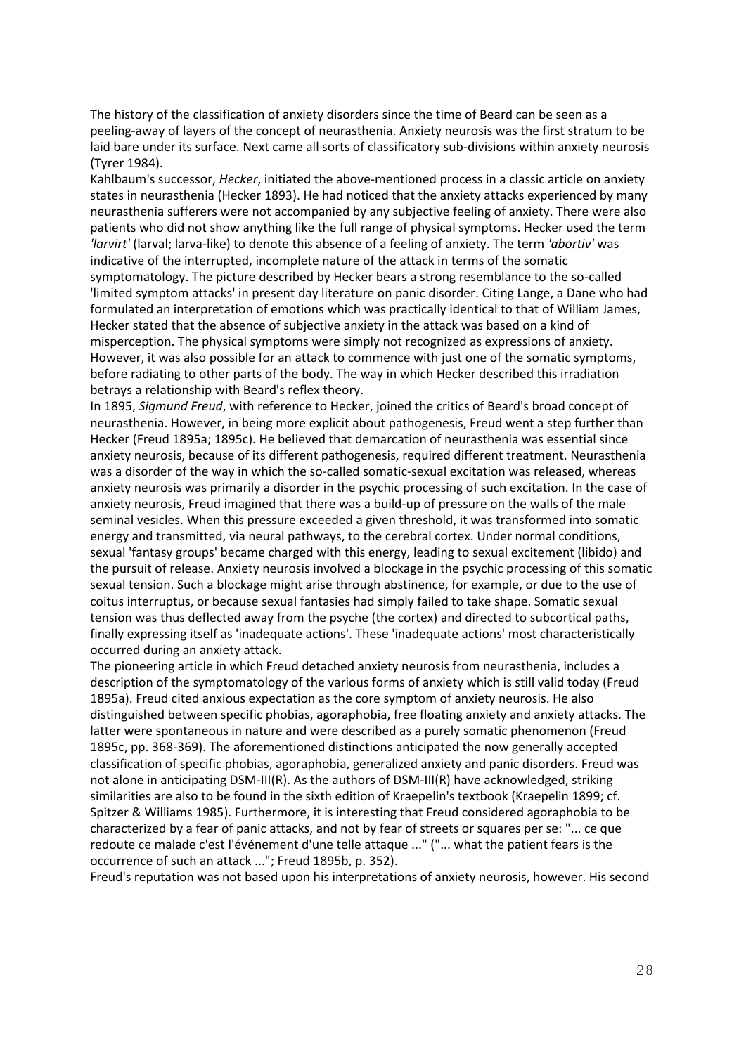The history of the classification of anxiety disorders since the time of Beard can be seen as a peeling-away of layers of the concept of neurasthenia. Anxiety neurosis was the first stratum to be laid bare under its surface. Next came all sorts of classificatory sub-divisions within anxiety neurosis (Tyrer 1984).

Kahlbaum's successor, *Hecker*, initiated the above-mentioned process in a classic article on anxiety states in neurasthenia (Hecker 1893). He had noticed that the anxiety attacks experienced by many neurasthenia sufferers were not accompanied by any subjective feeling of anxiety. There were also patients who did not show anything like the full range of physical symptoms. Hecker used the term *'larvirt'* (larval; larva-like) to denote this absence of a feeling of anxiety. The term *'abortiv'* was indicative of the interrupted, incomplete nature of the attack in terms of the somatic symptomatology. The picture described by Hecker bears a strong resemblance to the so-called 'limited symptom attacks' in present day literature on panic disorder. Citing Lange, a Dane who had formulated an interpretation of emotions which was practically identical to that of William James, Hecker stated that the absence of subjective anxiety in the attack was based on a kind of misperception. The physical symptoms were simply not recognized as expressions of anxiety. However, it was also possible for an attack to commence with just one of the somatic symptoms, before radiating to other parts of the body. The way in which Hecker described this irradiation betrays a relationship with Beard's reflex theory.

In 1895, *Sigmund Freud*, with reference to Hecker, joined the critics of Beard's broad concept of neurasthenia. However, in being more explicit about pathogenesis, Freud went a step further than Hecker (Freud 1895a; 1895c). He believed that demarcation of neurasthenia was essential since anxiety neurosis, because of its different pathogenesis, required different treatment. Neurasthenia was a disorder of the way in which the so-called somatic-sexual excitation was released, whereas anxiety neurosis was primarily a disorder in the psychic processing of such excitation. In the case of anxiety neurosis, Freud imagined that there was a build-up of pressure on the walls of the male seminal vesicles. When this pressure exceeded a given threshold, it was transformed into somatic energy and transmitted, via neural pathways, to the cerebral cortex. Under normal conditions, sexual 'fantasy groups' became charged with this energy, leading to sexual excitement (libido) and the pursuit of release. Anxiety neurosis involved a blockage in the psychic processing of this somatic sexual tension. Such a blockage might arise through abstinence, for example, or due to the use of coitus interruptus, or because sexual fantasies had simply failed to take shape. Somatic sexual tension was thus deflected away from the psyche (the cortex) and directed to subcortical paths, finally expressing itself as 'inadequate actions'. These 'inadequate actions' most characteristically occurred during an anxiety attack.

The pioneering article in which Freud detached anxiety neurosis from neurasthenia, includes a description of the symptomatology of the various forms of anxiety which is still valid today (Freud 1895a). Freud cited anxious expectation as the core symptom of anxiety neurosis. He also distinguished between specific phobias, agoraphobia, free floating anxiety and anxiety attacks. The latter were spontaneous in nature and were described as a purely somatic phenomenon (Freud 1895c, pp. 368-369). The aforementioned distinctions anticipated the now generally accepted classification of specific phobias, agoraphobia, generalized anxiety and panic disorders. Freud was not alone in anticipating DSM-III(R). As the authors of DSM-III(R) have acknowledged, striking similarities are also to be found in the sixth edition of Kraepelin's textbook (Kraepelin 1899; cf. Spitzer & Williams 1985). Furthermore, it is interesting that Freud considered agoraphobia to be characterized by a fear of panic attacks, and not by fear of streets or squares per se: "... ce que redoute ce malade c'est l'événement d'une telle attaque ..." ("... what the patient fears is the occurrence of such an attack ..."; Freud 1895b, p. 352).

Freud's reputation was not based upon his interpretations of anxiety neurosis, however. His second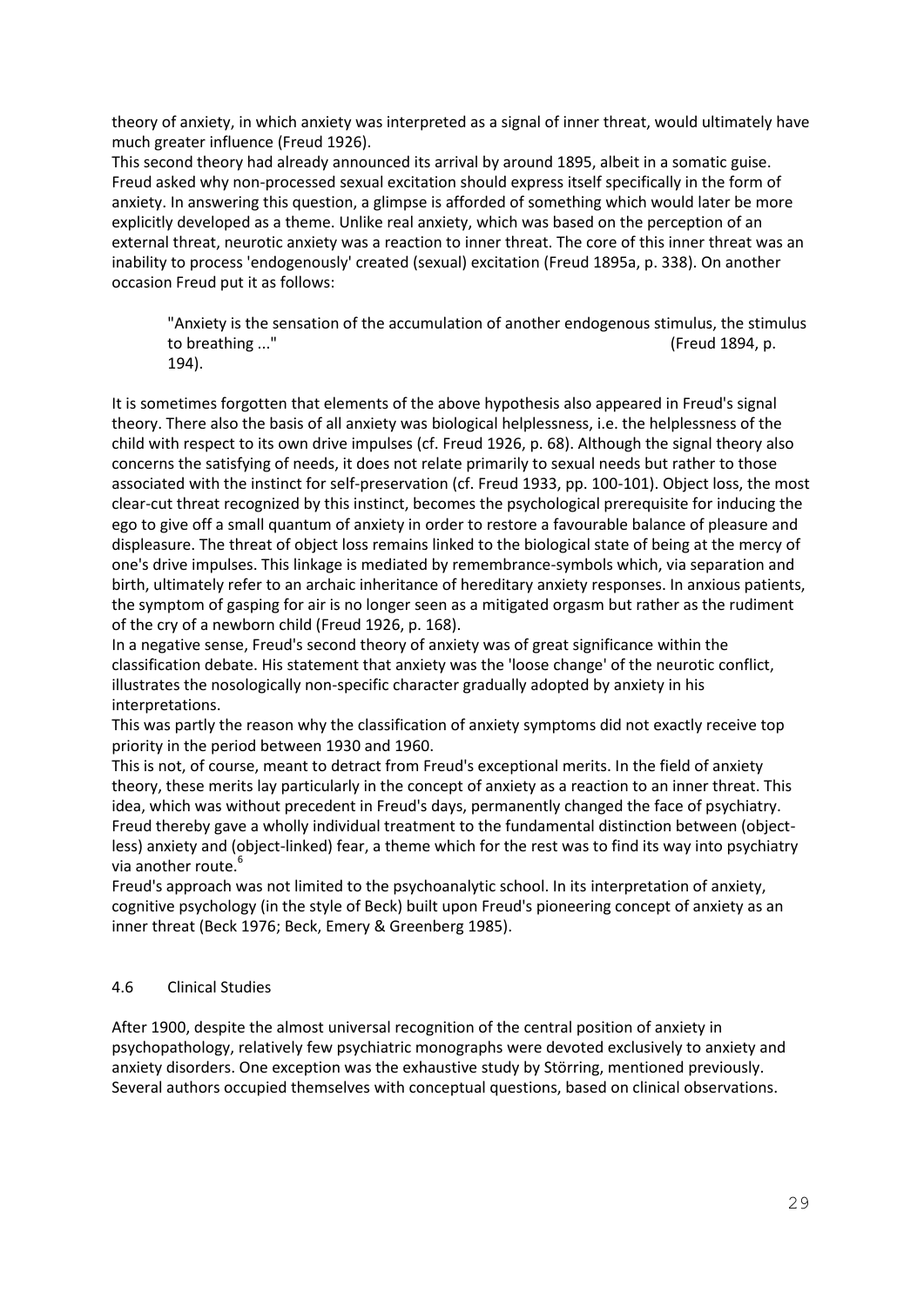theory of anxiety, in which anxiety was interpreted as a signal of inner threat, would ultimately have much greater influence (Freud 1926).

This second theory had already announced its arrival by around 1895, albeit in a somatic guise. Freud asked why non-processed sexual excitation should express itself specifically in the form of anxiety. In answering this question, a glimpse is afforded of something which would later be more explicitly developed as a theme. Unlike real anxiety, which was based on the perception of an external threat, neurotic anxiety was a reaction to inner threat. The core of this inner threat was an inability to process 'endogenously' created (sexual) excitation (Freud 1895a, p. 338). On another occasion Freud put it as follows:

> "Anxiety is the sensation of the accumulation of another endogenous stimulus, the stimulus to breathing ..." (Freud 1894, p. 194).

It is sometimes forgotten that elements of the above hypothesis also appeared in Freud's signal theory. There also the basis of all anxiety was biological helplessness, i.e. the helplessness of the child with respect to its own drive impulses (cf. Freud 1926, p. 68). Although the signal theory also concerns the satisfying of needs, it does not relate primarily to sexual needs but rather to those associated with the instinct for self-preservation (cf. Freud 1933, pp. 100-101). Object loss, the most clear-cut threat recognized by this instinct, becomes the psychological prerequisite for inducing the ego to give off a small quantum of anxiety in order to restore a favourable balance of pleasure and displeasure. The threat of object loss remains linked to the biological state of being at the mercy of one's drive impulses. This linkage is mediated by remembrance-symbols which, via separation and birth, ultimately refer to an archaic inheritance of hereditary anxiety responses. In anxious patients, the symptom of gasping for air is no longer seen as a mitigated orgasm but rather as the rudiment of the cry of a newborn child (Freud 1926, p. 168).

In a negative sense, Freud's second theory of anxiety was of great significance within the classification debate. His statement that anxiety was the 'loose change' of the neurotic conflict, illustrates the nosologically non-specific character gradually adopted by anxiety in his interpretations.

This was partly the reason why the classification of anxiety symptoms did not exactly receive top priority in the period between 1930 and 1960.

This is not, of course, meant to detract from Freud's exceptional merits. In the field of anxiety theory, these merits lay particularly in the concept of anxiety as a reaction to an inner threat. This idea, which was without precedent in Freud's days, permanently changed the face of psychiatry. Freud thereby gave a wholly individual treatment to the fundamental distinction between (object-less) anxiety and (object-linked) fear, a theme which for the rest was to find its way into psychiatry via another route.[6]

Freud's approach was not limited to the psychoanalytic school. In its interpretation of anxiety, cognitive psychology (in the style of Beck) built upon Freud's pioneering concept of anxiety as an inner threat (Beck 1976; Beck, Emery & Greenberg 1985).

### 4.6 Clinical Studies

After 1900, despite the almost universal recognition of the central position of anxiety in psychopathology, relatively few psychiatric monographs were devoted exclusively to anxiety and anxiety disorders. One exception was the exhaustive study by Störring, mentioned previously. Several authors occupied themselves with conceptual questions, based on clinical observations.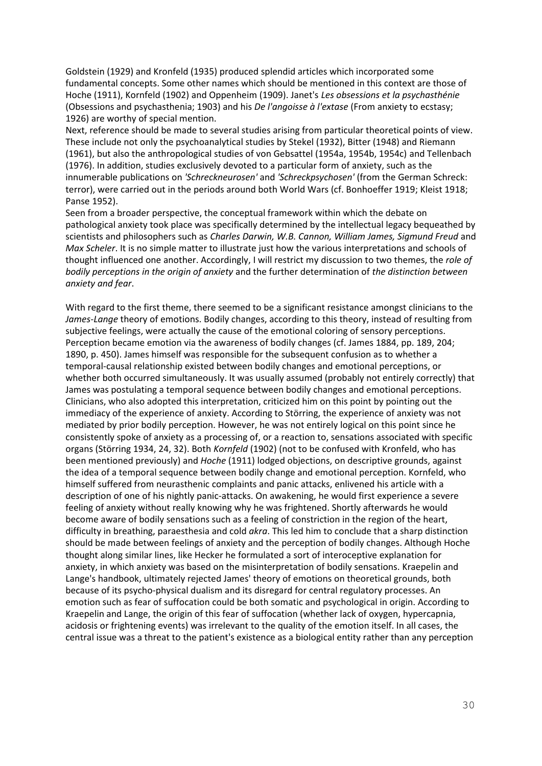Goldstein (1929) and Kronfeld (1935) produced splendid articles which incorporated some fundamental concepts. Some other names which should be mentioned in this context are those of Hoche (1911), Kornfeld (1902) and Oppenheim (1909). Janet's *Les obsessions et la psychasthénie* (Obsessions and psychasthenia; 1903) and his *De l'angoisse à l'extase* (From anxiety to ecstasy; 1926) are worthy of special mention.

Next, reference should be made to several studies arising from particular theoretical points of view. These include not only the psychoanalytical studies by Stekel (1932), Bitter (1948) and Riemann (1961), but also the anthropological studies of von Gebsattel (1954a, 1954b, 1954c) and Tellenbach (1976). In addition, studies exclusively devoted to a particular form of anxiety, such as the innumerable publications on *'Schreckneurosen'* and *'Schreckpsychosen'* (from the German Schreck: terror), were carried out in the periods around both World Wars (cf. Bonhoeffer 1919; Kleist 1918; Panse 1952).

Seen from a broader perspective, the conceptual framework within which the debate on pathological anxiety took place was specifically determined by the intellectual legacy bequeathed by scientists and philosophers such as *Charles Darwin, W.B. Cannon, William James, Sigmund Freud* and *Max Scheler*. It is no simple matter to illustrate just how the various interpretations and schools of thought influenced one another. Accordingly, I will restrict my discussion to two themes, the *role of bodily perceptions in the origin of anxiety* and the further determination of *the distinction between anxiety and fear*.

With regard to the first theme, there seemed to be a significant resistance amongst clinicians to the *James-Lange* theory of emotions. Bodily changes, according to this theory, instead of resulting from subjective feelings, were actually the cause of the emotional coloring of sensory perceptions. Perception became emotion via the awareness of bodily changes (cf. James 1884, pp. 189, 204; 1890, p. 450). James himself was responsible for the subsequent confusion as to whether a temporal-causal relationship existed between bodily changes and emotional perceptions, or whether both occurred simultaneously. It was usually assumed (probably not entirely correctly) that James was postulating a temporal sequence between bodily changes and emotional perceptions. Clinicians, who also adopted this interpretation, criticized him on this point by pointing out the immediacy of the experience of anxiety. According to Störring, the experience of anxiety was not mediated by prior bodily perception. However, he was not entirely logical on this point since he consistently spoke of anxiety as a processing of, or a reaction to, sensations associated with specific organs (Störring 1934, 24, 32). Both *Kornfeld* (1902) (not to be confused with Kronfeld, who has been mentioned previously) and *Hoche* (1911) lodged objections, on descriptive grounds, against the idea of a temporal sequence between bodily change and emotional perception. Kornfeld, who himself suffered from neurasthenic complaints and panic attacks, enlivened his article with a description of one of his nightly panic-attacks. On awakening, he would first experience a severe feeling of anxiety without really knowing why he was frightened. Shortly afterwards he would become aware of bodily sensations such as a feeling of constriction in the region of the heart, difficulty in breathing, paraesthesia and cold *akra*. This led him to conclude that a sharp distinction should be made between feelings of anxiety and the perception of bodily changes. Although Hoche thought along similar lines, like Hecker he formulated a sort of interoceptive explanation for anxiety, in which anxiety was based on the misinterpretation of bodily sensations. Kraepelin and Lange's handbook, ultimately rejected James' theory of emotions on theoretical grounds, both because of its psycho-physical dualism and its disregard for central regulatory processes. An emotion such as fear of suffocation could be both somatic and psychological in origin. According to Kraepelin and Lange, the origin of this fear of suffocation (whether lack of oxygen, hypercapnia, acidosis or frightening events) was irrelevant to the quality of the emotion itself. In all cases, the central issue was a threat to the patient's existence as a biological entity rather than any perception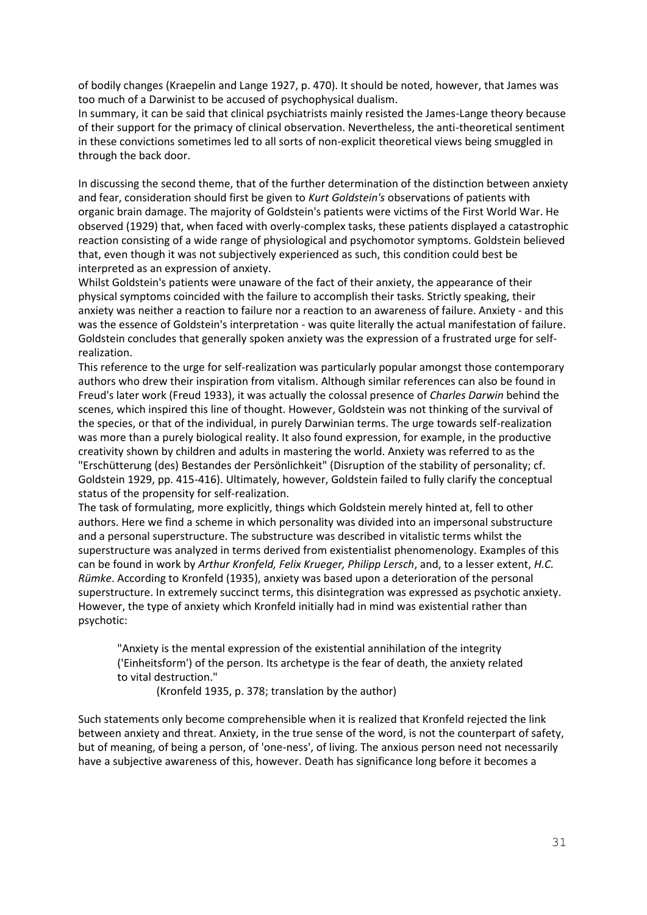of bodily changes (Kraepelin and Lange 1927, p. 470). It should be noted, however, that James was too much of a Darwinist to be accused of psychophysical dualism.
In summary, it can be said that clinical psychiatrists mainly resisted the James-Lange theory because of their support for the primacy of clinical observation. Nevertheless, the anti-theoretical sentiment in these convictions sometimes led to all sorts of non-explicit theoretical views being smuggled in through the back door.

In discussing the second theme, that of the further determination of the distinction between anxiety and fear, consideration should first be given to *Kurt Goldstein's* observations of patients with organic brain damage. The majority of Goldstein's patients were victims of the First World War. He observed (1929) that, when faced with overly-complex tasks, these patients displayed a catastrophic reaction consisting of a wide range of physiological and psychomotor symptoms. Goldstein believed that, even though it was not subjectively experienced as such, this condition could best be interpreted as an expression of anxiety.
Whilst Goldstein's patients were unaware of the fact of their anxiety, the appearance of their physical symptoms coincided with the failure to accomplish their tasks. Strictly speaking, their anxiety was neither a reaction to failure nor a reaction to an awareness of failure. Anxiety - and this was the essence of Goldstein's interpretation - was quite literally the actual manifestation of failure. Goldstein concludes that generally spoken anxiety was the expression of a frustrated urge for self-realization.
This reference to the urge for self-realization was particularly popular amongst those contemporary authors who drew their inspiration from vitalism. Although similar references can also be found in Freud's later work (Freud 1933), it was actually the colossal presence of *Charles Darwin* behind the scenes, which inspired this line of thought. However, Goldstein was not thinking of the survival of the species, or that of the individual, in purely Darwinian terms. The urge towards self-realization was more than a purely biological reality. It also found expression, for example, in the productive creativity shown by children and adults in mastering the world. Anxiety was referred to as the "Erschütterung (des) Bestandes der Persönlichkeit" (Disruption of the stability of personality; cf. Goldstein 1929, pp. 415-416). Ultimately, however, Goldstein failed to fully clarify the conceptual status of the propensity for self-realization.
The task of formulating, more explicitly, things which Goldstein merely hinted at, fell to other authors. Here we find a scheme in which personality was divided into an impersonal substructure and a personal superstructure. The substructure was described in vitalistic terms whilst the superstructure was analyzed in terms derived from existentialist phenomenology. Examples of this can be found in work by *Arthur Kronfeld, Felix Krueger, Philipp Lersch*, and, to a lesser extent, *H.C. Rümke*. According to Kronfeld (1935), anxiety was based upon a deterioration of the personal superstructure. In extremely succinct terms, this disintegration was expressed as psychotic anxiety. However, the type of anxiety which Kronfeld initially had in mind was existential rather than psychotic:

> "Anxiety is the mental expression of the existential annihilation of the integrity ('Einheitsform') of the person. Its archetype is the fear of death, the anxiety related to vital destruction."
>
> (Kronfeld 1935, p. 378; translation by the author)

Such statements only become comprehensible when it is realized that Kronfeld rejected the link between anxiety and threat. Anxiety, in the true sense of the word, is not the counterpart of safety, but of meaning, of being a person, of 'one-ness', of living. The anxious person need not necessarily have a subjective awareness of this, however. Death has significance long before it becomes a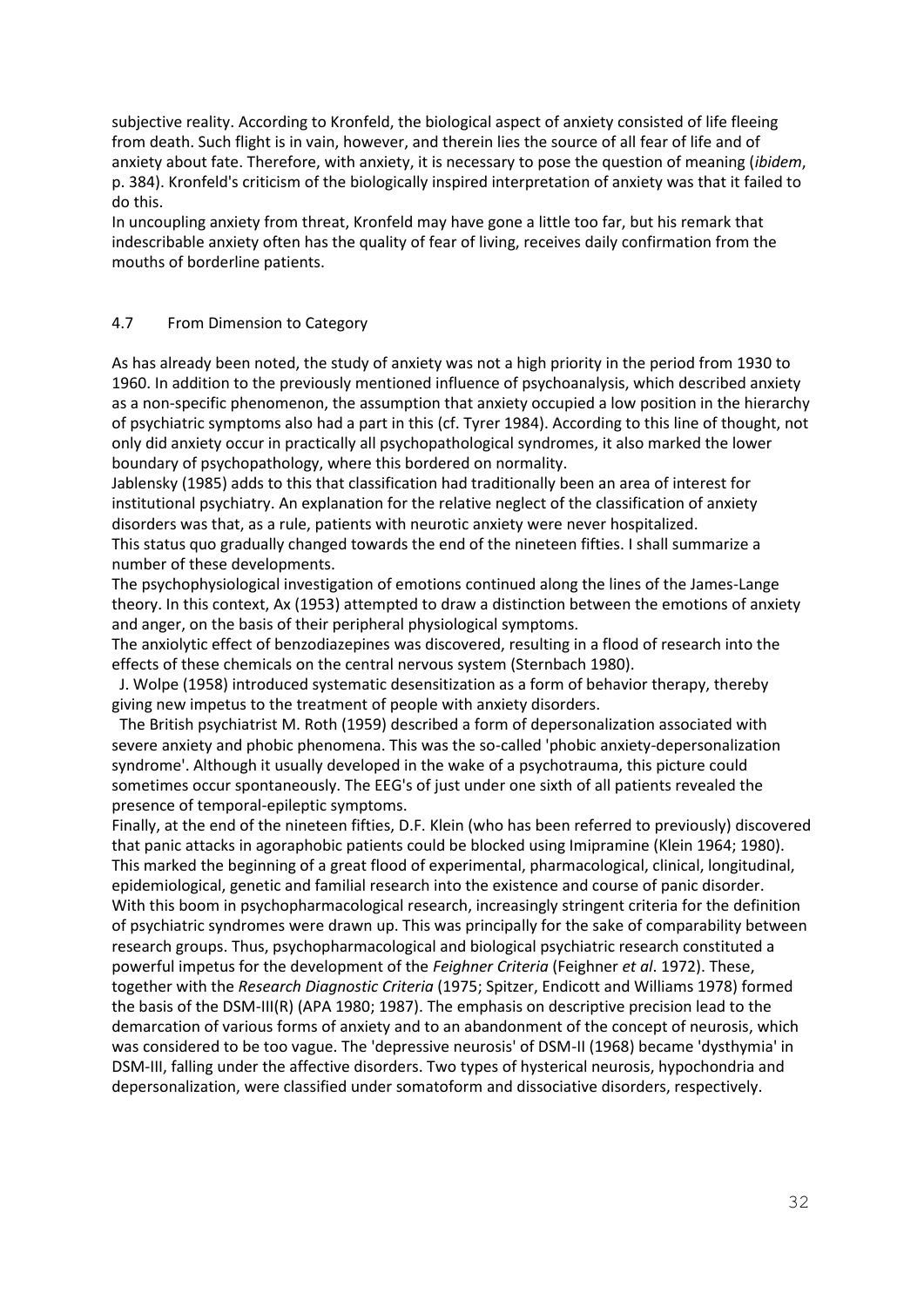subjective reality. According to Kronfeld, the biological aspect of anxiety consisted of life fleeing from death. Such flight is in vain, however, and therein lies the source of all fear of life and of anxiety about fate. Therefore, with anxiety, it is necessary to pose the question of meaning (*ibidem*, p. 384). Kronfeld's criticism of the biologically inspired interpretation of anxiety was that it failed to do this.

In uncoupling anxiety from threat, Kronfeld may have gone a little too far, but his remark that indescribable anxiety often has the quality of fear of living, receives daily confirmation from the mouths of borderline patients.

## 4.7 From Dimension to Category

As has already been noted, the study of anxiety was not a high priority in the period from 1930 to 1960. In addition to the previously mentioned influence of psychoanalysis, which described anxiety as a non-specific phenomenon, the assumption that anxiety occupied a low position in the hierarchy of psychiatric symptoms also had a part in this (cf. Tyrer 1984). According to this line of thought, not only did anxiety occur in practically all psychopathological syndromes, it also marked the lower boundary of psychopathology, where this bordered on normality.

Jablensky (1985) adds to this that classification had traditionally been an area of interest for institutional psychiatry. An explanation for the relative neglect of the classification of anxiety disorders was that, as a rule, patients with neurotic anxiety were never hospitalized.

This status quo gradually changed towards the end of the nineteen fifties. I shall summarize a number of these developments.

The psychophysiological investigation of emotions continued along the lines of the James-Lange theory. In this context, Ax (1953) attempted to draw a distinction between the emotions of anxiety and anger, on the basis of their peripheral physiological symptoms.

The anxiolytic effect of benzodiazepines was discovered, resulting in a flood of research into the effects of these chemicals on the central nervous system (Sternbach 1980).

J. Wolpe (1958) introduced systematic desensitization as a form of behavior therapy, thereby giving new impetus to the treatment of people with anxiety disorders.

The British psychiatrist M. Roth (1959) described a form of depersonalization associated with severe anxiety and phobic phenomena. This was the so-called 'phobic anxiety-depersonalization syndrome'. Although it usually developed in the wake of a psychotrauma, this picture could sometimes occur spontaneously. The EEG's of just under one sixth of all patients revealed the presence of temporal-epileptic symptoms.

Finally, at the end of the nineteen fifties, D.F. Klein (who has been referred to previously) discovered that panic attacks in agoraphobic patients could be blocked using Imipramine (Klein 1964; 1980). This marked the beginning of a great flood of experimental, pharmacological, clinical, longitudinal, epidemiological, genetic and familial research into the existence and course of panic disorder. With this boom in psychopharmacological research, increasingly stringent criteria for the definition of psychiatric syndromes were drawn up. This was principally for the sake of comparability between research groups. Thus, psychopharmacological and biological psychiatric research constituted a powerful impetus for the development of the *Feighner Criteria* (Feighner *et al*. 1972). These, together with the *Research Diagnostic Criteria* (1975; Spitzer, Endicott and Williams 1978) formed the basis of the DSM-III(R) (APA 1980; 1987). The emphasis on descriptive precision lead to the demarcation of various forms of anxiety and to an abandonment of the concept of neurosis, which was considered to be too vague. The 'depressive neurosis' of DSM-II (1968) became 'dysthymia' in DSM-III, falling under the affective disorders. Two types of hysterical neurosis, hypochondria and depersonalization, were classified under somatoform and dissociative disorders, respectively.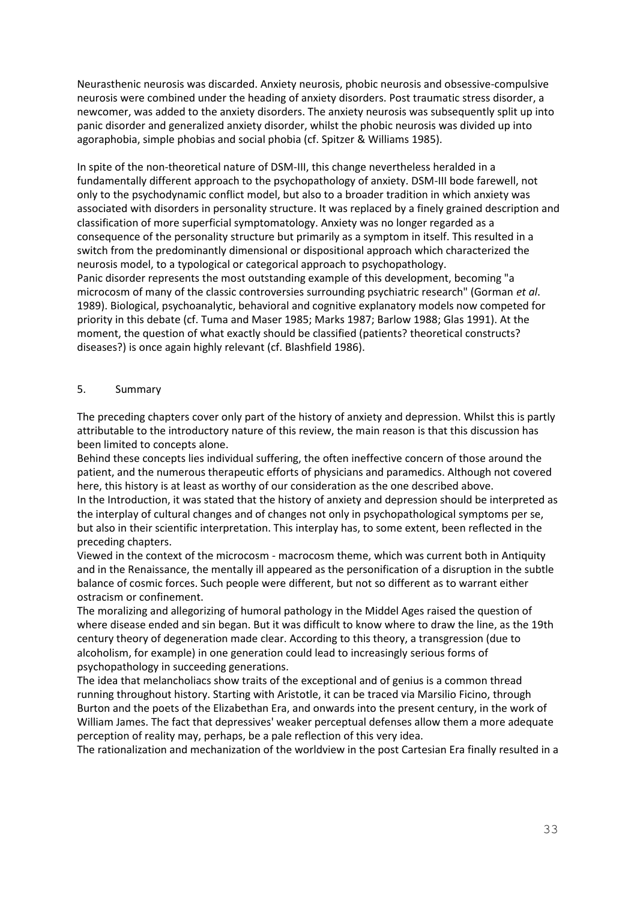Neurasthenic neurosis was discarded. Anxiety neurosis, phobic neurosis and obsessive-compulsive neurosis were combined under the heading of anxiety disorders. Post traumatic stress disorder, a newcomer, was added to the anxiety disorders. The anxiety neurosis was subsequently split up into panic disorder and generalized anxiety disorder, whilst the phobic neurosis was divided up into agoraphobia, simple phobias and social phobia (cf. Spitzer & Williams 1985).

In spite of the non-theoretical nature of DSM-III, this change nevertheless heralded in a fundamentally different approach to the psychopathology of anxiety. DSM-III bode farewell, not only to the psychodynamic conflict model, but also to a broader tradition in which anxiety was associated with disorders in personality structure. It was replaced by a finely grained description and classification of more superficial symptomatology. Anxiety was no longer regarded as a consequence of the personality structure but primarily as a symptom in itself. This resulted in a switch from the predominantly dimensional or dispositional approach which characterized the neurosis model, to a typological or categorical approach to psychopathology.

Panic disorder represents the most outstanding example of this development, becoming "a microcosm of many of the classic controversies surrounding psychiatric research" (Gorman *et al*. 1989). Biological, psychoanalytic, behavioral and cognitive explanatory models now competed for priority in this debate (cf. Tuma and Maser 1985; Marks 1987; Barlow 1988; Glas 1991). At the moment, the question of what exactly should be classified (patients? theoretical constructs? diseases?) is once again highly relevant (cf. Blashfield 1986).

## 5. Summary

The preceding chapters cover only part of the history of anxiety and depression. Whilst this is partly attributable to the introductory nature of this review, the main reason is that this discussion has been limited to concepts alone.

Behind these concepts lies individual suffering, the often ineffective concern of those around the patient, and the numerous therapeutic efforts of physicians and paramedics. Although not covered here, this history is at least as worthy of our consideration as the one described above.

In the Introduction, it was stated that the history of anxiety and depression should be interpreted as the interplay of cultural changes and of changes not only in psychopathological symptoms per se, but also in their scientific interpretation. This interplay has, to some extent, been reflected in the preceding chapters.

Viewed in the context of the microcosm - macrocosm theme, which was current both in Antiquity and in the Renaissance, the mentally ill appeared as the personification of a disruption in the subtle balance of cosmic forces. Such people were different, but not so different as to warrant either ostracism or confinement.

The moralizing and allegorizing of humoral pathology in the Middel Ages raised the question of where disease ended and sin began. But it was difficult to know where to draw the line, as the 19th century theory of degeneration made clear. According to this theory, a transgression (due to alcoholism, for example) in one generation could lead to increasingly serious forms of psychopathology in succeeding generations.

The idea that melancholiacs show traits of the exceptional and of genius is a common thread running throughout history. Starting with Aristotle, it can be traced via Marsilio Ficino, through Burton and the poets of the Elizabethan Era, and onwards into the present century, in the work of William James. The fact that depressives' weaker perceptual defenses allow them a more adequate perception of reality may, perhaps, be a pale reflection of this very idea.

The rationalization and mechanization of the worldview in the post Cartesian Era finally resulted in a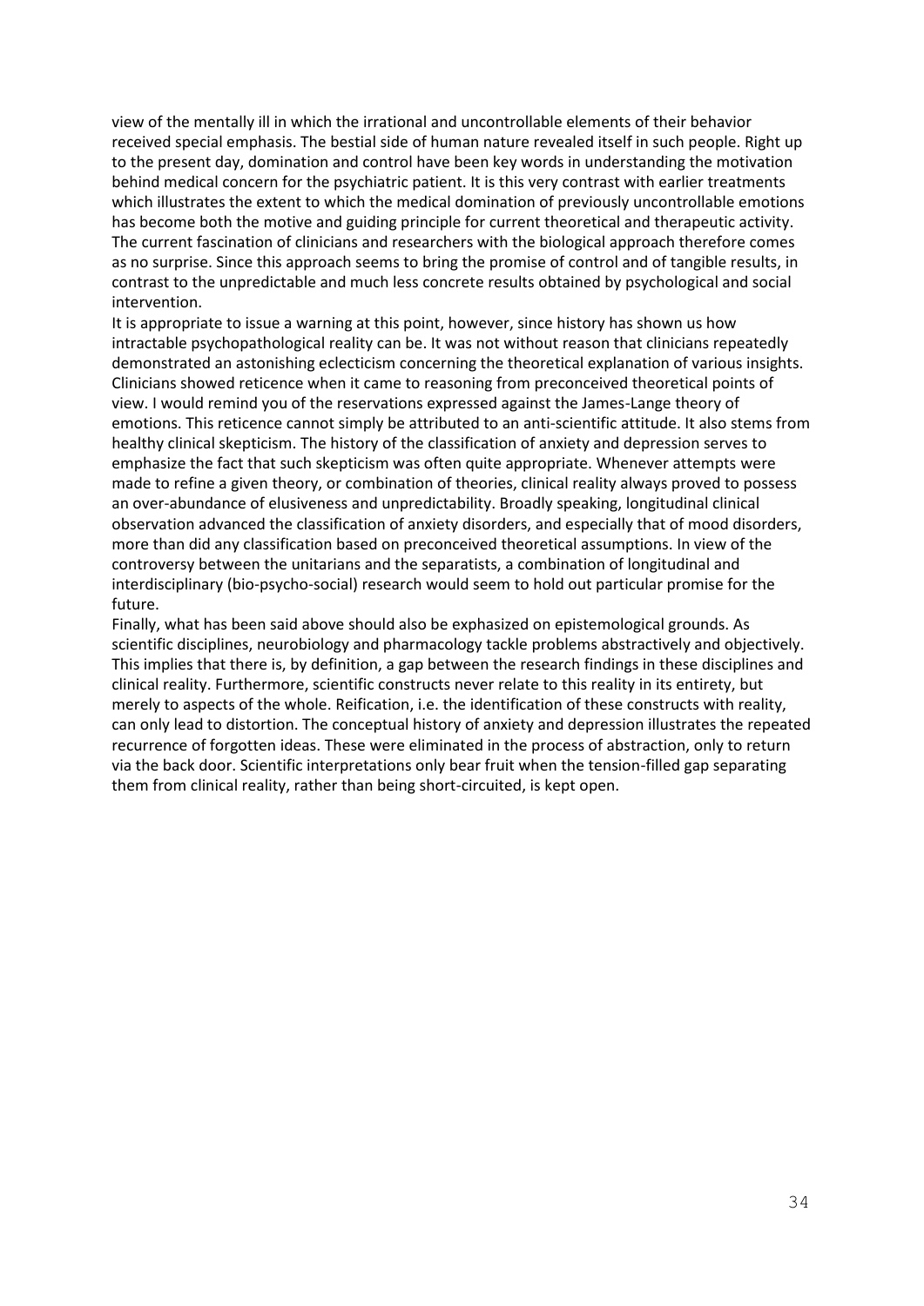view of the mentally ill in which the irrational and uncontrollable elements of their behavior received special emphasis. The bestial side of human nature revealed itself in such people. Right up to the present day, domination and control have been key words in understanding the motivation behind medical concern for the psychiatric patient. It is this very contrast with earlier treatments which illustrates the extent to which the medical domination of previously uncontrollable emotions has become both the motive and guiding principle for current theoretical and therapeutic activity. The current fascination of clinicians and researchers with the biological approach therefore comes as no surprise. Since this approach seems to bring the promise of control and of tangible results, in contrast to the unpredictable and much less concrete results obtained by psychological and social intervention.

It is appropriate to issue a warning at this point, however, since history has shown us how intractable psychopathological reality can be. It was not without reason that clinicians repeatedly demonstrated an astonishing eclecticism concerning the theoretical explanation of various insights. Clinicians showed reticence when it came to reasoning from preconceived theoretical points of view. I would remind you of the reservations expressed against the James-Lange theory of emotions. This reticence cannot simply be attributed to an anti-scientific attitude. It also stems from healthy clinical skepticism. The history of the classification of anxiety and depression serves to emphasize the fact that such skepticism was often quite appropriate. Whenever attempts were made to refine a given theory, or combination of theories, clinical reality always proved to possess an over-abundance of elusiveness and unpredictability. Broadly speaking, longitudinal clinical observation advanced the classification of anxiety disorders, and especially that of mood disorders, more than did any classification based on preconceived theoretical assumptions. In view of the controversy between the unitarians and the separatists, a combination of longitudinal and interdisciplinary (bio-psycho-social) research would seem to hold out particular promise for the future.

Finally, what has been said above should also be exphasized on epistemological grounds. As scientific disciplines, neurobiology and pharmacology tackle problems abstractively and objectively. This implies that there is, by definition, a gap between the research findings in these disciplines and clinical reality. Furthermore, scientific constructs never relate to this reality in its entirety, but merely to aspects of the whole. Reification, i.e. the identification of these constructs with reality, can only lead to distortion. The conceptual history of anxiety and depression illustrates the repeated recurrence of forgotten ideas. These were eliminated in the process of abstraction, only to return via the back door. Scientific interpretations only bear fruit when the tension-filled gap separating them from clinical reality, rather than being short-circuited, is kept open.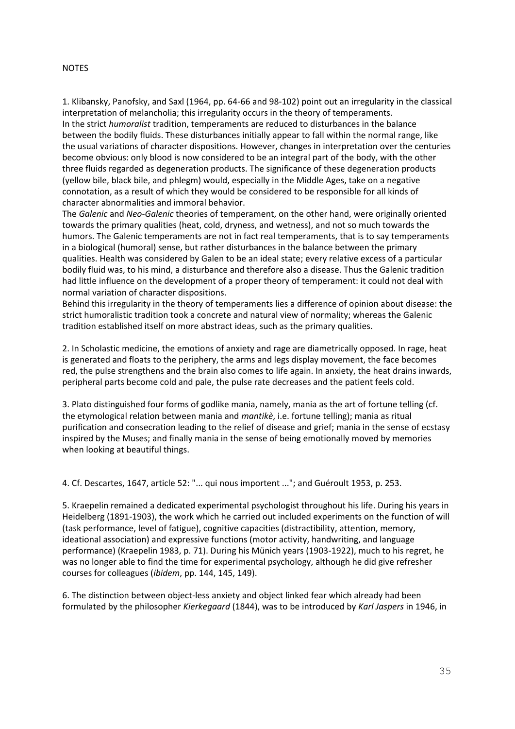NOTES

1. Klibansky, Panofsky, and Saxl (1964, pp. 64-66 and 98-102) point out an irregularity in the classical interpretation of melancholia; this irregularity occurs in the theory of temperaments.
In the strict *humoralist* tradition, temperaments are reduced to disturbances in the balance between the bodily fluids. These disturbances initially appear to fall within the normal range, like the usual variations of character dispositions. However, changes in interpretation over the centuries become obvious: only blood is now considered to be an integral part of the body, with the other three fluids regarded as degeneration products. The significance of these degeneration products (yellow bile, black bile, and phlegm) would, especially in the Middle Ages, take on a negative connotation, as a result of which they would be considered to be responsible for all kinds of character abnormalities and immoral behavior.
The *Galenic* and *Neo-Galenic* theories of temperament, on the other hand, were originally oriented towards the primary qualities (heat, cold, dryness, and wetness), and not so much towards the humors. The Galenic temperaments are not in fact real temperaments, that is to say temperaments in a biological (humoral) sense, but rather disturbances in the balance between the primary qualities. Health was considered by Galen to be an ideal state; every relative excess of a particular bodily fluid was, to his mind, a disturbance and therefore also a disease. Thus the Galenic tradition had little influence on the development of a proper theory of temperament: it could not deal with normal variation of character dispositions.
Behind this irregularity in the theory of temperaments lies a difference of opinion about disease: the strict humoralistic tradition took a concrete and natural view of normality; whereas the Galenic tradition established itself on more abstract ideas, such as the primary qualities.

2. In Scholastic medicine, the emotions of anxiety and rage are diametrically opposed. In rage, heat is generated and floats to the periphery, the arms and legs display movement, the face becomes red, the pulse strengthens and the brain also comes to life again. In anxiety, the heat drains inwards, peripheral parts become cold and pale, the pulse rate decreases and the patient feels cold.

3. Plato distinguished four forms of godlike mania, namely, mania as the art of fortune telling (cf. the etymological relation between mania and *mantikè*, i.e. fortune telling); mania as ritual purification and consecration leading to the relief of disease and grief; mania in the sense of ecstasy inspired by the Muses; and finally mania in the sense of being emotionally moved by memories when looking at beautiful things.

4. Cf. Descartes, 1647, article 52: "... qui nous importent ..."; and Guéroult 1953, p. 253.

5. Kraepelin remained a dedicated experimental psychologist throughout his life. During his years in Heidelberg (1891-1903), the work which he carried out included experiments on the function of will (task performance, level of fatigue), cognitive capacities (distractibility, attention, memory, ideational association) and expressive functions (motor activity, handwriting, and language performance) (Kraepelin 1983, p. 71). During his Münich years (1903-1922), much to his regret, he was no longer able to find the time for experimental psychology, although he did give refresher courses for colleagues (*ibidem*, pp. 144, 145, 149).

6. The distinction between object-less anxiety and object linked fear which already had been formulated by the philosopher *Kierkegaard* (1844), was to be introduced by *Karl Jaspers* in 1946, in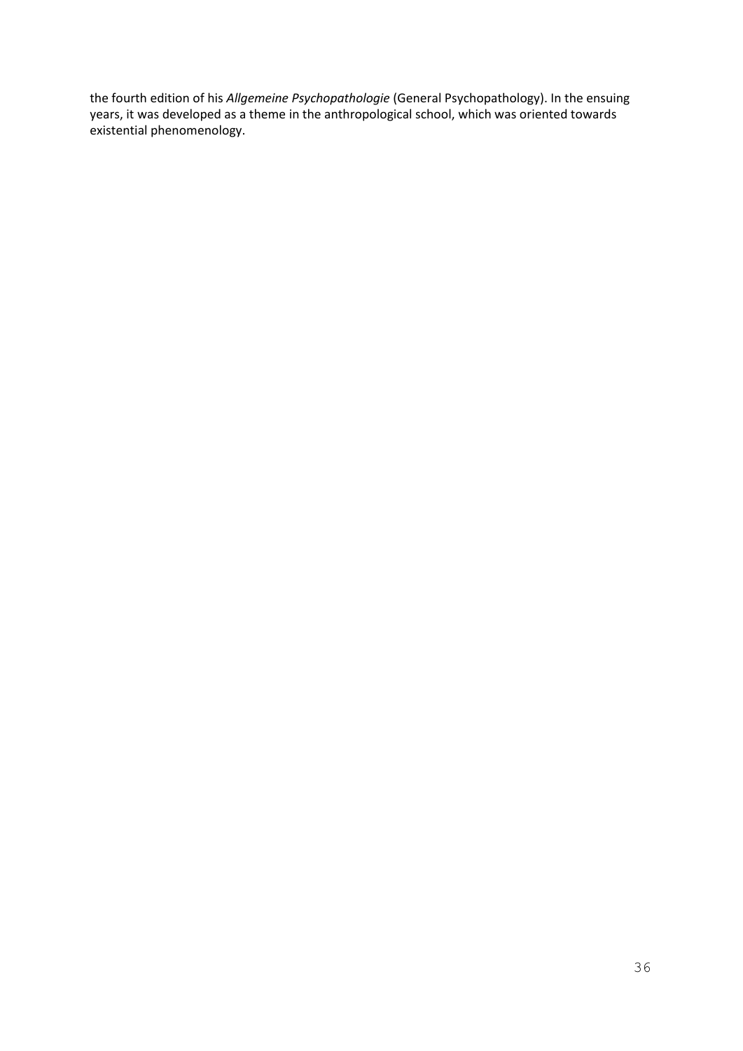the fourth edition of his *Allgemeine Psychopathologie* (General Psychopathology). In the ensuing years, it was developed as a theme in the anthropological school, which was oriented towards existential phenomenology.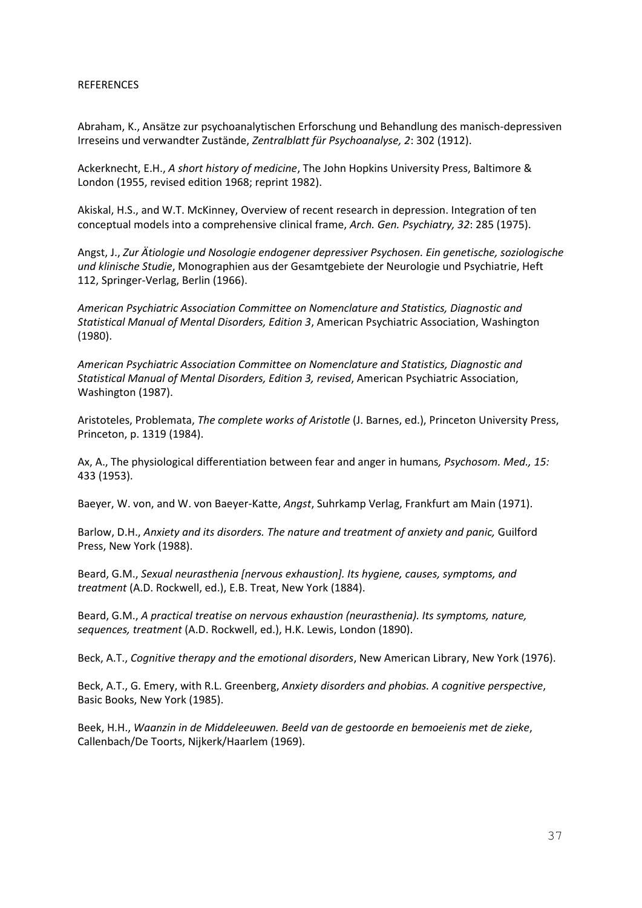REFERENCES

Abraham, K., Ansätze zur psychoanalytischen Erforschung und Behandlung des manisch-depressiven Irreseins und verwandter Zustände, *Zentralblatt für Psychoanalyse, 2*: 302 (1912).

Ackerknecht, E.H., *A short history of medicine*, The John Hopkins University Press, Baltimore & London (1955, revised edition 1968; reprint 1982).

Akiskal, H.S., and W.T. McKinney, Overview of recent research in depression. Integration of ten conceptual models into a comprehensive clinical frame, *Arch. Gen. Psychiatry, 32*: 285 (1975).

Angst, J., *Zur Ätiologie und Nosologie endogener depressiver Psychosen. Ein genetische, soziologische und klinische Studie*, Monographien aus der Gesamtgebiete der Neurologie und Psychiatrie, Heft 112, Springer-Verlag, Berlin (1966).

*American Psychiatric Association Committee on Nomenclature and Statistics, Diagnostic and Statistical Manual of Mental Disorders, Edition 3*, American Psychiatric Association, Washington (1980).

*American Psychiatric Association Committee on Nomenclature and Statistics, Diagnostic and Statistical Manual of Mental Disorders, Edition 3, revised*, American Psychiatric Association, Washington (1987).

Aristoteles, Problemata, *The complete works of Aristotle* (J. Barnes, ed.), Princeton University Press, Princeton, p. 1319 (1984).

Ax, A., The physiological differentiation between fear and anger in humans*, Psychosom. Med., 15:* 433 (1953).

Baeyer, W. von, and W. von Baeyer-Katte, *Angst*, Suhrkamp Verlag, Frankfurt am Main (1971).

Barlow, D.H., *Anxiety and its disorders. The nature and treatment of anxiety and panic,* Guilford Press, New York (1988).

Beard, G.M., *Sexual neurasthenia [nervous exhaustion]. Its hygiene, causes, symptoms, and treatment* (A.D. Rockwell, ed.), E.B. Treat, New York (1884).

Beard, G.M., *A practical treatise on nervous exhaustion (neurasthenia). Its symptoms, nature, sequences, treatment* (A.D. Rockwell, ed.), H.K. Lewis, London (1890).

Beck, A.T., *Cognitive therapy and the emotional disorders*, New American Library, New York (1976).

Beck, A.T., G. Emery, with R.L. Greenberg, *Anxiety disorders and phobias. A cognitive perspective*, Basic Books, New York (1985).

Beek, H.H., *Waanzin in de Middeleeuwen. Beeld van de gestoorde en bemoeienis met de zieke*, Callenbach/De Toorts, Nijkerk/Haarlem (1969).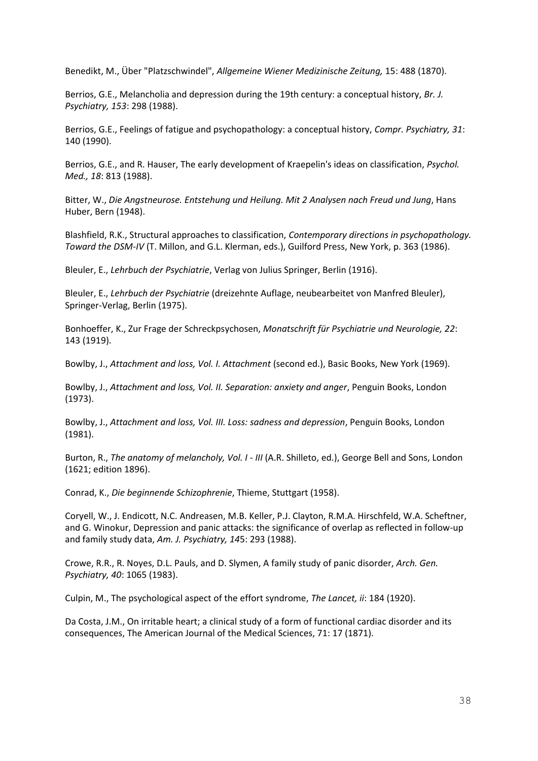Benedikt, M., Über "Platzschwindel", *Allgemeine Wiener Medizinische Zeitung,* 15: 488 (1870).

Berrios, G.E., Melancholia and depression during the 19th century: a conceptual history, *Br. J. Psychiatry, 153*: 298 (1988).

Berrios, G.E., Feelings of fatigue and psychopathology: a conceptual history, *Compr. Psychiatry, 31*: 140 (1990).

Berrios, G.E., and R. Hauser, The early development of Kraepelin's ideas on classification, *Psychol. Med., 18*: 813 (1988).

Bitter, W., *Die Angstneurose. Entstehung und Heilung. Mit 2 Analysen nach Freud und Jung*, Hans Huber, Bern (1948).

Blashfield, R.K., Structural approaches to classification, *Contemporary directions in psychopathology. Toward the DSM-IV* (T. Millon, and G.L. Klerman, eds.), Guilford Press, New York, p. 363 (1986).

Bleuler, E., *Lehrbuch der Psychiatrie*, Verlag von Julius Springer, Berlin (1916).

Bleuler, E., *Lehrbuch der Psychiatrie* (dreizehnte Auflage, neubearbeitet von Manfred Bleuler), Springer-Verlag, Berlin (1975).

Bonhoeffer, K., Zur Frage der Schreckpsychosen, *Monatschrift für Psychiatrie und Neurologie, 22*: 143 (1919).

Bowlby, J., *Attachment and loss, Vol. I. Attachment* (second ed.), Basic Books, New York (1969).

Bowlby, J., *Attachment and loss, Vol. II. Separation: anxiety and anger*, Penguin Books, London (1973).

Bowlby, J., *Attachment and loss, Vol. III. Loss: sadness and depression*, Penguin Books, London (1981).

Burton, R., *The anatomy of melancholy, Vol. I - III* (A.R. Shilleto, ed.), George Bell and Sons, London (1621; edition 1896).

Conrad, K., *Die beginnende Schizophrenie*, Thieme, Stuttgart (1958).

Coryell, W., J. Endicott, N.C. Andreasen, M.B. Keller, P.J. Clayton, R.M.A. Hirschfeld, W.A. Scheftner, and G. Winokur, Depression and panic attacks: the significance of overlap as reflected in follow-up and family study data, *Am. J. Psychiatry, 14*5: 293 (1988).

Crowe, R.R., R. Noyes, D.L. Pauls, and D. Slymen, A family study of panic disorder, *Arch. Gen. Psychiatry, 40*: 1065 (1983).

Culpin, M., The psychological aspect of the effort syndrome, *The Lancet, ii*: 184 (1920).

Da Costa, J.M., On irritable heart; a clinical study of a form of functional cardiac disorder and its consequences, The American Journal of the Medical Sciences, 71: 17 (1871).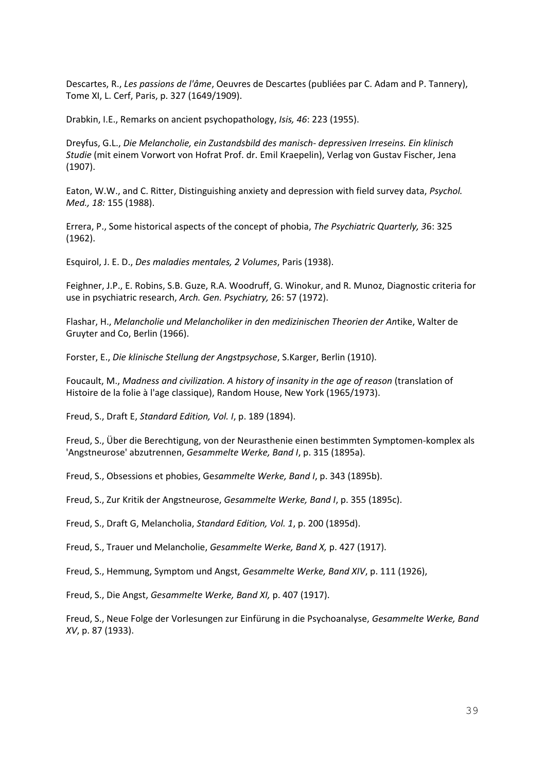Descartes, R., *Les passions de l'âme*, Oeuvres de Descartes (publiées par C. Adam and P. Tannery), Tome XI, L. Cerf, Paris, p. 327 (1649/1909).

Drabkin, I.E., Remarks on ancient psychopathology, *Isis, 46*: 223 (1955).

Dreyfus, G.L., *Die Melancholie, ein Zustandsbild des manisch- depressiven Irreseins. Ein klinisch Studie* (mit einem Vorwort von Hofrat Prof. dr. Emil Kraepelin), Verlag von Gustav Fischer, Jena (1907).

Eaton, W.W., and C. Ritter, Distinguishing anxiety and depression with field survey data, *Psychol. Med., 18:* 155 (1988).

Errera, P., Some historical aspects of the concept of phobia, *The Psychiatric Quarterly, 3*6: 325 (1962).

Esquirol, J. E. D., *Des maladies mentales, 2 Volumes*, Paris (1938).

Feighner, J.P., E. Robins, S.B. Guze, R.A. Woodruff, G. Winokur, and R. Munoz, Diagnostic criteria for use in psychiatric research, *Arch. Gen. Psychiatry,* 26: 57 (1972).

Flashar, H., *Melancholie und Melancholiker in den medizinischen Theorien der An*tike, Walter de Gruyter and Co, Berlin (1966).

Forster, E., *Die klinische Stellung der Angstpsychose*, S.Karger, Berlin (1910).

Foucault, M., *Madness and civilization. A history of insanity in the age of reason* (translation of Histoire de la folie à l'age classique), Random House, New York (1965/1973).

Freud, S., Draft E, *Standard Edition, Vol. I*, p. 189 (1894).

Freud, S., Über die Berechtigung, von der Neurasthenie einen bestimmten Symptomen-komplex als 'Angstneurose' abzutrennen, *Gesammelte Werke, Band I*, p. 315 (1895a).

Freud, S., Obsessions et phobies, Ge*sammelte Werke, Band I*, p. 343 (1895b).

Freud, S., Zur Kritik der Angstneurose, *Gesammelte Werke, Band I*, p. 355 (1895c).

Freud, S., Draft G, Melancholia, *Standard Edition, Vol. 1*, p. 200 (1895d).

Freud, S., Trauer und Melancholie, *Gesammelte Werke, Band X,* p. 427 (1917).

Freud, S., Hemmung, Symptom und Angst, *Gesammelte Werke, Band XIV*, p. 111 (1926),

Freud, S., Die Angst, *Gesammelte Werke, Band XI,* p. 407 (1917).

Freud, S., Neue Folge der Vorlesungen zur Einfürung in die Psychoanalyse, *Gesammelte Werke, Band XV*, p. 87 (1933).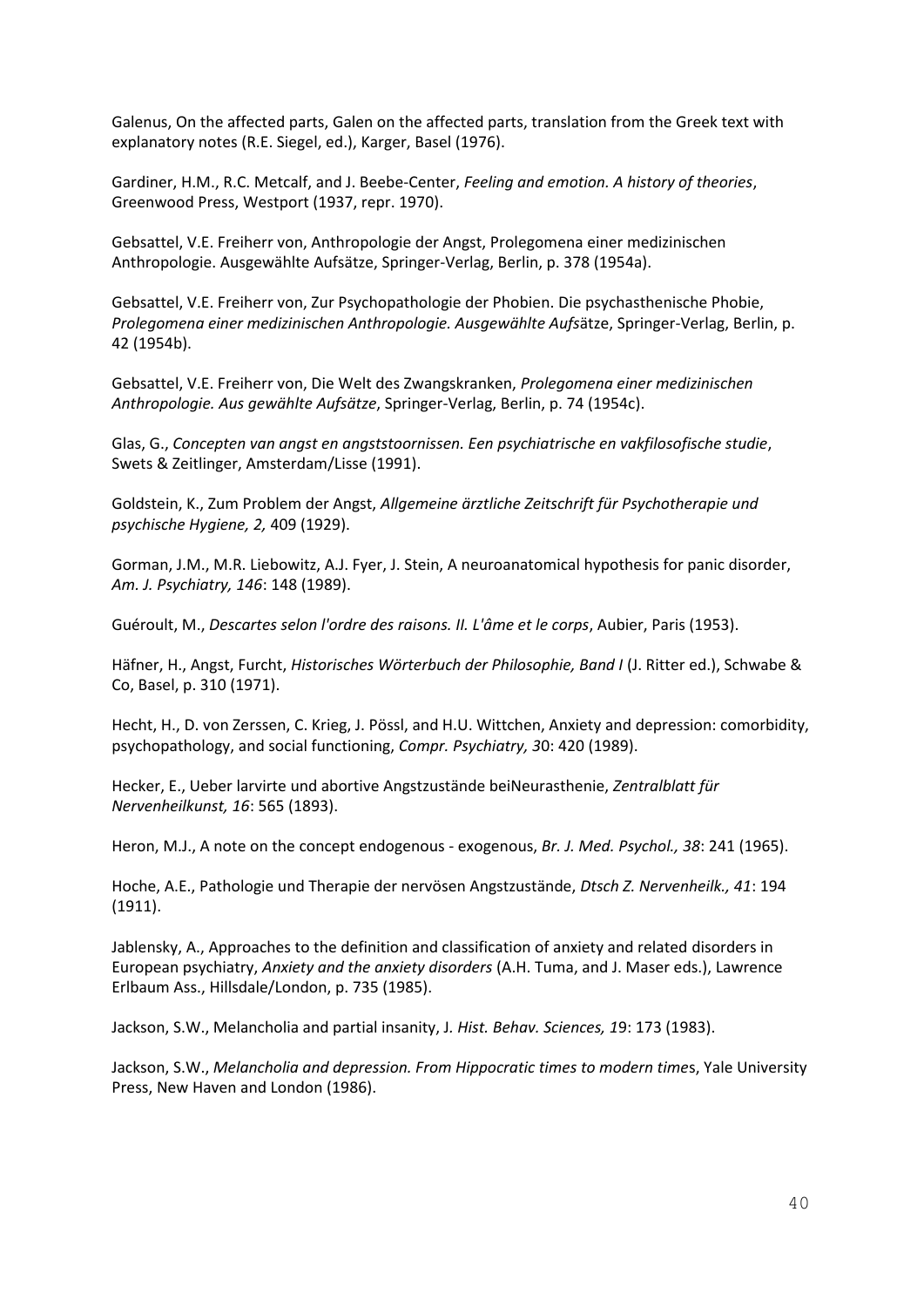Galenus, On the affected parts, Galen on the affected parts, translation from the Greek text with explanatory notes (R.E. Siegel, ed.), Karger, Basel (1976).

Gardiner, H.M., R.C. Metcalf, and J. Beebe-Center, *Feeling and emotion. A history of theories*, Greenwood Press, Westport (1937, repr. 1970).

Gebsattel, V.E. Freiherr von, Anthropologie der Angst, Prolegomena einer medizinischen Anthropologie. Ausgewählte Aufsätze, Springer-Verlag, Berlin, p. 378 (1954a).

Gebsattel, V.E. Freiherr von, Zur Psychopathologie der Phobien. Die psychasthenische Phobie, *Prolegomena einer medizinischen Anthropologie. Ausgewählte Aufs*ätze, Springer-Verlag, Berlin, p. 42 (1954b).

Gebsattel, V.E. Freiherr von, Die Welt des Zwangskranken, *Prolegomena einer medizinischen Anthropologie. Aus gewählte Aufsätze*, Springer-Verlag, Berlin, p. 74 (1954c).

Glas, G., *Concepten van angst en angststoornissen. Een psychiatrische en vakfilosofische studie*, Swets & Zeitlinger, Amsterdam/Lisse (1991).

Goldstein, K., Zum Problem der Angst, *Allgemeine ärztliche Zeitschrift für Psychotherapie und psychische Hygiene, 2,* 409 (1929).

Gorman, J.M., M.R. Liebowitz, A.J. Fyer, J. Stein, A neuroanatomical hypothesis for panic disorder, *Am. J. Psychiatry, 146*: 148 (1989).

Guéroult, M., *Descartes selon l'ordre des raisons. II. L'âme et le corps*, Aubier, Paris (1953).

Häfner, H., Angst, Furcht, *Historisches Wörterbuch der Philosophie, Band I* (J. Ritter ed.), Schwabe & Co, Basel, p. 310 (1971).

Hecht, H., D. von Zerssen, C. Krieg, J. Pössl, and H.U. Wittchen, Anxiety and depression: comorbidity, psychopathology, and social functioning, *Compr. Psychiatry, 3*0: 420 (1989).

Hecker, E., Ueber larvirte und abortive Angstzustände beiNeurasthenie, *Zentralblatt für Nervenheilkunst, 16*: 565 (1893).

Heron, M.J., A note on the concept endogenous - exogenous, *Br. J. Med. Psychol., 38*: 241 (1965).

Hoche, A.E., Pathologie und Therapie der nervösen Angstzustände, *Dtsch Z. Nervenheilk., 41*: 194 (1911).

Jablensky, A., Approaches to the definition and classification of anxiety and related disorders in European psychiatry, *Anxiety and the anxiety disorders* (A.H. Tuma, and J. Maser eds.), Lawrence Erlbaum Ass., Hillsdale/London, p. 735 (1985).

Jackson, S.W., Melancholia and partial insanity, J*. Hist. Behav. Sciences, 1*9: 173 (1983).

Jackson, S.W., *Melancholia and depression. From Hippocratic times to modern time*s, Yale University Press, New Haven and London (1986).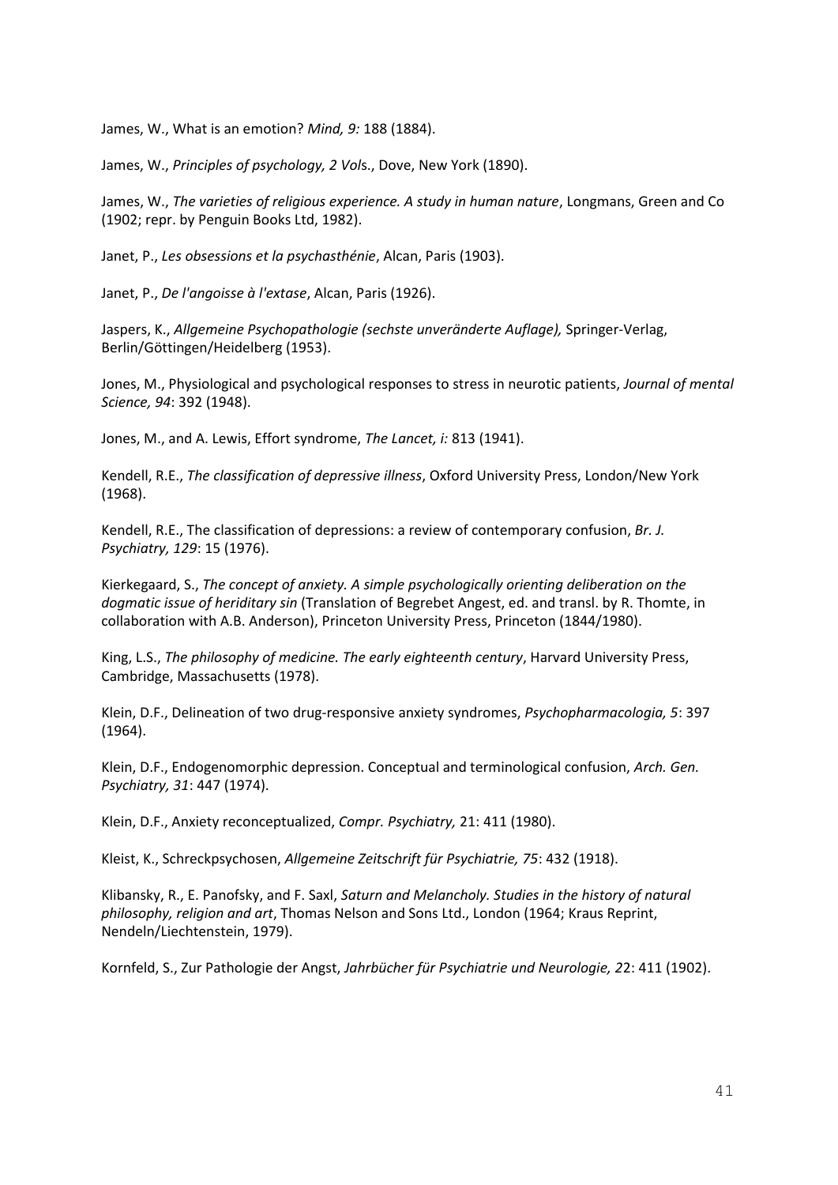James, W., What is an emotion? *Mind, 9:* 188 (1884).

James, W., *Principles of psychology, 2 Vol*s., Dove, New York (1890).

James, W., *The varieties of religious experience. A study in human nature*, Longmans, Green and Co (1902; repr. by Penguin Books Ltd, 1982).

Janet, P., *Les obsessions et la psychasthénie*, Alcan, Paris (1903).

Janet, P., *De l'angoisse à l'extase*, Alcan, Paris (1926).

Jaspers, K., *Allgemeine Psychopathologie (sechste unveränderte Auflage),* Springer-Verlag, Berlin/Göttingen/Heidelberg (1953).

Jones, M., Physiological and psychological responses to stress in neurotic patients, *Journal of mental Science, 94*: 392 (1948).

Jones, M., and A. Lewis, Effort syndrome, *The Lancet, i:* 813 (1941).

Kendell, R.E., *The classification of depressive illness*, Oxford University Press, London/New York (1968).

Kendell, R.E., The classification of depressions: a review of contemporary confusion, *Br. J. Psychiatry, 129*: 15 (1976).

Kierkegaard, S., *The concept of anxiety. A simple psychologically orienting deliberation on the dogmatic issue of heriditary sin* (Translation of Begrebet Angest, ed. and transl. by R. Thomte, in collaboration with A.B. Anderson), Princeton University Press, Princeton (1844/1980).

King, L.S., *The philosophy of medicine. The early eighteenth century*, Harvard University Press, Cambridge, Massachusetts (1978).

Klein, D.F., Delineation of two drug-responsive anxiety syndromes, *Psychopharmacologia, 5*: 397 (1964).

Klein, D.F., Endogenomorphic depression. Conceptual and terminological confusion, *Arch. Gen. Psychiatry, 31*: 447 (1974).

Klein, D.F., Anxiety reconceptualized, *Compr. Psychiatry,* 21: 411 (1980).

Kleist, K., Schreckpsychosen, *Allgemeine Zeitschrift für Psychiatrie, 75*: 432 (1918).

Klibansky, R., E. Panofsky, and F. Saxl, *Saturn and Melancholy. Studies in the history of natural philosophy, religion and art*, Thomas Nelson and Sons Ltd., London (1964; Kraus Reprint, Nendeln/Liechtenstein, 1979).

Kornfeld, S., Zur Pathologie der Angst, *Jahrbücher für Psychiatrie und Neurologie, 2*2: 411 (1902).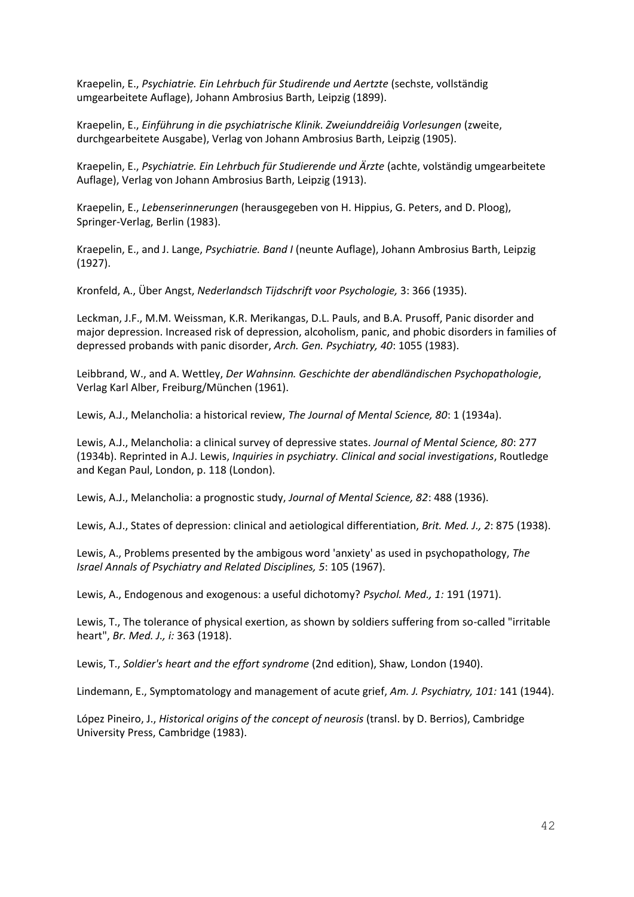Kraepelin, E., *Psychiatrie. Ein Lehrbuch für Studirende und Aertzte* (sechste, vollständig umgearbeitete Auflage), Johann Ambrosius Barth, Leipzig (1899).

Kraepelin, E., *Einführung in die psychiatrische Klinik. Zweiunddreiâig Vorlesungen* (zweite, durchgearbeitete Ausgabe), Verlag von Johann Ambrosius Barth, Leipzig (1905).

Kraepelin, E., *Psychiatrie. Ein Lehrbuch für Studierende und Ärzte* (achte, volständig umgearbeitete Auflage), Verlag von Johann Ambrosius Barth, Leipzig (1913).

Kraepelin, E., *Lebenserinnerungen* (herausgegeben von H. Hippius, G. Peters, and D. Ploog), Springer-Verlag, Berlin (1983).

Kraepelin, E., and J. Lange, *Psychiatrie. Band I* (neunte Auflage), Johann Ambrosius Barth, Leipzig (1927).

Kronfeld, A., Über Angst, *Nederlandsch Tijdschrift voor Psychologie,* 3: 366 (1935).

Leckman, J.F., M.M. Weissman, K.R. Merikangas, D.L. Pauls, and B.A. Prusoff, Panic disorder and major depression. Increased risk of depression, alcoholism, panic, and phobic disorders in families of depressed probands with panic disorder, *Arch. Gen. Psychiatry, 40*: 1055 (1983).

Leibbrand, W., and A. Wettley, *Der Wahnsinn. Geschichte der abendländischen Psychopathologie*, Verlag Karl Alber, Freiburg/München (1961).

Lewis, A.J., Melancholia: a historical review, *The Journal of Mental Science, 80*: 1 (1934a).

Lewis, A.J., Melancholia: a clinical survey of depressive states. *Journal of Mental Science, 80*: 277 (1934b). Reprinted in A.J. Lewis, *Inquiries in psychiatry. Clinical and social investigations*, Routledge and Kegan Paul, London, p. 118 (London).

Lewis, A.J., Melancholia: a prognostic study, *Journal of Mental Science, 82*: 488 (1936).

Lewis, A.J., States of depression: clinical and aetiological differentiation, *Brit. Med. J., 2*: 875 (1938).

Lewis, A., Problems presented by the ambigous word 'anxiety' as used in psychopathology, *The Israel Annals of Psychiatry and Related Disciplines, 5*: 105 (1967).

Lewis, A., Endogenous and exogenous: a useful dichotomy? *Psychol. Med., 1:* 191 (1971).

Lewis, T., The tolerance of physical exertion, as shown by soldiers suffering from so-called "irritable heart", *Br. Med. J., i:* 363 (1918).

Lewis, T., *Soldier's heart and the effort syndrome* (2nd edition), Shaw, London (1940).

Lindemann, E., Symptomatology and management of acute grief, *Am. J. Psychiatry, 101:* 141 (1944).

López Pineiro, J., *Historical origins of the concept of neurosis* (transl. by D. Berrios), Cambridge University Press, Cambridge (1983).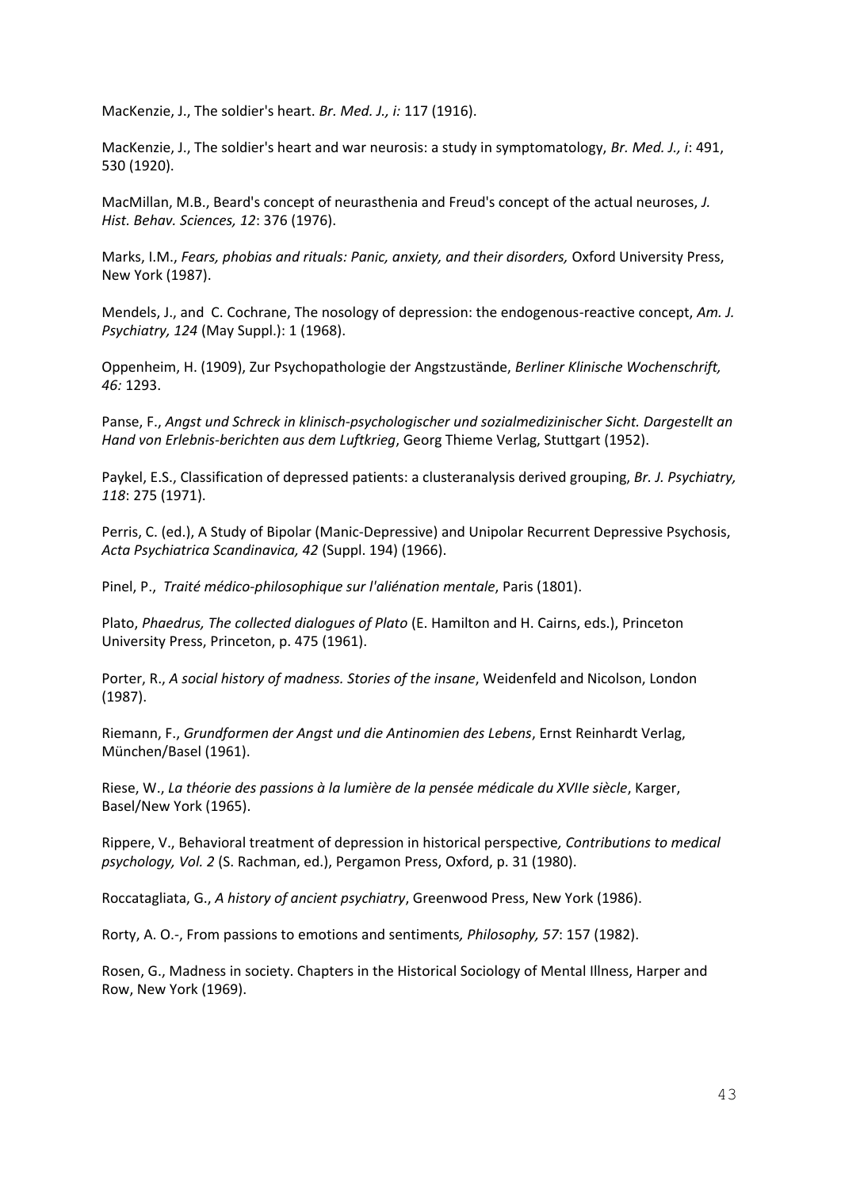MacKenzie, J., The soldier's heart. *Br. Med. J., i:* 117 (1916).

MacKenzie, J., The soldier's heart and war neurosis: a study in symptomatology, *Br. Med. J., i*: 491, 530 (1920).

MacMillan, M.B., Beard's concept of neurasthenia and Freud's concept of the actual neuroses, *J. Hist. Behav. Sciences, 12*: 376 (1976).

Marks, I.M., *Fears, phobias and rituals: Panic, anxiety, and their disorders,* Oxford University Press, New York (1987).

Mendels, J., and C. Cochrane, The nosology of depression: the endogenous-reactive concept, *Am. J. Psychiatry, 124* (May Suppl.): 1 (1968).

Oppenheim, H. (1909), Zur Psychopathologie der Angstzustände, *Berliner Klinische Wochenschrift, 46:* 1293.

Panse, F., *Angst und Schreck in klinisch-psychologischer und sozialmedizinischer Sicht. Dargestellt an Hand von Erlebnis-berichten aus dem Luftkrieg*, Georg Thieme Verlag, Stuttgart (1952).

Paykel, E.S., Classification of depressed patients: a clusteranalysis derived grouping, *Br. J. Psychiatry, 118*: 275 (1971).

Perris, C. (ed.), A Study of Bipolar (Manic-Depressive) and Unipolar Recurrent Depressive Psychosis, *Acta Psychiatrica Scandinavica, 42* (Suppl. 194) (1966).

Pinel, P., *Traité médico-philosophique sur l'aliénation mentale*, Paris (1801).

Plato, *Phaedrus, The collected dialogues of Plato* (E. Hamilton and H. Cairns, eds.), Princeton University Press, Princeton, p. 475 (1961).

Porter, R., *A social history of madness. Stories of the insane*, Weidenfeld and Nicolson, London (1987).

Riemann, F., *Grundformen der Angst und die Antinomien des Lebens*, Ernst Reinhardt Verlag, München/Basel (1961).

Riese, W., *La théorie des passions à la lumière de la pensée médicale du XVIIe siècle*, Karger, Basel/New York (1965).

Rippere, V., Behavioral treatment of depression in historical perspective*, Contributions to medical psychology, Vol. 2* (S. Rachman, ed.), Pergamon Press, Oxford, p. 31 (1980).

Roccatagliata, G., *A history of ancient psychiatry*, Greenwood Press, New York (1986).

Rorty, A. O.-, From passions to emotions and sentiments*, Philosophy, 57*: 157 (1982).

Rosen, G., Madness in society. Chapters in the Historical Sociology of Mental Illness, Harper and Row, New York (1969).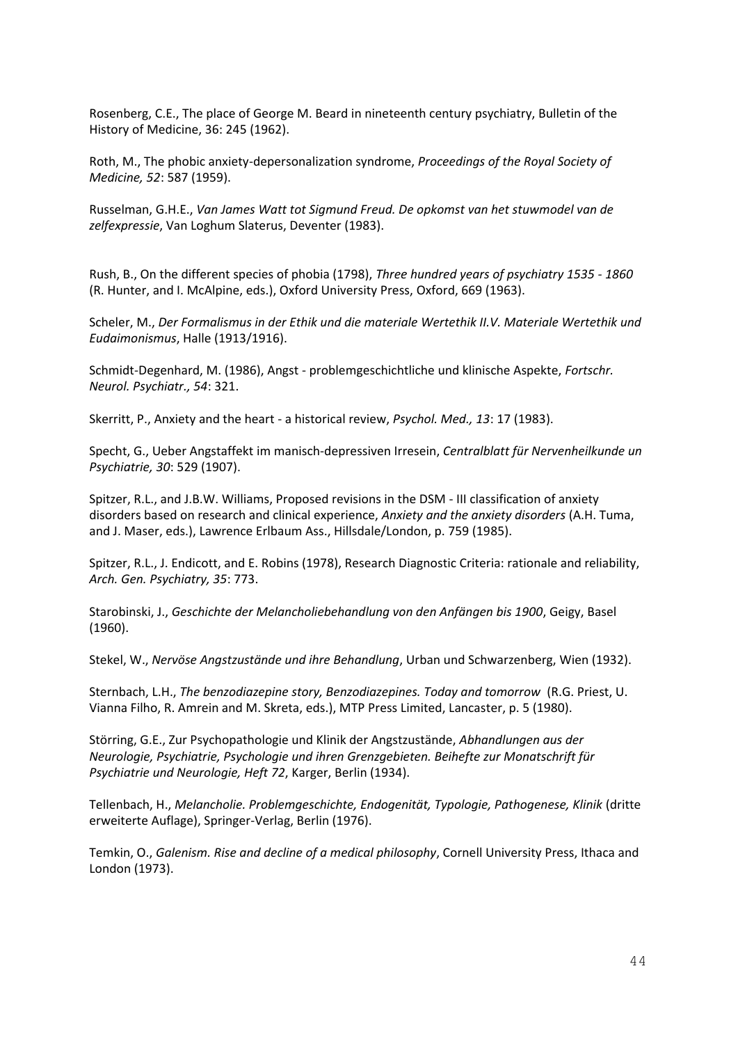Rosenberg, C.E., The place of George M. Beard in nineteenth century psychiatry, Bulletin of the History of Medicine, 36: 245 (1962).

Roth, M., The phobic anxiety-depersonalization syndrome, *Proceedings of the Royal Society of Medicine, 52*: 587 (1959).

Russelman, G.H.E., *Van James Watt tot Sigmund Freud. De opkomst van het stuwmodel van de zelfexpressie*, Van Loghum Slaterus, Deventer (1983).

Rush, B., On the different species of phobia (1798), *Three hundred years of psychiatry 1535 - 1860* (R. Hunter, and I. McAlpine, eds.), Oxford University Press, Oxford, 669 (1963).

Scheler, M., *Der Formalismus in der Ethik und die materiale Wertethik II.V. Materiale Wertethik und Eudaimonismus*, Halle (1913/1916).

Schmidt-Degenhard, M. (1986), Angst - problemgeschichtliche und klinische Aspekte, *Fortschr. Neurol. Psychiatr., 54*: 321.

Skerritt, P., Anxiety and the heart - a historical review, *Psychol. Med., 13*: 17 (1983).

Specht, G., Ueber Angstaffekt im manisch-depressiven Irresein, *Centralblatt für Nervenheilkunde un Psychiatrie, 30*: 529 (1907).

Spitzer, R.L., and J.B.W. Williams, Proposed revisions in the DSM - III classification of anxiety disorders based on research and clinical experience, *Anxiety and the anxiety disorders* (A.H. Tuma, and J. Maser, eds.), Lawrence Erlbaum Ass., Hillsdale/London, p. 759 (1985).

Spitzer, R.L., J. Endicott, and E. Robins (1978), Research Diagnostic Criteria: rationale and reliability, *Arch. Gen. Psychiatry, 35*: 773.

Starobinski, J., *Geschichte der Melancholiebehandlung von den Anfängen bis 1900*, Geigy, Basel (1960).

Stekel, W., *Nervöse Angstzustände und ihre Behandlung*, Urban und Schwarzenberg, Wien (1932).

Sternbach, L.H., *The benzodiazepine story, Benzodiazepines. Today and tomorrow* (R.G. Priest, U. Vianna Filho, R. Amrein and M. Skreta, eds.), MTP Press Limited, Lancaster, p. 5 (1980).

Störring, G.E., Zur Psychopathologie und Klinik der Angstzustände, *Abhandlungen aus der Neurologie, Psychiatrie, Psychologie und ihren Grenzgebieten. Beihefte zur Monatschrift für Psychiatrie und Neurologie, Heft 72*, Karger, Berlin (1934).

Tellenbach, H., *Melancholie. Problemgeschichte, Endogenität, Typologie, Pathogenese, Klinik* (dritte erweiterte Auflage), Springer-Verlag, Berlin (1976).

Temkin, O., *Galenism. Rise and decline of a medical philosophy*, Cornell University Press, Ithaca and London (1973).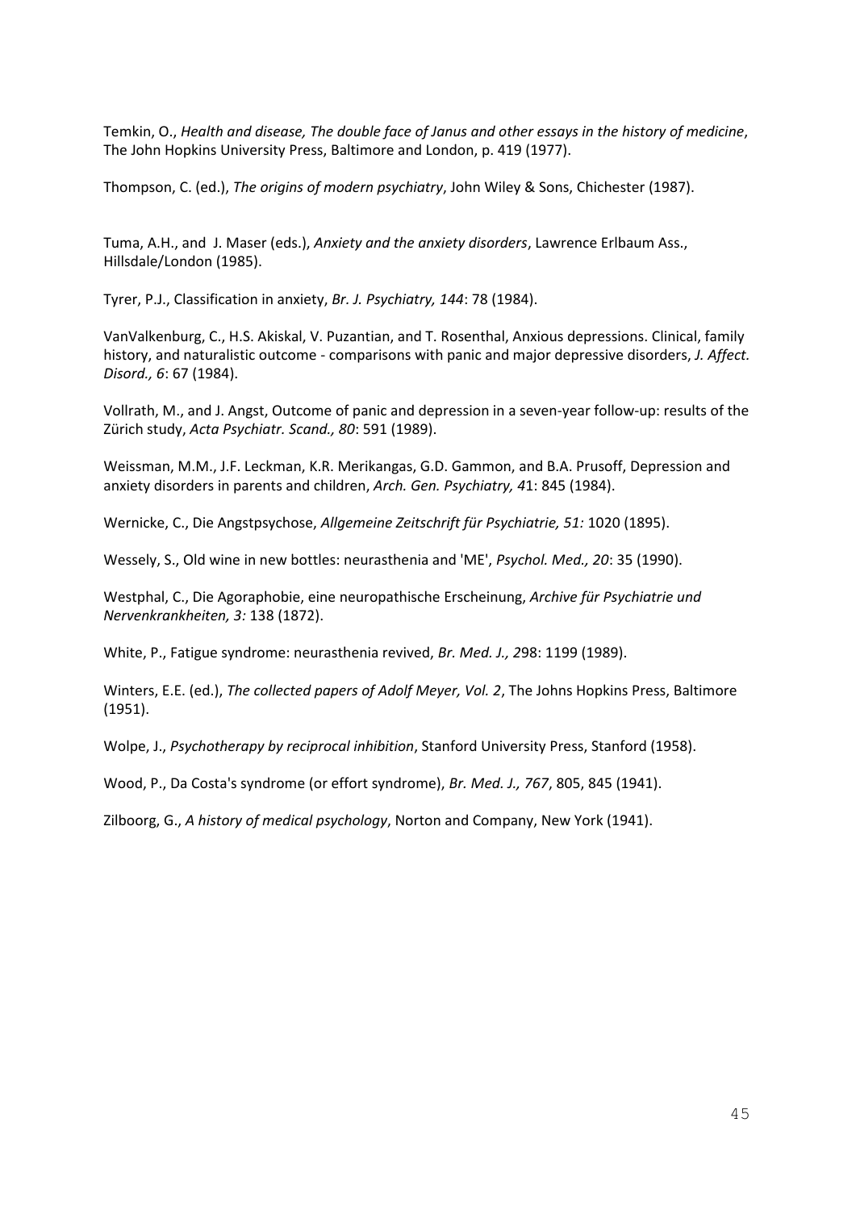Temkin, O., *Health and disease, The double face of Janus and other essays in the history of medicine*, The John Hopkins University Press, Baltimore and London, p. 419 (1977).

Thompson, C. (ed.), *The origins of modern psychiatry*, John Wiley & Sons, Chichester (1987).

Tuma, A.H., and J. Maser (eds.), *Anxiety and the anxiety disorders*, Lawrence Erlbaum Ass., Hillsdale/London (1985).

Tyrer, P.J., Classification in anxiety, *Br. J. Psychiatry, 144*: 78 (1984).

VanValkenburg, C., H.S. Akiskal, V. Puzantian, and T. Rosenthal, Anxious depressions. Clinical, family history, and naturalistic outcome - comparisons with panic and major depressive disorders, *J. Affect. Disord., 6*: 67 (1984).

Vollrath, M., and J. Angst, Outcome of panic and depression in a seven-year follow-up: results of the Zürich study, *Acta Psychiatr. Scand., 80*: 591 (1989).

Weissman, M.M., J.F. Leckman, K.R. Merikangas, G.D. Gammon, and B.A. Prusoff, Depression and anxiety disorders in parents and children, *Arch. Gen. Psychiatry, 4*1: 845 (1984).

Wernicke, C., Die Angstpsychose, *Allgemeine Zeitschrift für Psychiatrie, 51:* 1020 (1895).

Wessely, S., Old wine in new bottles: neurasthenia and 'ME', *Psychol. Med., 20*: 35 (1990).

Westphal, C., Die Agoraphobie, eine neuropathische Erscheinung, *Archive für Psychiatrie und Nervenkrankheiten, 3:* 138 (1872).

White, P., Fatigue syndrome: neurasthenia revived, *Br. Med. J., 2*98: 1199 (1989).

Winters, E.E. (ed.), *The collected papers of Adolf Meyer, Vol. 2*, The Johns Hopkins Press, Baltimore (1951).

Wolpe, J., *Psychotherapy by reciprocal inhibition*, Stanford University Press, Stanford (1958).

Wood, P., Da Costa's syndrome (or effort syndrome), *Br. Med. J., 767*, 805, 845 (1941).

Zilboorg, G., *A history of medical psychology*, Norton and Company, New York (1941).